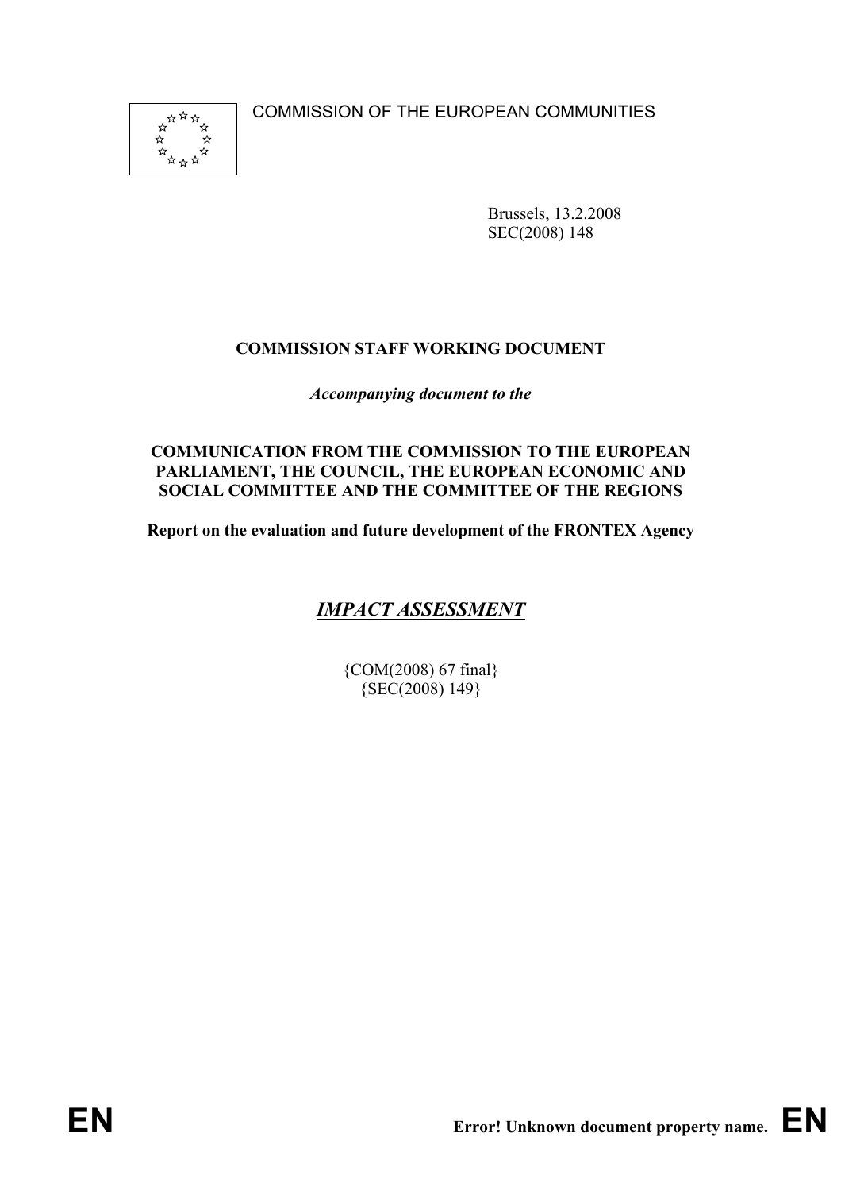COMMISSION OF THE EUROPEAN COMMUNITIES

Brussels, 13.2.2008
SEC(2008) 148

**COMMISSION STAFF WORKING DOCUMENT**

***Accompanying document to the***

**COMMUNICATION FROM THE COMMISSION TO THE EUROPEAN PARLIAMENT, THE COUNCIL, THE EUROPEAN ECONOMIC AND SOCIAL COMMITTEE AND THE COMMITTEE OF THE REGIONS**

**Report on the evaluation and future development of the FRONTEX Agency**

# ***IMPACT ASSESSMENT***

{COM(2008) 67 final}
{SEC(2008) 149}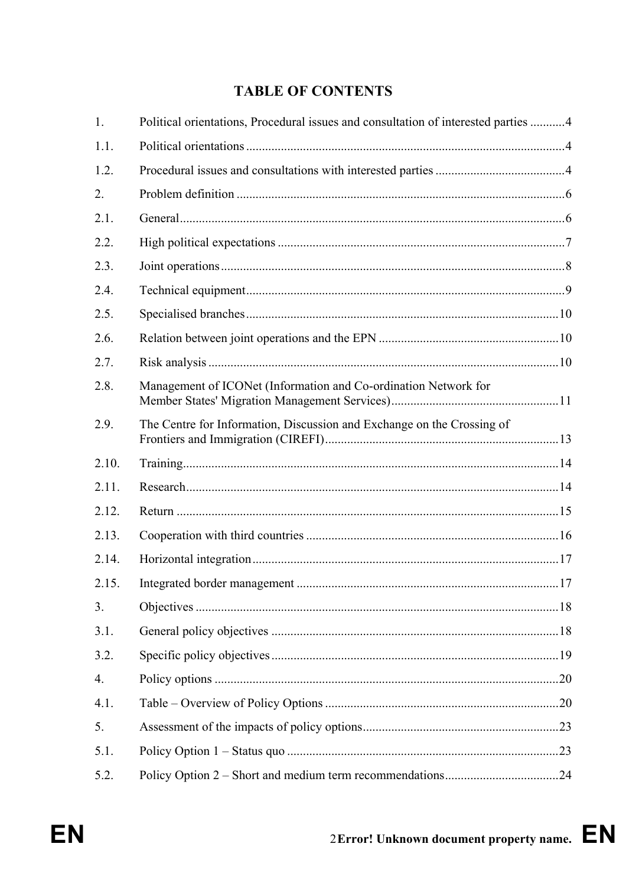# TABLE OF CONTENTS

| | | |
|---|---|---|
| 1. | Political orientations, Procedural issues and consultation of interested parties | 4 |
| 1.1. | Political orientations | 4 |
| 1.2. | Procedural issues and consultations with interested parties | 4 |
| 2. | Problem definition | 6 |
| 2.1. | General | 6 |
| 2.2. | High political expectations | 7 |
| 2.3. | Joint operations | 8 |
| 2.4. | Technical equipment | 9 |
| 2.5. | Specialised branches | 10 |
| 2.6. | Relation between joint operations and the EPN | 10 |
| 2.7. | Risk analysis | 10 |
| 2.8. | Management of ICONet (Information and Co-ordination Network for Member States' Migration Management Services) | 11 |
| 2.9. | The Centre for Information, Discussion and Exchange on the Crossing of Frontiers and Immigration (CIREFI) | 13 |
| 2.10. | Training | 14 |
| 2.11. | Research | 14 |
| 2.12. | Return | 15 |
| 2.13. | Cooperation with third countries | 16 |
| 2.14. | Horizontal integration | 17 |
| 2.15. | Integrated border management | 17 |
| 3. | Objectives | 18 |
| 3.1. | General policy objectives | 18 |
| 3.2. | Specific policy objectives | 19 |
| 4. | Policy options | 20 |
| 4.1. | Table – Overview of Policy Options | 20 |
| 5. | Assessment of the impacts of policy options | 23 |
| 5.1. | Policy Option 1 – Status quo | 23 |
| 5.2. | Policy Option 2 – Short and medium term recommendations | 24 |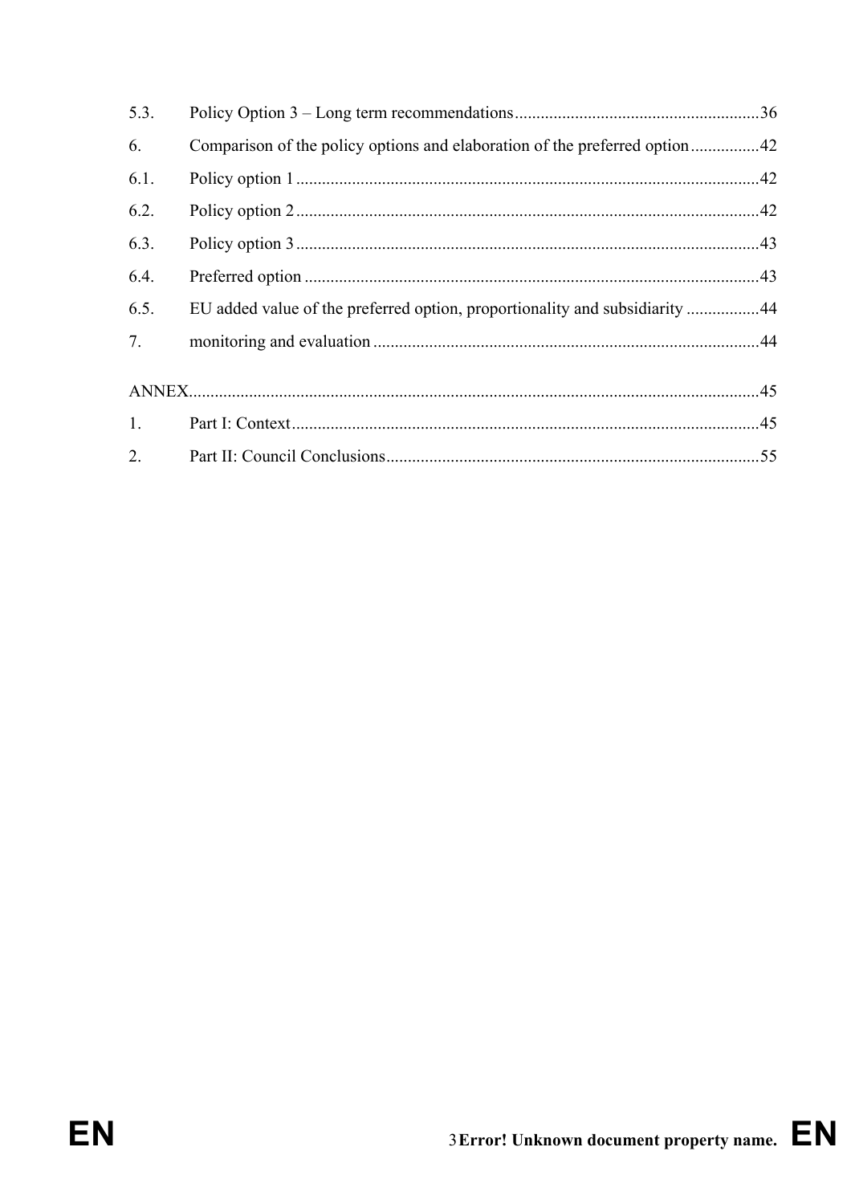5.3. Policy Option 3 – Long term recommendations ........................................................ 36

6. Comparison of the policy options and elaboration of the preferred option ................ 42

6.1. Policy option 1 ........................................................................................................... 42

6.2. Policy option 2 ........................................................................................................... 42

6.3. Policy option 3 ........................................................................................................... 43

6.4. Preferred option ......................................................................................................... 43

6.5. EU added value of the preferred option, proportionality and subsidiarity ................. 44

7. monitoring and evaluation ......................................................................................... 44

ANNEX .................................................................................................................................. 45

1. Part I: Context ............................................................................................................ 45

2. Part II: Council Conclusions ...................................................................................... 55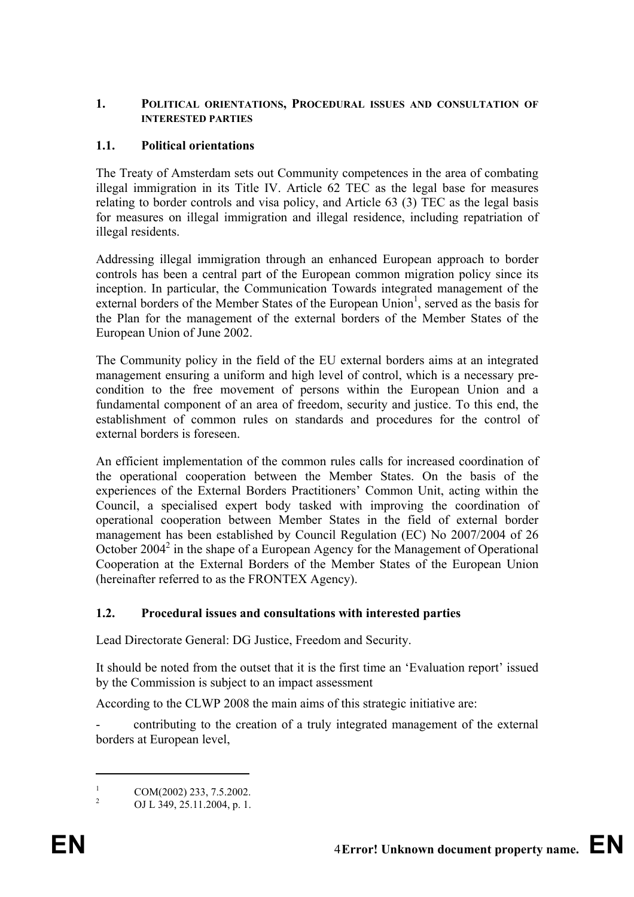## 1. Political orientations, Procedural issues and consultation of interested parties

### 1.1. Political orientations

The Treaty of Amsterdam sets out Community competences in the area of combating illegal immigration in its Title IV. Article 62 TEC as the legal base for measures relating to border controls and visa policy, and Article 63 (3) TEC as the legal basis for measures on illegal immigration and illegal residence, including repatriation of illegal residents.

Addressing illegal immigration through an enhanced European approach to border controls has been a central part of the European common migration policy since its inception. In particular, the Communication Towards integrated management of the external borders of the Member States of the European Union[1], served as the basis for the Plan for the management of the external borders of the Member States of the European Union of June 2002.

The Community policy in the field of the EU external borders aims at an integrated management ensuring a uniform and high level of control, which is a necessary pre-condition to the free movement of persons within the European Union and a fundamental component of an area of freedom, security and justice. To this end, the establishment of common rules on standards and procedures for the control of external borders is foreseen.

An efficient implementation of the common rules calls for increased coordination of the operational cooperation between the Member States. On the basis of the experiences of the External Borders Practitioners' Common Unit, acting within the Council, a specialised expert body tasked with improving the coordination of operational cooperation between Member States in the field of external border management has been established by Council Regulation (EC) No 2007/2004 of 26 October 2004[2] in the shape of a European Agency for the Management of Operational Cooperation at the External Borders of the Member States of the European Union (hereinafter referred to as the FRONTEX Agency).

### 1.2. Procedural issues and consultations with interested parties

Lead Directorate General: DG Justice, Freedom and Security.

It should be noted from the outset that it is the first time an 'Evaluation report' issued by the Commission is subject to an impact assessment

According to the CLWP 2008 the main aims of this strategic initiative are:

- contributing to the creation of a truly integrated management of the external borders at European level,

---

[1] COM(2002) 233, 7.5.2002.

[2] OJ L 349, 25.11.2004, p. 1.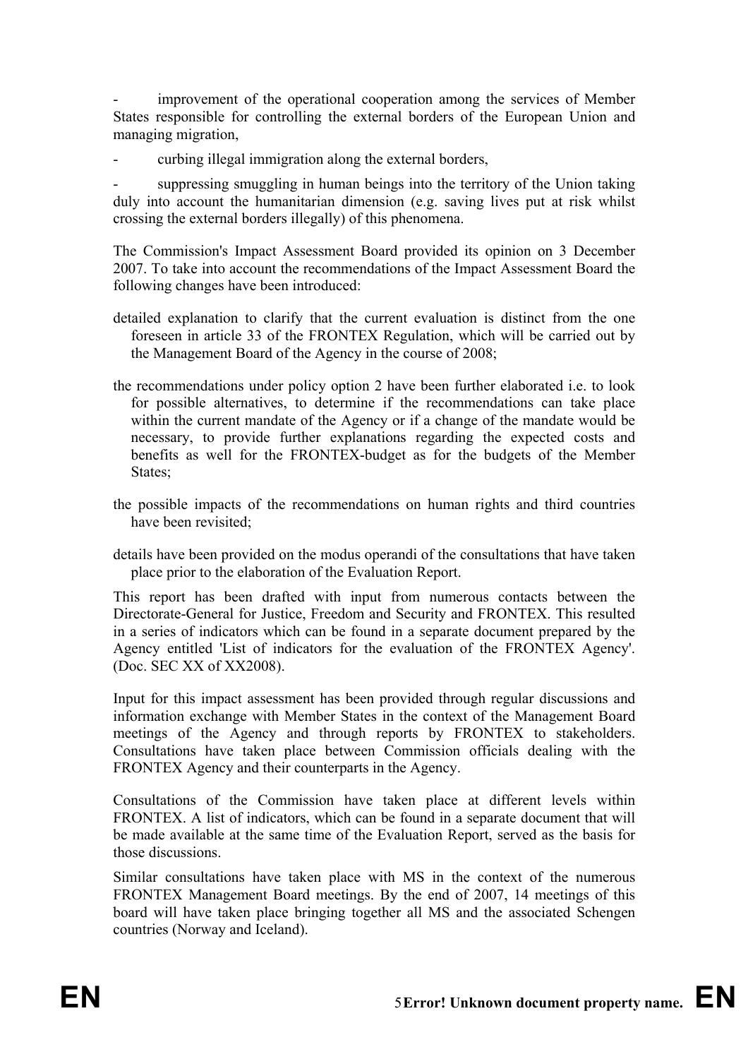- improvement of the operational cooperation among the services of Member States responsible for controlling the external borders of the European Union and managing migration,

- curbing illegal immigration along the external borders,

- suppressing smuggling in human beings into the territory of the Union taking duly into account the humanitarian dimension (e.g. saving lives put at risk whilst crossing the external borders illegally) of this phenomena.

The Commission's Impact Assessment Board provided its opinion on 3 December 2007. To take into account the recommendations of the Impact Assessment Board the following changes have been introduced:

- detailed explanation to clarify that the current evaluation is distinct from the one foreseen in article 33 of the FRONTEX Regulation, which will be carried out by the Management Board of the Agency in the course of 2008;
- the recommendations under policy option 2 have been further elaborated i.e. to look for possible alternatives, to determine if the recommendations can take place within the current mandate of the Agency or if a change of the mandate would be necessary, to provide further explanations regarding the expected costs and benefits as well for the FRONTEX-budget as for the budgets of the Member States;
- the possible impacts of the recommendations on human rights and third countries have been revisited;
- details have been provided on the modus operandi of the consultations that have taken place prior to the elaboration of the Evaluation Report.

This report has been drafted with input from numerous contacts between the Directorate-General for Justice, Freedom and Security and FRONTEX. This resulted in a series of indicators which can be found in a separate document prepared by the Agency entitled 'List of indicators for the evaluation of the FRONTEX Agency'. (Doc. SEC XX of XX2008).

Input for this impact assessment has been provided through regular discussions and information exchange with Member States in the context of the Management Board meetings of the Agency and through reports by FRONTEX to stakeholders. Consultations have taken place between Commission officials dealing with the FRONTEX Agency and their counterparts in the Agency.

Consultations of the Commission have taken place at different levels within FRONTEX. A list of indicators, which can be found in a separate document that will be made available at the same time of the Evaluation Report, served as the basis for those discussions.

Similar consultations have taken place with MS in the context of the numerous FRONTEX Management Board meetings. By the end of 2007, 14 meetings of this board will have taken place bringing together all MS and the associated Schengen countries (Norway and Iceland).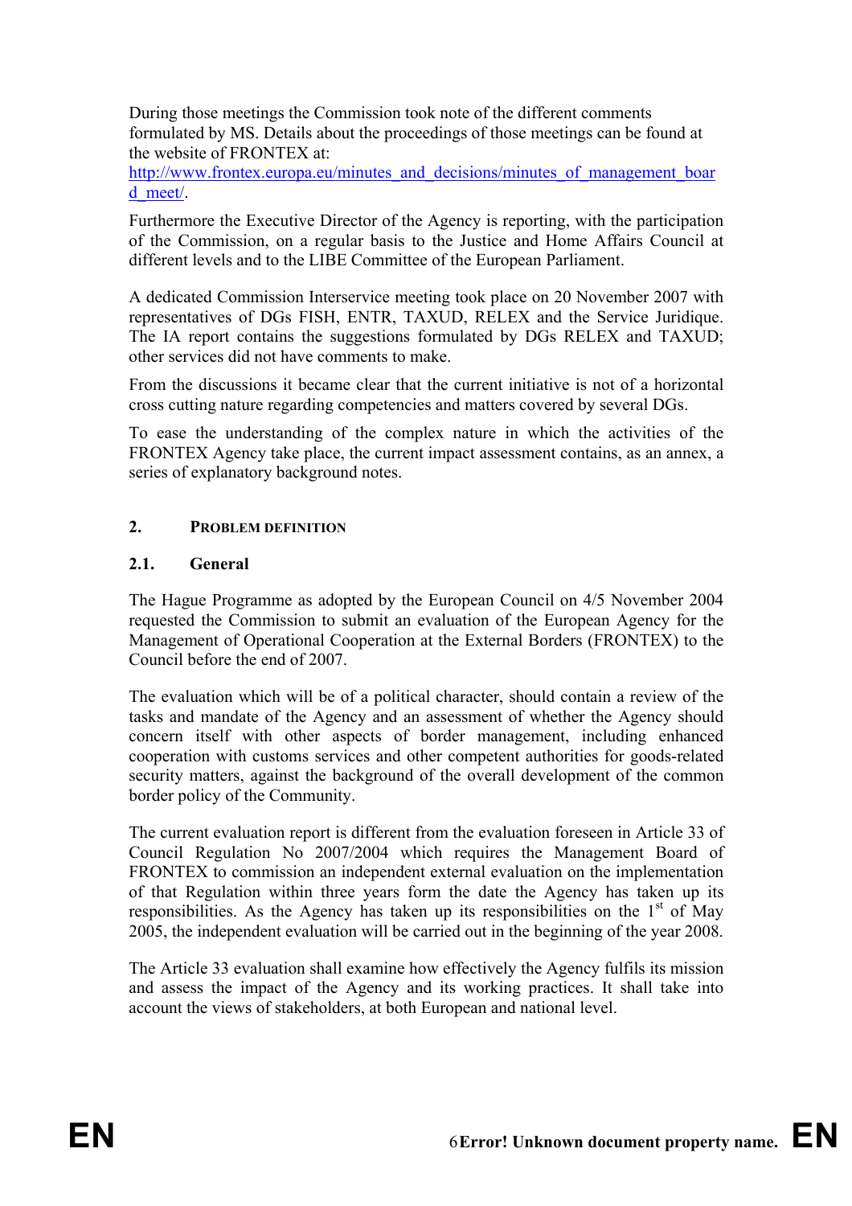During those meetings the Commission took note of the different comments formulated by MS. Details about the proceedings of those meetings can be found at the website of FRONTEX at: http://www.frontex.europa.eu/minutes_and_decisions/minutes_of_management_board_meet/.

Furthermore the Executive Director of the Agency is reporting, with the participation of the Commission, on a regular basis to the Justice and Home Affairs Council at different levels and to the LIBE Committee of the European Parliament.

A dedicated Commission Interservice meeting took place on 20 November 2007 with representatives of DGs FISH, ENTR, TAXUD, RELEX and the Service Juridique. The IA report contains the suggestions formulated by DGs RELEX and TAXUD; other services did not have comments to make.

From the discussions it became clear that the current initiative is not of a horizontal cross cutting nature regarding competencies and matters covered by several DGs.

To ease the understanding of the complex nature in which the activities of the FRONTEX Agency take place, the current impact assessment contains, as an annex, a series of explanatory background notes.

## 2. PROBLEM DEFINITION

### 2.1. General

The Hague Programme as adopted by the European Council on 4/5 November 2004 requested the Commission to submit an evaluation of the European Agency for the Management of Operational Cooperation at the External Borders (FRONTEX) to the Council before the end of 2007.

The evaluation which will be of a political character, should contain a review of the tasks and mandate of the Agency and an assessment of whether the Agency should concern itself with other aspects of border management, including enhanced cooperation with customs services and other competent authorities for goods-related security matters, against the background of the overall development of the common border policy of the Community.

The current evaluation report is different from the evaluation foreseen in Article 33 of Council Regulation No 2007/2004 which requires the Management Board of FRONTEX to commission an independent external evaluation on the implementation of that Regulation within three years form the date the Agency has taken up its responsibilities. As the Agency has taken up its responsibilities on the 1st of May 2005, the independent evaluation will be carried out in the beginning of the year 2008.

The Article 33 evaluation shall examine how effectively the Agency fulfils its mission and assess the impact of the Agency and its working practices. It shall take into account the views of stakeholders, at both European and national level.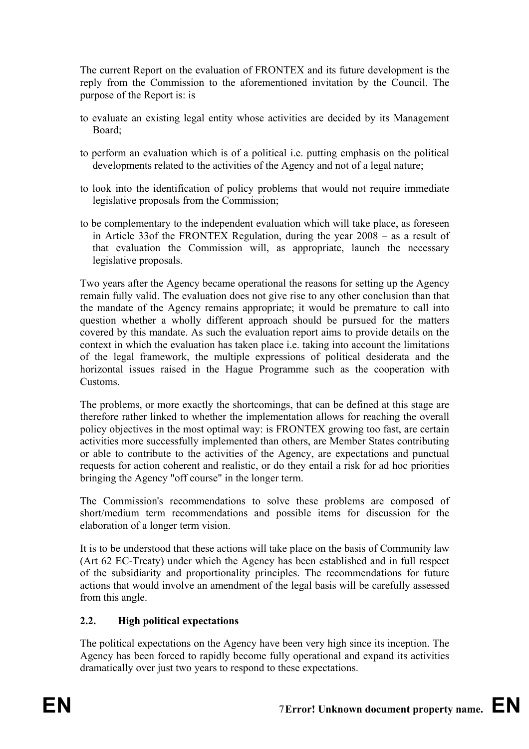The current Report on the evaluation of FRONTEX and its future development is the reply from the Commission to the aforementioned invitation by the Council. The purpose of the Report is: is

- to evaluate an existing legal entity whose activities are decided by its Management Board;
- to perform an evaluation which is of a political i.e. putting emphasis on the political developments related to the activities of the Agency and not of a legal nature;
- to look into the identification of policy problems that would not require immediate legislative proposals from the Commission;
- to be complementary to the independent evaluation which will take place, as foreseen in Article 33of the FRONTEX Regulation, during the year 2008 – as a result of that evaluation the Commission will, as appropriate, launch the necessary legislative proposals.

Two years after the Agency became operational the reasons for setting up the Agency remain fully valid. The evaluation does not give rise to any other conclusion than that the mandate of the Agency remains appropriate; it would be premature to call into question whether a wholly different approach should be pursued for the matters covered by this mandate. As such the evaluation report aims to provide details on the context in which the evaluation has taken place i.e. taking into account the limitations of the legal framework, the multiple expressions of political desiderata and the horizontal issues raised in the Hague Programme such as the cooperation with Customs.

The problems, or more exactly the shortcomings, that can be defined at this stage are therefore rather linked to whether the implementation allows for reaching the overall policy objectives in the most optimal way: is FRONTEX growing too fast, are certain activities more successfully implemented than others, are Member States contributing or able to contribute to the activities of the Agency, are expectations and punctual requests for action coherent and realistic, or do they entail a risk for ad hoc priorities bringing the Agency "off course" in the longer term.

The Commission's recommendations to solve these problems are composed of short/medium term recommendations and possible items for discussion for the elaboration of a longer term vision.

It is to be understood that these actions will take place on the basis of Community law (Art 62 EC-Treaty) under which the Agency has been established and in full respect of the subsidiarity and proportionality principles. The recommendations for future actions that would involve an amendment of the legal basis will be carefully assessed from this angle.

### 2.2. High political expectations

The political expectations on the Agency have been very high since its inception. The Agency has been forced to rapidly become fully operational and expand its activities dramatically over just two years to respond to these expectations.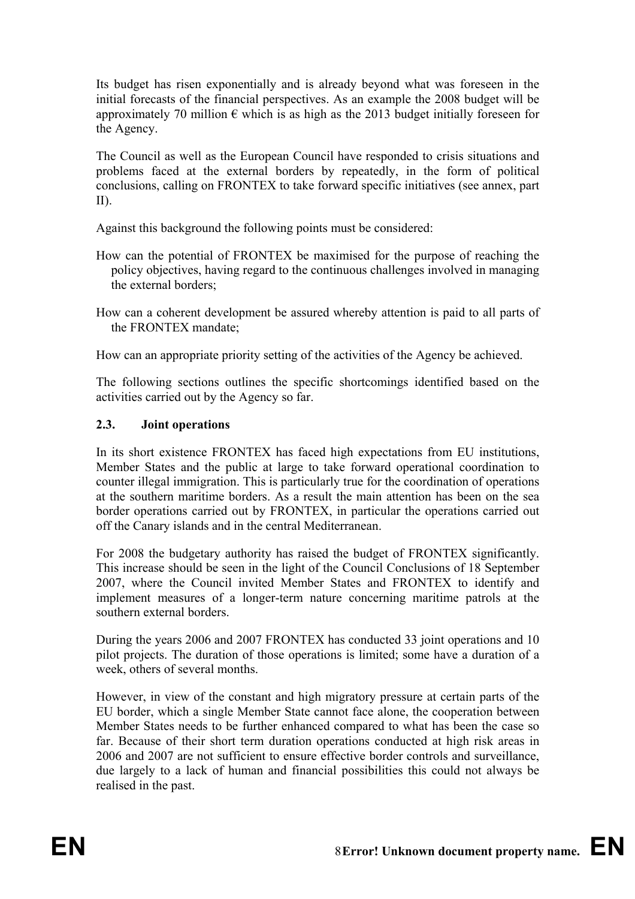Its budget has risen exponentially and is already beyond what was foreseen in the initial forecasts of the financial perspectives. As an example the 2008 budget will be approximately 70 million € which is as high as the 2013 budget initially foreseen for the Agency.

The Council as well as the European Council have responded to crisis situations and problems faced at the external borders by repeatedly, in the form of political conclusions, calling on FRONTEX to take forward specific initiatives (see annex, part II).

Against this background the following points must be considered:

How can the potential of FRONTEX be maximised for the purpose of reaching the policy objectives, having regard to the continuous challenges involved in managing the external borders;

How can a coherent development be assured whereby attention is paid to all parts of the FRONTEX mandate;

How can an appropriate priority setting of the activities of the Agency be achieved.

The following sections outlines the specific shortcomings identified based on the activities carried out by the Agency so far.

### 2.3. Joint operations

In its short existence FRONTEX has faced high expectations from EU institutions, Member States and the public at large to take forward operational coordination to counter illegal immigration. This is particularly true for the coordination of operations at the southern maritime borders. As a result the main attention has been on the sea border operations carried out by FRONTEX, in particular the operations carried out off the Canary islands and in the central Mediterranean.

For 2008 the budgetary authority has raised the budget of FRONTEX significantly. This increase should be seen in the light of the Council Conclusions of 18 September 2007, where the Council invited Member States and FRONTEX to identify and implement measures of a longer-term nature concerning maritime patrols at the southern external borders.

During the years 2006 and 2007 FRONTEX has conducted 33 joint operations and 10 pilot projects. The duration of those operations is limited; some have a duration of a week, others of several months.

However, in view of the constant and high migratory pressure at certain parts of the EU border, which a single Member State cannot face alone, the cooperation between Member States needs to be further enhanced compared to what has been the case so far. Because of their short term duration operations conducted at high risk areas in 2006 and 2007 are not sufficient to ensure effective border controls and surveillance, due largely to a lack of human and financial possibilities this could not always be realised in the past.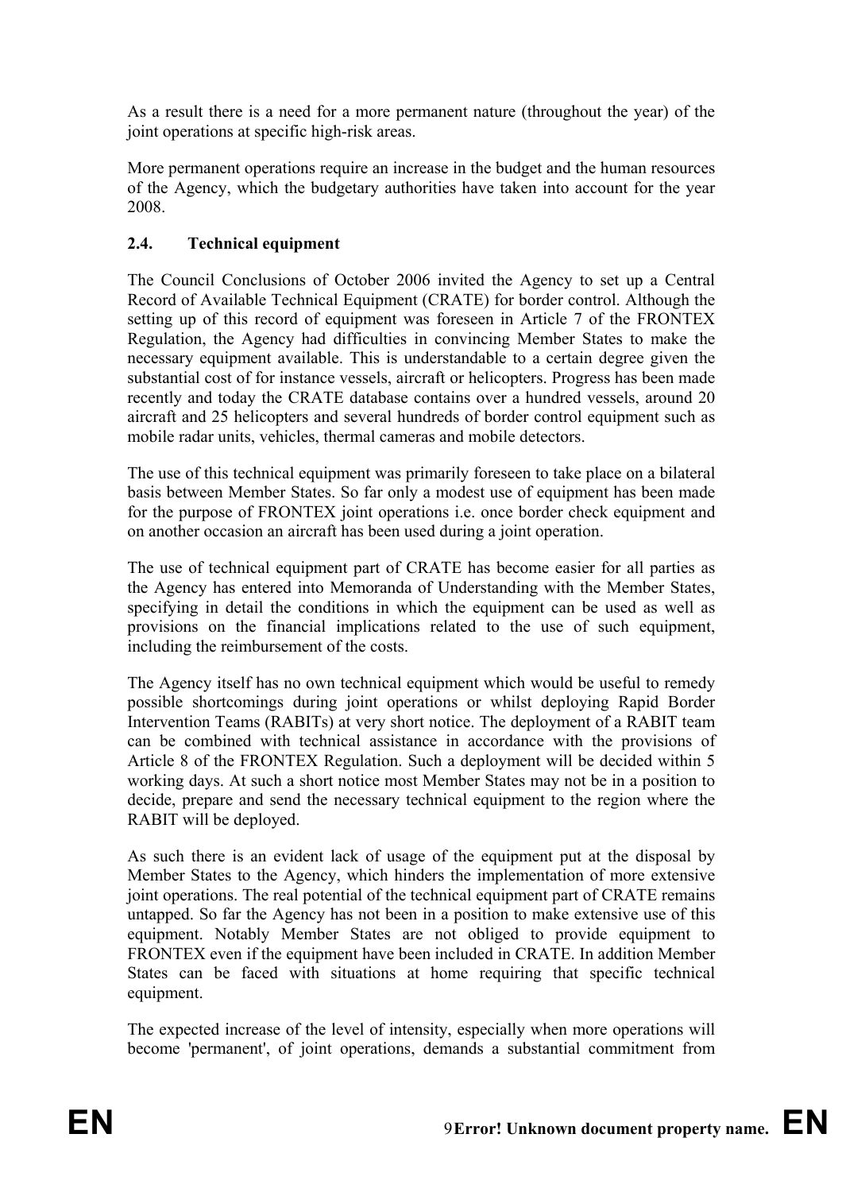As a result there is a need for a more permanent nature (throughout the year) of the joint operations at specific high-risk areas.

More permanent operations require an increase in the budget and the human resources of the Agency, which the budgetary authorities have taken into account for the year 2008.

### 2.4. Technical equipment

The Council Conclusions of October 2006 invited the Agency to set up a Central Record of Available Technical Equipment (CRATE) for border control. Although the setting up of this record of equipment was foreseen in Article 7 of the FRONTEX Regulation, the Agency had difficulties in convincing Member States to make the necessary equipment available. This is understandable to a certain degree given the substantial cost of for instance vessels, aircraft or helicopters. Progress has been made recently and today the CRATE database contains over a hundred vessels, around 20 aircraft and 25 helicopters and several hundreds of border control equipment such as mobile radar units, vehicles, thermal cameras and mobile detectors.

The use of this technical equipment was primarily foreseen to take place on a bilateral basis between Member States. So far only a modest use of equipment has been made for the purpose of FRONTEX joint operations i.e. once border check equipment and on another occasion an aircraft has been used during a joint operation.

The use of technical equipment part of CRATE has become easier for all parties as the Agency has entered into Memoranda of Understanding with the Member States, specifying in detail the conditions in which the equipment can be used as well as provisions on the financial implications related to the use of such equipment, including the reimbursement of the costs.

The Agency itself has no own technical equipment which would be useful to remedy possible shortcomings during joint operations or whilst deploying Rapid Border Intervention Teams (RABITs) at very short notice. The deployment of a RABIT team can be combined with technical assistance in accordance with the provisions of Article 8 of the FRONTEX Regulation. Such a deployment will be decided within 5 working days. At such a short notice most Member States may not be in a position to decide, prepare and send the necessary technical equipment to the region where the RABIT will be deployed.

As such there is an evident lack of usage of the equipment put at the disposal by Member States to the Agency, which hinders the implementation of more extensive joint operations. The real potential of the technical equipment part of CRATE remains untapped. So far the Agency has not been in a position to make extensive use of this equipment. Notably Member States are not obliged to provide equipment to FRONTEX even if the equipment have been included in CRATE. In addition Member States can be faced with situations at home requiring that specific technical equipment.

The expected increase of the level of intensity, especially when more operations will become 'permanent', of joint operations, demands a substantial commitment from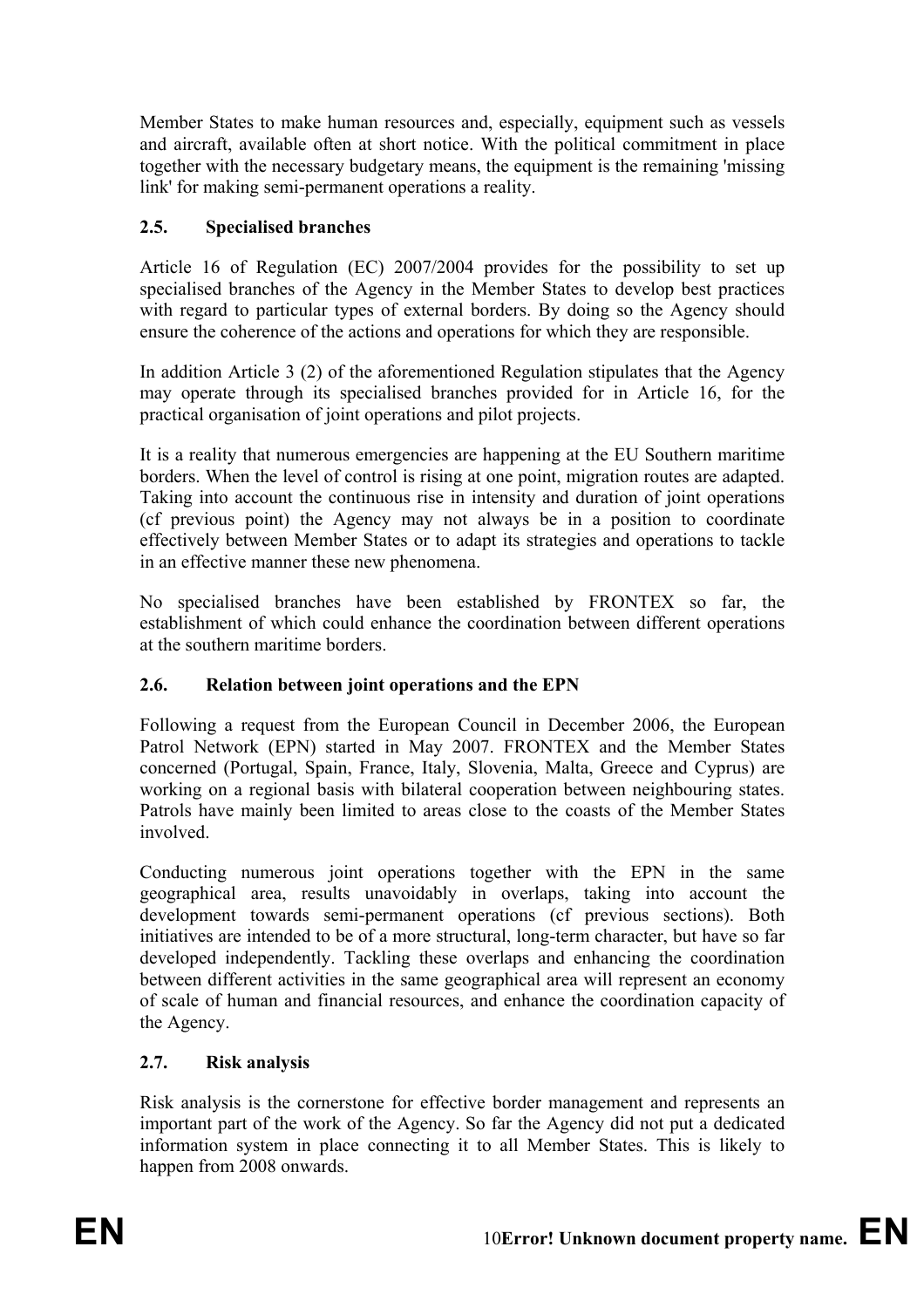Member States to make human resources and, especially, equipment such as vessels and aircraft, available often at short notice. With the political commitment in place together with the necessary budgetary means, the equipment is the remaining 'missing link' for making semi-permanent operations a reality.

### 2.5. Specialised branches

Article 16 of Regulation (EC) 2007/2004 provides for the possibility to set up specialised branches of the Agency in the Member States to develop best practices with regard to particular types of external borders. By doing so the Agency should ensure the coherence of the actions and operations for which they are responsible.

In addition Article 3 (2) of the aforementioned Regulation stipulates that the Agency may operate through its specialised branches provided for in Article 16, for the practical organisation of joint operations and pilot projects.

It is a reality that numerous emergencies are happening at the EU Southern maritime borders. When the level of control is rising at one point, migration routes are adapted. Taking into account the continuous rise in intensity and duration of joint operations (cf previous point) the Agency may not always be in a position to coordinate effectively between Member States or to adapt its strategies and operations to tackle in an effective manner these new phenomena.

No specialised branches have been established by FRONTEX so far, the establishment of which could enhance the coordination between different operations at the southern maritime borders.

### 2.6. Relation between joint operations and the EPN

Following a request from the European Council in December 2006, the European Patrol Network (EPN) started in May 2007. FRONTEX and the Member States concerned (Portugal, Spain, France, Italy, Slovenia, Malta, Greece and Cyprus) are working on a regional basis with bilateral cooperation between neighbouring states. Patrols have mainly been limited to areas close to the coasts of the Member States involved.

Conducting numerous joint operations together with the EPN in the same geographical area, results unavoidably in overlaps, taking into account the development towards semi-permanent operations (cf previous sections). Both initiatives are intended to be of a more structural, long-term character, but have so far developed independently. Tackling these overlaps and enhancing the coordination between different activities in the same geographical area will represent an economy of scale of human and financial resources, and enhance the coordination capacity of the Agency.

### 2.7. Risk analysis

Risk analysis is the cornerstone for effective border management and represents an important part of the work of the Agency. So far the Agency did not put a dedicated information system in place connecting it to all Member States. This is likely to happen from 2008 onwards.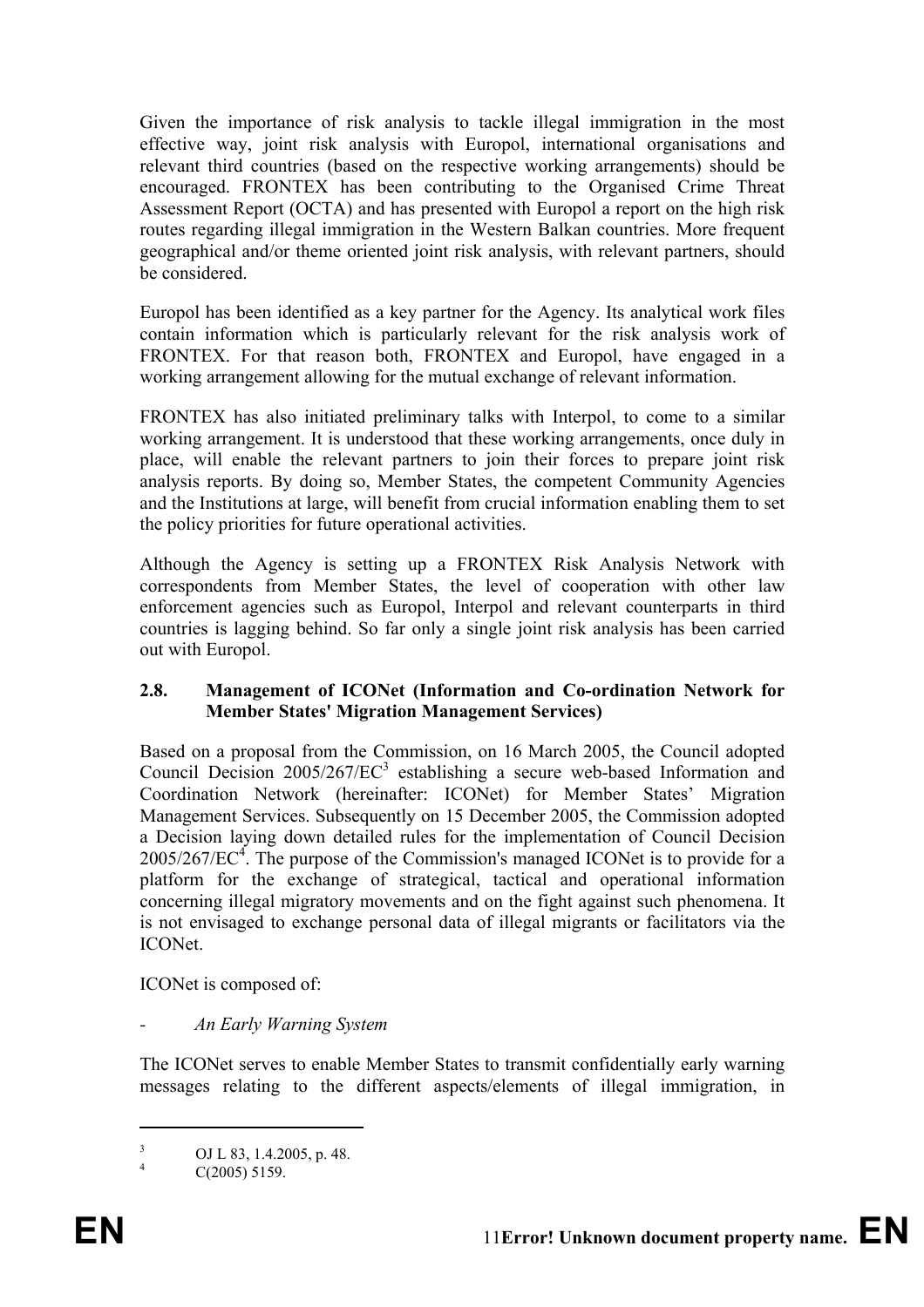Given the importance of risk analysis to tackle illegal immigration in the most effective way, joint risk analysis with Europol, international organisations and relevant third countries (based on the respective working arrangements) should be encouraged. FRONTEX has been contributing to the Organised Crime Threat Assessment Report (OCTA) and has presented with Europol a report on the high risk routes regarding illegal immigration in the Western Balkan countries. More frequent geographical and/or theme oriented joint risk analysis, with relevant partners, should be considered.

Europol has been identified as a key partner for the Agency. Its analytical work files contain information which is particularly relevant for the risk analysis work of FRONTEX. For that reason both, FRONTEX and Europol, have engaged in a working arrangement allowing for the mutual exchange of relevant information.

FRONTEX has also initiated preliminary talks with Interpol, to come to a similar working arrangement. It is understood that these working arrangements, once duly in place, will enable the relevant partners to join their forces to prepare joint risk analysis reports. By doing so, Member States, the competent Community Agencies and the Institutions at large, will benefit from crucial information enabling them to set the policy priorities for future operational activities.

Although the Agency is setting up a FRONTEX Risk Analysis Network with correspondents from Member States, the level of cooperation with other law enforcement agencies such as Europol, Interpol and relevant counterparts in third countries is lagging behind. So far only a single joint risk analysis has been carried out with Europol.

### 2.8. Management of ICONet (Information and Co-ordination Network for Member States' Migration Management Services)

Based on a proposal from the Commission, on 16 March 2005, the Council adopted Council Decision 2005/267/EC[3] establishing a secure web-based Information and Coordination Network (hereinafter: ICONet) for Member States' Migration Management Services. Subsequently on 15 December 2005, the Commission adopted a Decision laying down detailed rules for the implementation of Council Decision 2005/267/EC[4]. The purpose of the Commission's managed ICONet is to provide for a platform for the exchange of strategical, tactical and operational information concerning illegal migratory movements and on the fight against such phenomena. It is not envisaged to exchange personal data of illegal migrants or facilitators via the ICONet.

ICONet is composed of:

- *An Early Warning System*

The ICONet serves to enable Member States to transmit confidentially early warning messages relating to the different aspects/elements of illegal immigration, in

---

[3] OJ L 83, 1.4.2005, p. 48.

[4] C(2005) 5159.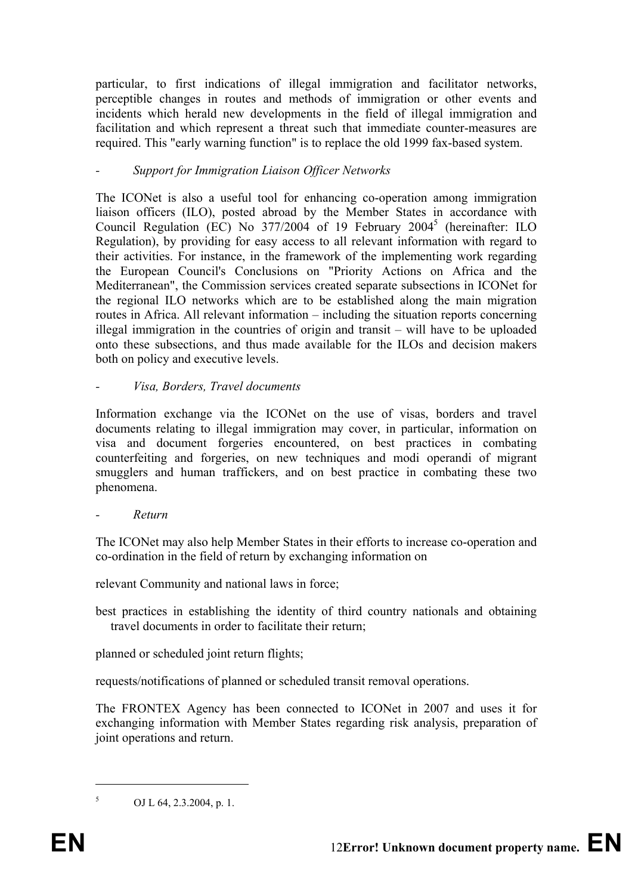particular, to first indications of illegal immigration and facilitator networks, perceptible changes in routes and methods of immigration or other events and incidents which herald new developments in the field of illegal immigration and facilitation and which represent a threat such that immediate counter-measures are required. This "early warning function" is to replace the old 1999 fax-based system.

- *Support for Immigration Liaison Officer Networks*

The ICONet is also a useful tool for enhancing co-operation among immigration liaison officers (ILO), posted abroad by the Member States in accordance with Council Regulation (EC) No 377/2004 of 19 February 2004[5] (hereinafter: ILO Regulation), by providing for easy access to all relevant information with regard to their activities. For instance, in the framework of the implementing work regarding the European Council's Conclusions on "Priority Actions on Africa and the Mediterranean", the Commission services created separate subsections in ICONet for the regional ILO networks which are to be established along the main migration routes in Africa. All relevant information – including the situation reports concerning illegal immigration in the countries of origin and transit – will have to be uploaded onto these subsections, and thus made available for the ILOs and decision makers both on policy and executive levels.

- *Visa, Borders, Travel documents*

Information exchange via the ICONet on the use of visas, borders and travel documents relating to illegal immigration may cover, in particular, information on visa and document forgeries encountered, on best practices in combating counterfeiting and forgeries, on new techniques and modi operandi of migrant smugglers and human traffickers, and on best practice in combating these two phenomena.

- *Return*

The ICONet may also help Member States in their efforts to increase co-operation and co-ordination in the field of return by exchanging information on

relevant Community and national laws in force;

best practices in establishing the identity of third country nationals and obtaining travel documents in order to facilitate their return;

planned or scheduled joint return flights;

requests/notifications of planned or scheduled transit removal operations.

The FRONTEX Agency has been connected to ICONet in 2007 and uses it for exchanging information with Member States regarding risk analysis, preparation of joint operations and return.

[5] OJ L 64, 2.3.2004, p. 1.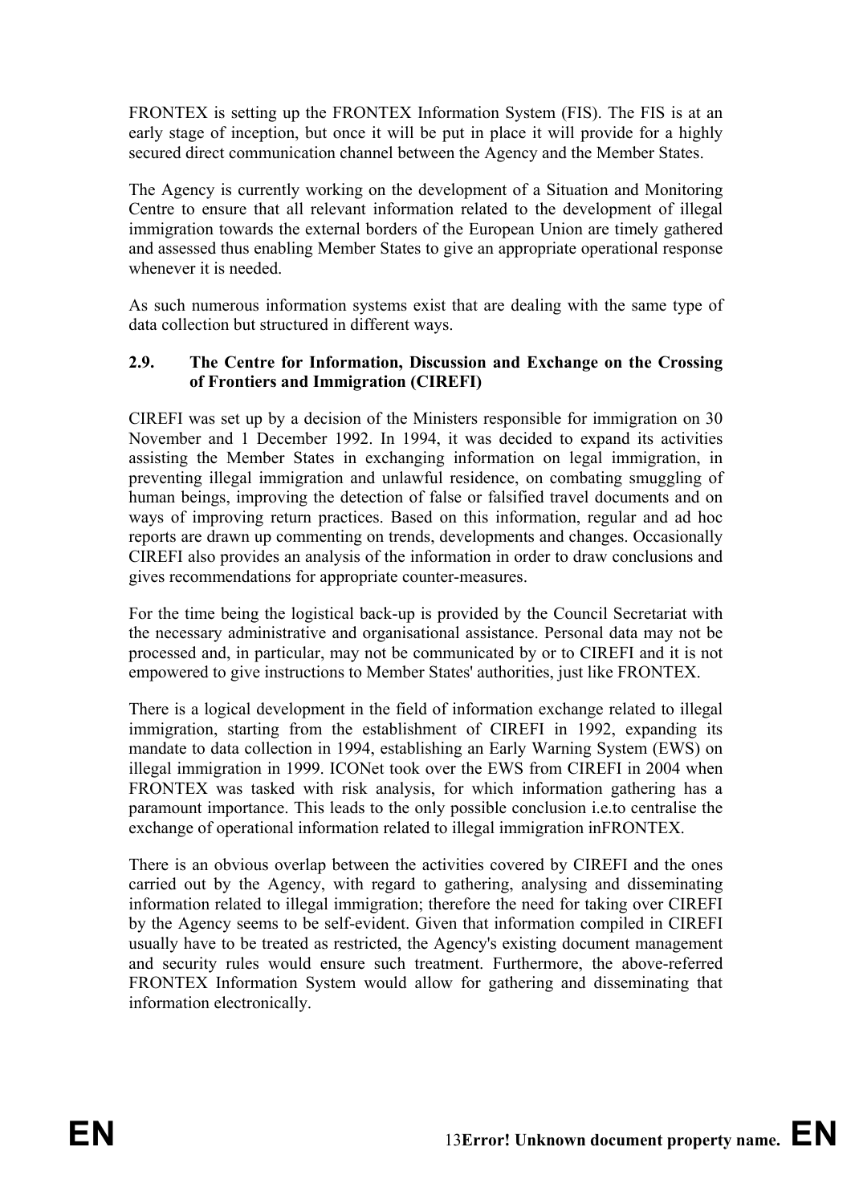FRONTEX is setting up the FRONTEX Information System (FIS). The FIS is at an early stage of inception, but once it will be put in place it will provide for a highly secured direct communication channel between the Agency and the Member States.

The Agency is currently working on the development of a Situation and Monitoring Centre to ensure that all relevant information related to the development of illegal immigration towards the external borders of the European Union are timely gathered and assessed thus enabling Member States to give an appropriate operational response whenever it is needed.

As such numerous information systems exist that are dealing with the same type of data collection but structured in different ways.

### 2.9. The Centre for Information, Discussion and Exchange on the Crossing of Frontiers and Immigration (CIREFI)

CIREFI was set up by a decision of the Ministers responsible for immigration on 30 November and 1 December 1992. In 1994, it was decided to expand its activities assisting the Member States in exchanging information on legal immigration, in preventing illegal immigration and unlawful residence, on combating smuggling of human beings, improving the detection of false or falsified travel documents and on ways of improving return practices. Based on this information, regular and ad hoc reports are drawn up commenting on trends, developments and changes. Occasionally CIREFI also provides an analysis of the information in order to draw conclusions and gives recommendations for appropriate counter-measures.

For the time being the logistical back-up is provided by the Council Secretariat with the necessary administrative and organisational assistance. Personal data may not be processed and, in particular, may not be communicated by or to CIREFI and it is not empowered to give instructions to Member States' authorities, just like FRONTEX.

There is a logical development in the field of information exchange related to illegal immigration, starting from the establishment of CIREFI in 1992, expanding its mandate to data collection in 1994, establishing an Early Warning System (EWS) on illegal immigration in 1999. ICONet took over the EWS from CIREFI in 2004 when FRONTEX was tasked with risk analysis, for which information gathering has a paramount importance. This leads to the only possible conclusion i.e.to centralise the exchange of operational information related to illegal immigration inFRONTEX.

There is an obvious overlap between the activities covered by CIREFI and the ones carried out by the Agency, with regard to gathering, analysing and disseminating information related to illegal immigration; therefore the need for taking over CIREFI by the Agency seems to be self-evident. Given that information compiled in CIREFI usually have to be treated as restricted, the Agency's existing document management and security rules would ensure such treatment. Furthermore, the above-referred FRONTEX Information System would allow for gathering and disseminating that information electronically.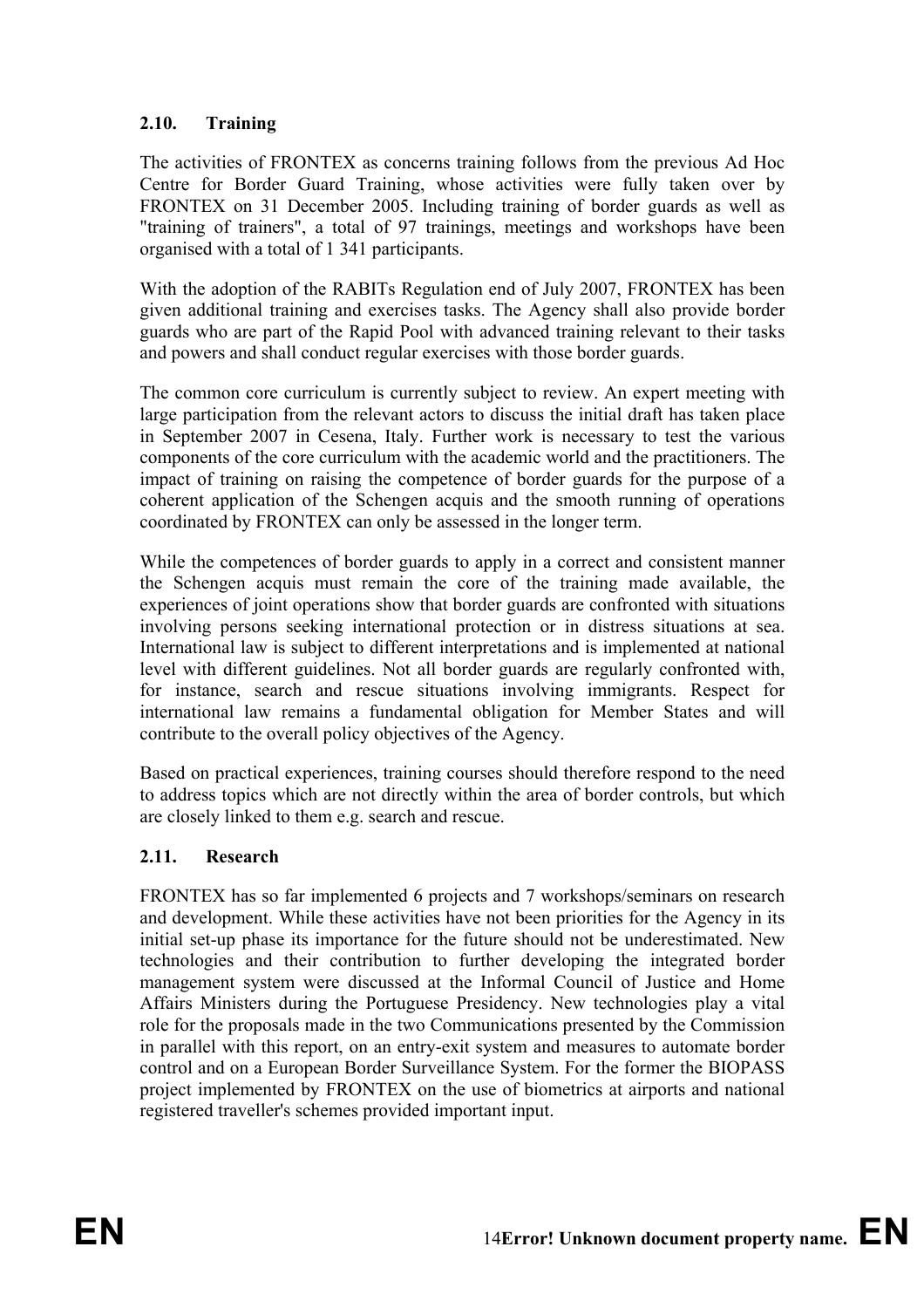### 2.10. Training

The activities of FRONTEX as concerns training follows from the previous Ad Hoc Centre for Border Guard Training, whose activities were fully taken over by FRONTEX on 31 December 2005. Including training of border guards as well as "training of trainers", a total of 97 trainings, meetings and workshops have been organised with a total of 1 341 participants.

With the adoption of the RABITs Regulation end of July 2007, FRONTEX has been given additional training and exercises tasks. The Agency shall also provide border guards who are part of the Rapid Pool with advanced training relevant to their tasks and powers and shall conduct regular exercises with those border guards.

The common core curriculum is currently subject to review. An expert meeting with large participation from the relevant actors to discuss the initial draft has taken place in September 2007 in Cesena, Italy. Further work is necessary to test the various components of the core curriculum with the academic world and the practitioners. The impact of training on raising the competence of border guards for the purpose of a coherent application of the Schengen acquis and the smooth running of operations coordinated by FRONTEX can only be assessed in the longer term.

While the competences of border guards to apply in a correct and consistent manner the Schengen acquis must remain the core of the training made available, the experiences of joint operations show that border guards are confronted with situations involving persons seeking international protection or in distress situations at sea. International law is subject to different interpretations and is implemented at national level with different guidelines. Not all border guards are regularly confronted with, for instance, search and rescue situations involving immigrants. Respect for international law remains a fundamental obligation for Member States and will contribute to the overall policy objectives of the Agency.

Based on practical experiences, training courses should therefore respond to the need to address topics which are not directly within the area of border controls, but which are closely linked to them e.g. search and rescue.

### 2.11. Research

FRONTEX has so far implemented 6 projects and 7 workshops/seminars on research and development. While these activities have not been priorities for the Agency in its initial set-up phase its importance for the future should not be underestimated. New technologies and their contribution to further developing the integrated border management system were discussed at the Informal Council of Justice and Home Affairs Ministers during the Portuguese Presidency. New technologies play a vital role for the proposals made in the two Communications presented by the Commission in parallel with this report, on an entry-exit system and measures to automate border control and on a European Border Surveillance System. For the former the BIOPASS project implemented by FRONTEX on the use of biometrics at airports and national registered traveller's schemes provided important input.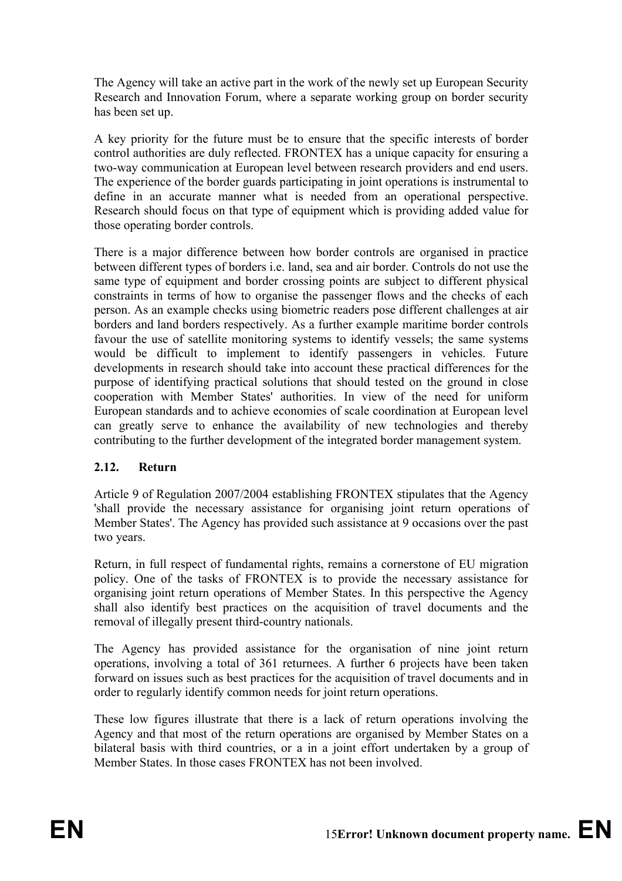The Agency will take an active part in the work of the newly set up European Security Research and Innovation Forum, where a separate working group on border security has been set up.

A key priority for the future must be to ensure that the specific interests of border control authorities are duly reflected. FRONTEX has a unique capacity for ensuring a two-way communication at European level between research providers and end users. The experience of the border guards participating in joint operations is instrumental to define in an accurate manner what is needed from an operational perspective. Research should focus on that type of equipment which is providing added value for those operating border controls.

There is a major difference between how border controls are organised in practice between different types of borders i.e. land, sea and air border. Controls do not use the same type of equipment and border crossing points are subject to different physical constraints in terms of how to organise the passenger flows and the checks of each person. As an example checks using biometric readers pose different challenges at air borders and land borders respectively. As a further example maritime border controls favour the use of satellite monitoring systems to identify vessels; the same systems would be difficult to implement to identify passengers in vehicles. Future developments in research should take into account these practical differences for the purpose of identifying practical solutions that should tested on the ground in close cooperation with Member States' authorities. In view of the need for uniform European standards and to achieve economies of scale coordination at European level can greatly serve to enhance the availability of new technologies and thereby contributing to the further development of the integrated border management system.

### 2.12. Return

Article 9 of Regulation 2007/2004 establishing FRONTEX stipulates that the Agency 'shall provide the necessary assistance for organising joint return operations of Member States'. The Agency has provided such assistance at 9 occasions over the past two years.

Return, in full respect of fundamental rights, remains a cornerstone of EU migration policy. One of the tasks of FRONTEX is to provide the necessary assistance for organising joint return operations of Member States. In this perspective the Agency shall also identify best practices on the acquisition of travel documents and the removal of illegally present third-country nationals.

The Agency has provided assistance for the organisation of nine joint return operations, involving a total of 361 returnees. A further 6 projects have been taken forward on issues such as best practices for the acquisition of travel documents and in order to regularly identify common needs for joint return operations.

These low figures illustrate that there is a lack of return operations involving the Agency and that most of the return operations are organised by Member States on a bilateral basis with third countries, or a in a joint effort undertaken by a group of Member States. In those cases FRONTEX has not been involved.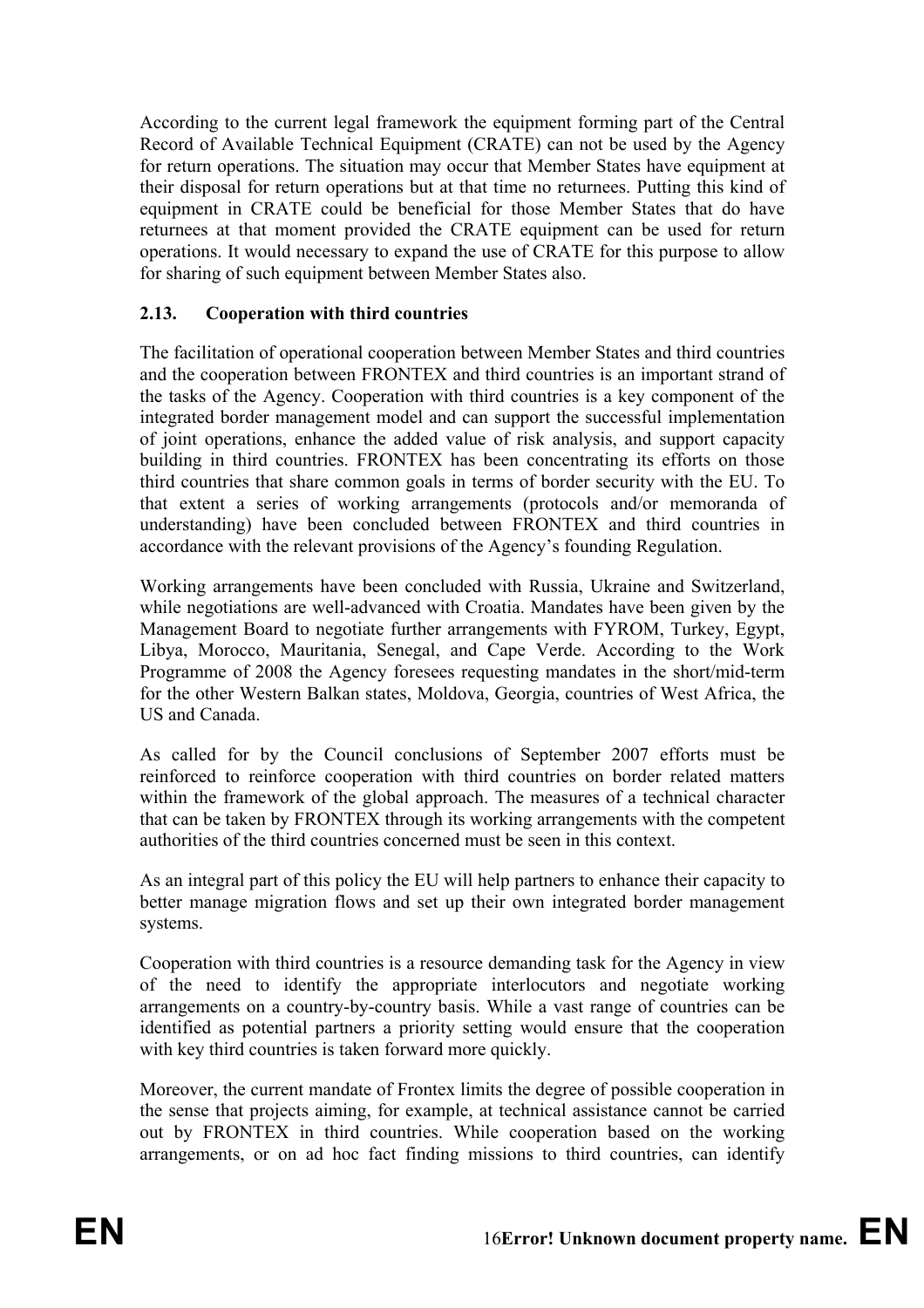According to the current legal framework the equipment forming part of the Central Record of Available Technical Equipment (CRATE) can not be used by the Agency for return operations. The situation may occur that Member States have equipment at their disposal for return operations but at that time no returnees. Putting this kind of equipment in CRATE could be beneficial for those Member States that do have returnees at that moment provided the CRATE equipment can be used for return operations. It would necessary to expand the use of CRATE for this purpose to allow for sharing of such equipment between Member States also.

### 2.13. Cooperation with third countries

The facilitation of operational cooperation between Member States and third countries and the cooperation between FRONTEX and third countries is an important strand of the tasks of the Agency. Cooperation with third countries is a key component of the integrated border management model and can support the successful implementation of joint operations, enhance the added value of risk analysis, and support capacity building in third countries. FRONTEX has been concentrating its efforts on those third countries that share common goals in terms of border security with the EU. To that extent a series of working arrangements (protocols and/or memoranda of understanding) have been concluded between FRONTEX and third countries in accordance with the relevant provisions of the Agency's founding Regulation.

Working arrangements have been concluded with Russia, Ukraine and Switzerland, while negotiations are well-advanced with Croatia. Mandates have been given by the Management Board to negotiate further arrangements with FYROM, Turkey, Egypt, Libya, Morocco, Mauritania, Senegal, and Cape Verde. According to the Work Programme of 2008 the Agency foresees requesting mandates in the short/mid-term for the other Western Balkan states, Moldova, Georgia, countries of West Africa, the US and Canada.

As called for by the Council conclusions of September 2007 efforts must be reinforced to reinforce cooperation with third countries on border related matters within the framework of the global approach. The measures of a technical character that can be taken by FRONTEX through its working arrangements with the competent authorities of the third countries concerned must be seen in this context.

As an integral part of this policy the EU will help partners to enhance their capacity to better manage migration flows and set up their own integrated border management systems.

Cooperation with third countries is a resource demanding task for the Agency in view of the need to identify the appropriate interlocutors and negotiate working arrangements on a country-by-country basis. While a vast range of countries can be identified as potential partners a priority setting would ensure that the cooperation with key third countries is taken forward more quickly.

Moreover, the current mandate of Frontex limits the degree of possible cooperation in the sense that projects aiming, for example, at technical assistance cannot be carried out by FRONTEX in third countries. While cooperation based on the working arrangements, or on ad hoc fact finding missions to third countries, can identify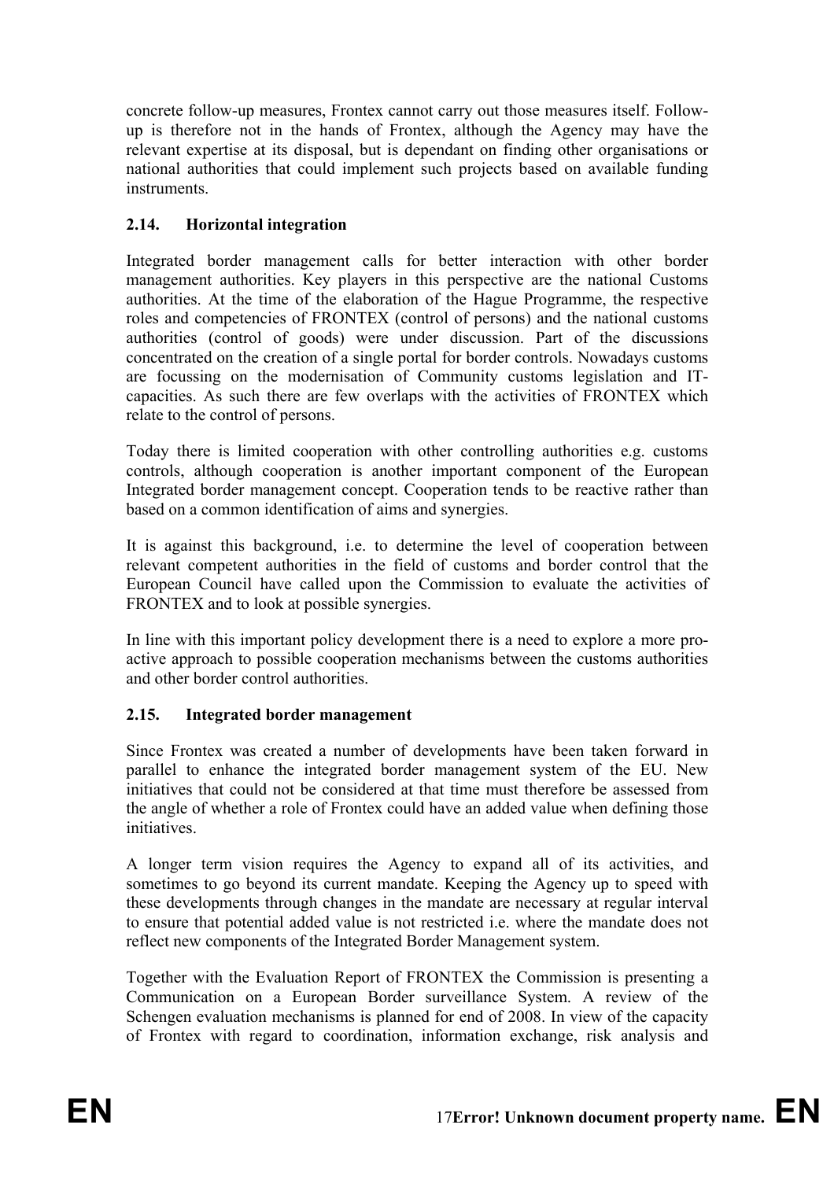concrete follow-up measures, Frontex cannot carry out those measures itself. Follow-up is therefore not in the hands of Frontex, although the Agency may have the relevant expertise at its disposal, but is dependant on finding other organisations or national authorities that could implement such projects based on available funding instruments.

### 2.14. Horizontal integration

Integrated border management calls for better interaction with other border management authorities. Key players in this perspective are the national Customs authorities. At the time of the elaboration of the Hague Programme, the respective roles and competencies of FRONTEX (control of persons) and the national customs authorities (control of goods) were under discussion. Part of the discussions concentrated on the creation of a single portal for border controls. Nowadays customs are focussing on the modernisation of Community customs legislation and IT-capacities. As such there are few overlaps with the activities of FRONTEX which relate to the control of persons.

Today there is limited cooperation with other controlling authorities e.g. customs controls, although cooperation is another important component of the European Integrated border management concept. Cooperation tends to be reactive rather than based on a common identification of aims and synergies.

It is against this background, i.e. to determine the level of cooperation between relevant competent authorities in the field of customs and border control that the European Council have called upon the Commission to evaluate the activities of FRONTEX and to look at possible synergies.

In line with this important policy development there is a need to explore a more pro-active approach to possible cooperation mechanisms between the customs authorities and other border control authorities.

### 2.15. Integrated border management

Since Frontex was created a number of developments have been taken forward in parallel to enhance the integrated border management system of the EU. New initiatives that could not be considered at that time must therefore be assessed from the angle of whether a role of Frontex could have an added value when defining those initiatives.

A longer term vision requires the Agency to expand all of its activities, and sometimes to go beyond its current mandate. Keeping the Agency up to speed with these developments through changes in the mandate are necessary at regular interval to ensure that potential added value is not restricted i.e. where the mandate does not reflect new components of the Integrated Border Management system.

Together with the Evaluation Report of FRONTEX the Commission is presenting a Communication on a European Border surveillance System. A review of the Schengen evaluation mechanisms is planned for end of 2008. In view of the capacity of Frontex with regard to coordination, information exchange, risk analysis and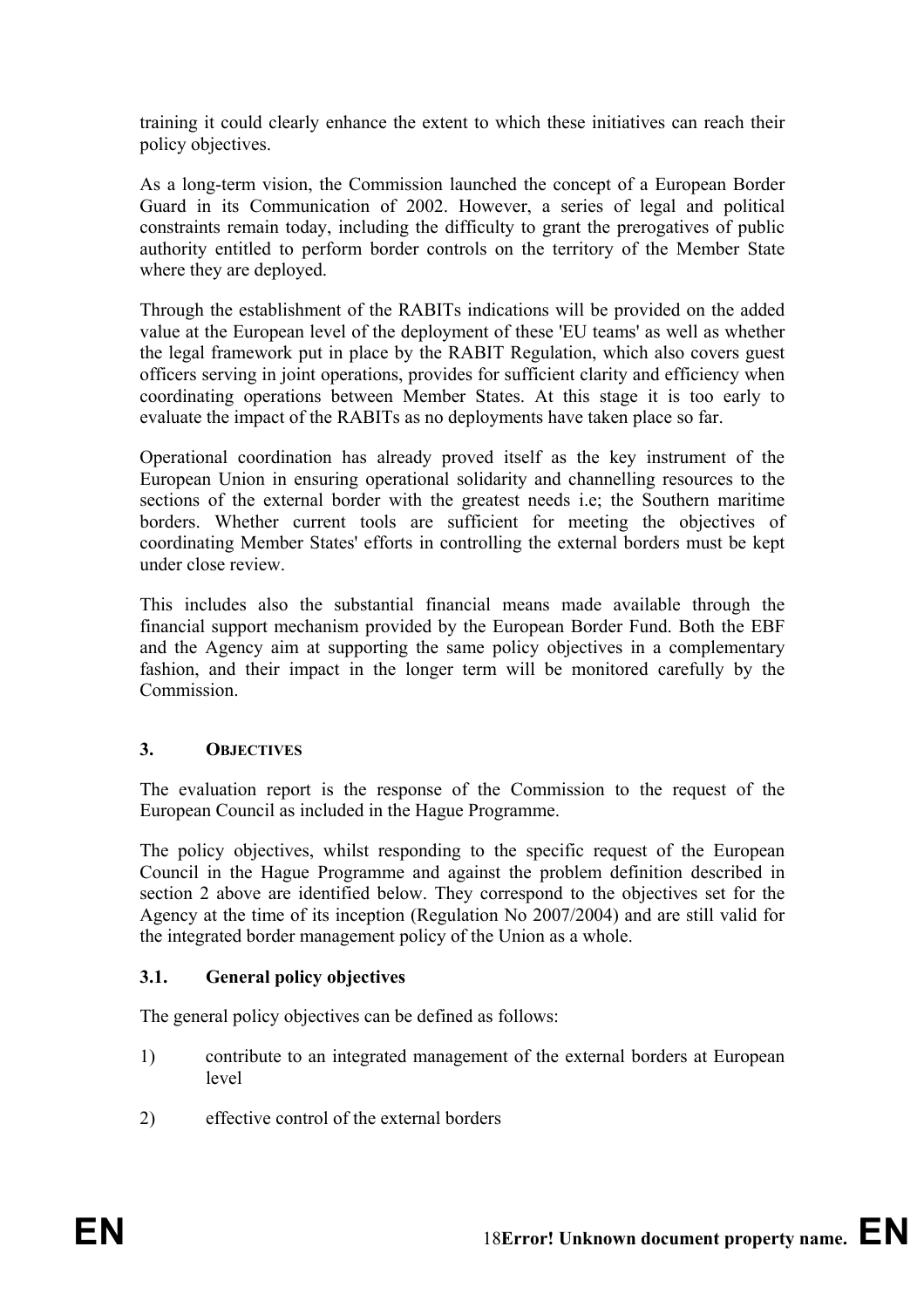training it could clearly enhance the extent to which these initiatives can reach their policy objectives.

As a long-term vision, the Commission launched the concept of a European Border Guard in its Communication of 2002. However, a series of legal and political constraints remain today, including the difficulty to grant the prerogatives of public authority entitled to perform border controls on the territory of the Member State where they are deployed.

Through the establishment of the RABITs indications will be provided on the added value at the European level of the deployment of these 'EU teams' as well as whether the legal framework put in place by the RABIT Regulation, which also covers guest officers serving in joint operations, provides for sufficient clarity and efficiency when coordinating operations between Member States. At this stage it is too early to evaluate the impact of the RABITs as no deployments have taken place so far.

Operational coordination has already proved itself as the key instrument of the European Union in ensuring operational solidarity and channelling resources to the sections of the external border with the greatest needs i.e; the Southern maritime borders. Whether current tools are sufficient for meeting the objectives of coordinating Member States' efforts in controlling the external borders must be kept under close review.

This includes also the substantial financial means made available through the financial support mechanism provided by the European Border Fund. Both the EBF and the Agency aim at supporting the same policy objectives in a complementary fashion, and their impact in the longer term will be monitored carefully by the Commission.

## 3. OBJECTIVES

The evaluation report is the response of the Commission to the request of the European Council as included in the Hague Programme.

The policy objectives, whilst responding to the specific request of the European Council in the Hague Programme and against the problem definition described in section 2 above are identified below. They correspond to the objectives set for the Agency at the time of its inception (Regulation No 2007/2004) and are still valid for the integrated border management policy of the Union as a whole.

### 3.1. General policy objectives

The general policy objectives can be defined as follows:

1) contribute to an integrated management of the external borders at European level

2) effective control of the external borders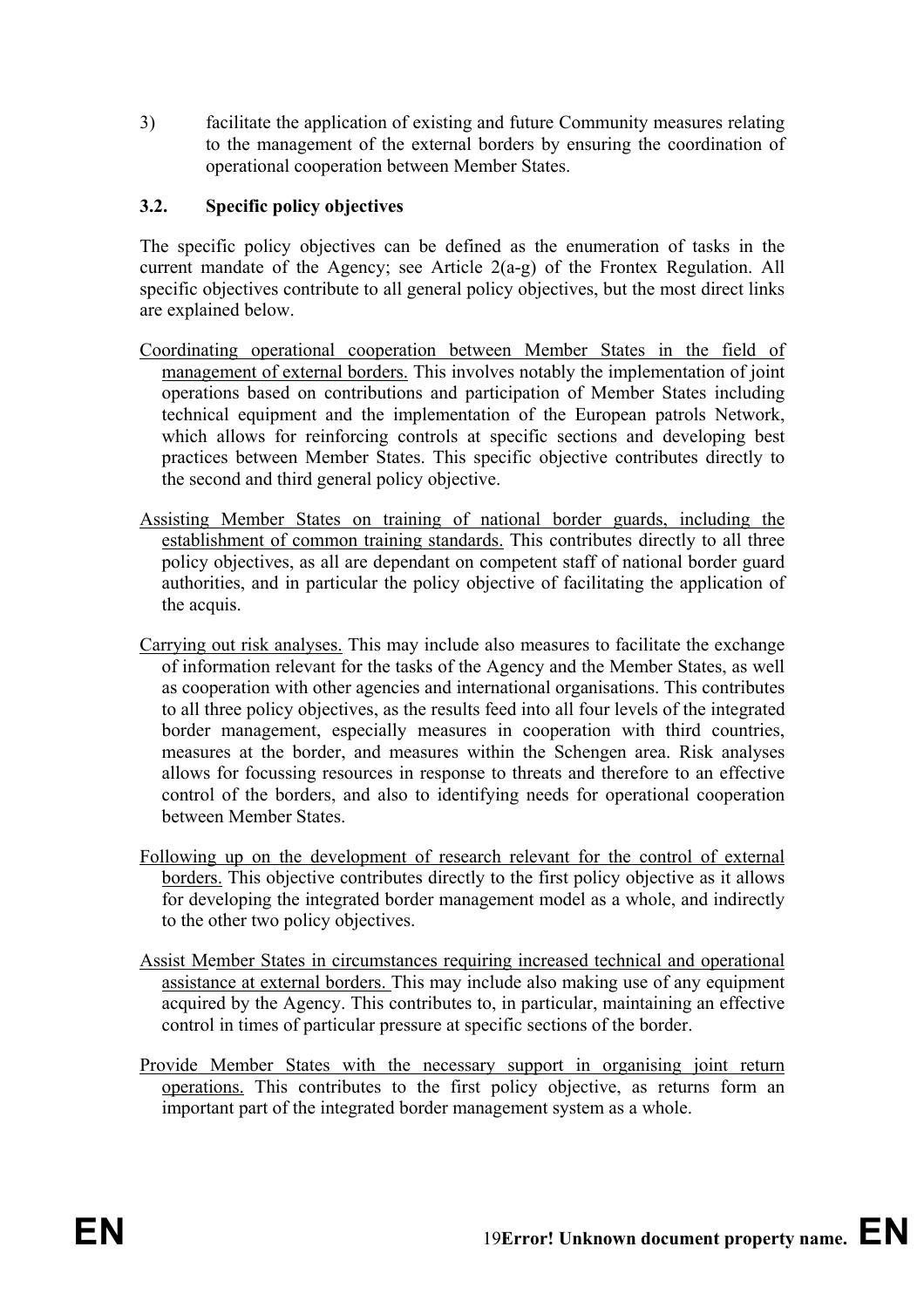3) facilitate the application of existing and future Community measures relating to the management of the external borders by ensuring the coordination of operational cooperation between Member States.

### 3.2. Specific policy objectives

The specific policy objectives can be defined as the enumeration of tasks in the current mandate of the Agency; see Article 2(a-g) of the Frontex Regulation. All specific objectives contribute to all general policy objectives, but the most direct links are explained below.

<u>Coordinating operational cooperation between Member States in the field of management of external borders.</u> This involves notably the implementation of joint operations based on contributions and participation of Member States including technical equipment and the implementation of the European patrols Network, which allows for reinforcing controls at specific sections and developing best practices between Member States. This specific objective contributes directly to the second and third general policy objective.

<u>Assisting Member States on training of national border guards, including the establishment of common training standards.</u> This contributes directly to all three policy objectives, as all are dependant on competent staff of national border guard authorities, and in particular the policy objective of facilitating the application of the acquis.

<u>Carrying out risk analyses.</u> This may include also measures to facilitate the exchange of information relevant for the tasks of the Agency and the Member States, as well as cooperation with other agencies and international organisations. This contributes to all three policy objectives, as the results feed into all four levels of the integrated border management, especially measures in cooperation with third countries, measures at the border, and measures within the Schengen area. Risk analyses allows for focussing resources in response to threats and therefore to an effective control of the borders, and also to identifying needs for operational cooperation between Member States.

<u>Following up on the development of research relevant for the control of external borders.</u> This objective contributes directly to the first policy objective as it allows for developing the integrated border management model as a whole, and indirectly to the other two policy objectives.

<u>Assist Member States in circumstances requiring increased technical and operational assistance at external borders.</u> This may include also making use of any equipment acquired by the Agency. This contributes to, in particular, maintaining an effective control in times of particular pressure at specific sections of the border.

<u>Provide Member States with the necessary support in organising joint return operations.</u> This contributes to the first policy objective, as returns form an important part of the integrated border management system as a whole.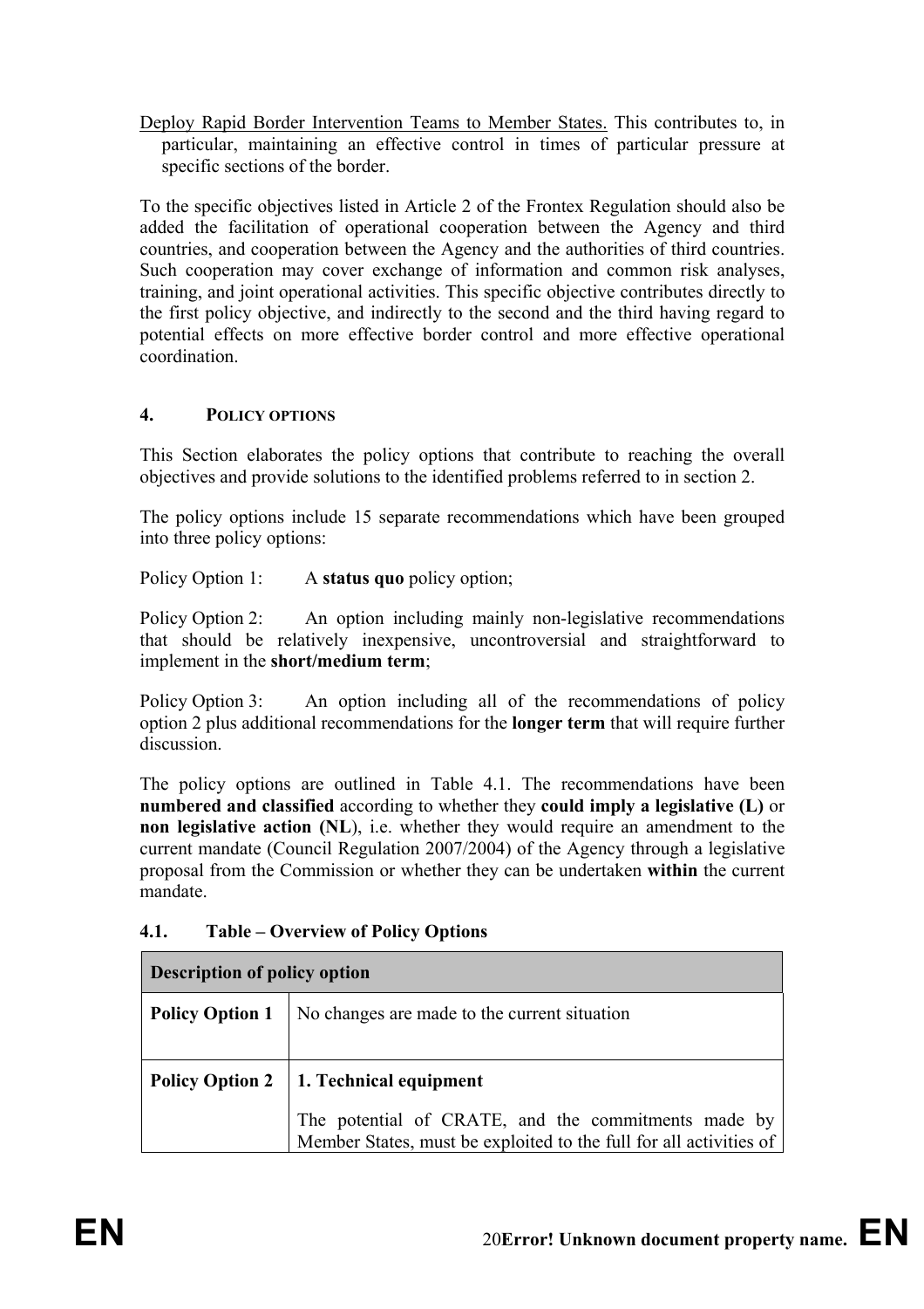Deploy Rapid Border Intervention Teams to Member States. This contributes to, in particular, maintaining an effective control in times of particular pressure at specific sections of the border.

To the specific objectives listed in Article 2 of the Frontex Regulation should also be added the facilitation of operational cooperation between the Agency and third countries, and cooperation between the Agency and the authorities of third countries. Such cooperation may cover exchange of information and common risk analyses, training, and joint operational activities. This specific objective contributes directly to the first policy objective, and indirectly to the second and the third having regard to potential effects on more effective border control and more effective operational coordination.

## 4. POLICY OPTIONS

This Section elaborates the policy options that contribute to reaching the overall objectives and provide solutions to the identified problems referred to in section 2.

The policy options include 15 separate recommendations which have been grouped into three policy options:

Policy Option 1: A **status quo** policy option;

Policy Option 2: An option including mainly non-legislative recommendations that should be relatively inexpensive, uncontroversial and straightforward to implement in the **short/medium term**;

Policy Option 3: An option including all of the recommendations of policy option 2 plus additional recommendations for the **longer term** that will require further discussion.

The policy options are outlined in Table 4.1. The recommendations have been **numbered and classified** according to whether they **could imply a legislative (L)** or **non legislative action (NL)**, i.e. whether they would require an amendment to the current mandate (Council Regulation 2007/2004) of the Agency through a legislative proposal from the Commission or whether they can be undertaken **within** the current mandate.

### 4.1. Table – Overview of Policy Options

| Description of policy option | |
|---|---|
| **Policy Option 1** | No changes are made to the current situation |
| **Policy Option 2** | **1. Technical equipment**<br><br>The potential of CRATE, and the commitments made by Member States, must be exploited to the full for all activities of |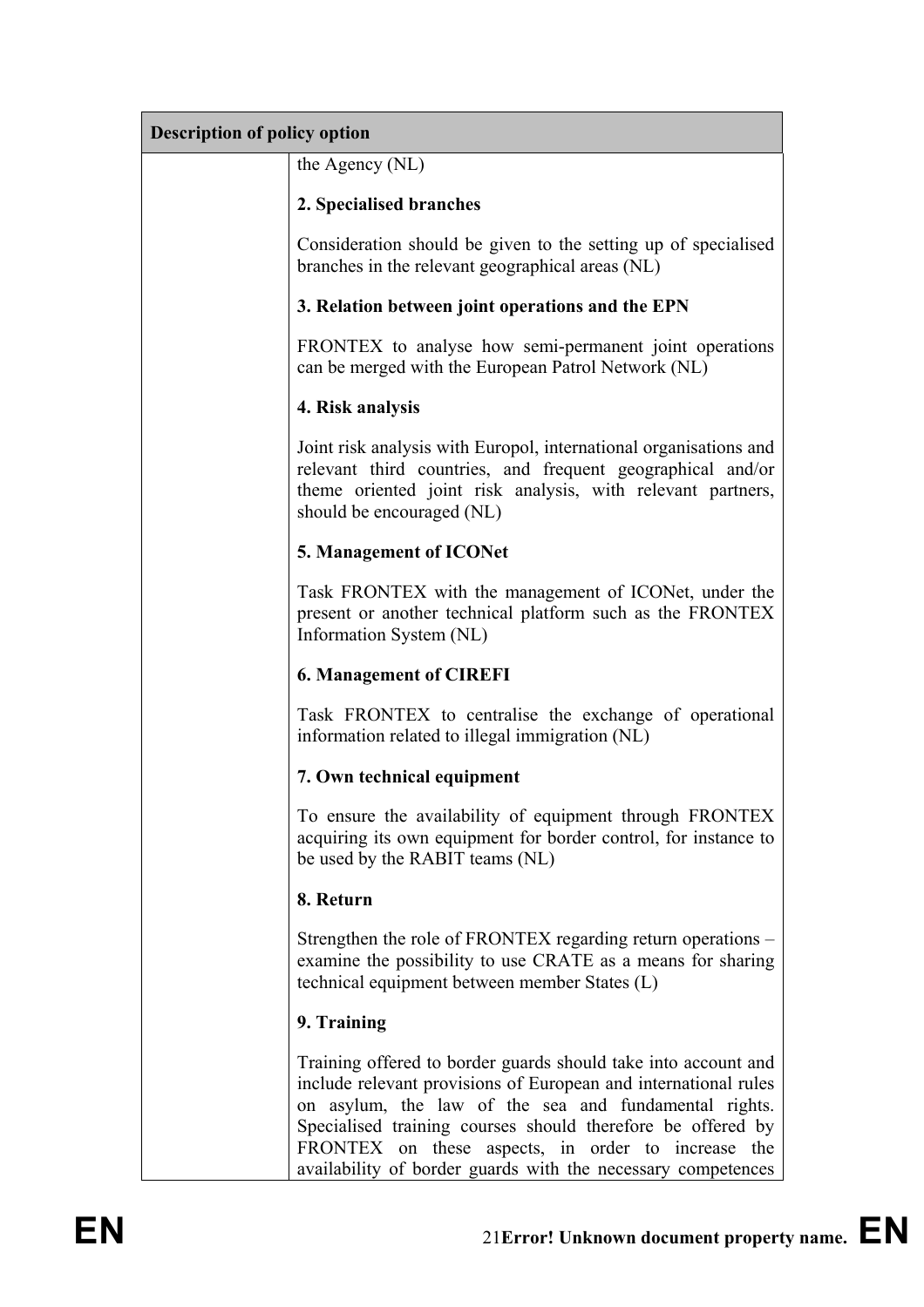| Description of policy option | |
|---|---|
| | the Agency (NL)<br><br>**2. Specialised branches**<br><br>Consideration should be given to the setting up of specialised branches in the relevant geographical areas (NL)<br><br>**3. Relation between joint operations and the EPN**<br><br>FRONTEX to analyse how semi-permanent joint operations can be merged with the European Patrol Network (NL)<br><br>**4. Risk analysis**<br><br>Joint risk analysis with Europol, international organisations and relevant third countries, and frequent geographical and/or theme oriented joint risk analysis, with relevant partners, should be encouraged (NL)<br><br>**5. Management of ICONet**<br><br>Task FRONTEX with the management of ICONet, under the present or another technical platform such as the FRONTEX Information System (NL)<br><br>**6. Management of CIREFI**<br><br>Task FRONTEX to centralise the exchange of operational information related to illegal immigration (NL)<br><br>**7. Own technical equipment**<br><br>To ensure the availability of equipment through FRONTEX acquiring its own equipment for border control, for instance to be used by the RABIT teams (NL)<br><br>**8. Return**<br><br>Strengthen the role of FRONTEX regarding return operations – examine the possibility to use CRATE as a means for sharing technical equipment between member States (L)<br><br>**9. Training**<br><br>Training offered to border guards should take into account and include relevant provisions of European and international rules on asylum, the law of the sea and fundamental rights. Specialised training courses should therefore be offered by FRONTEX on these aspects, in order to increase the availability of border guards with the necessary competences |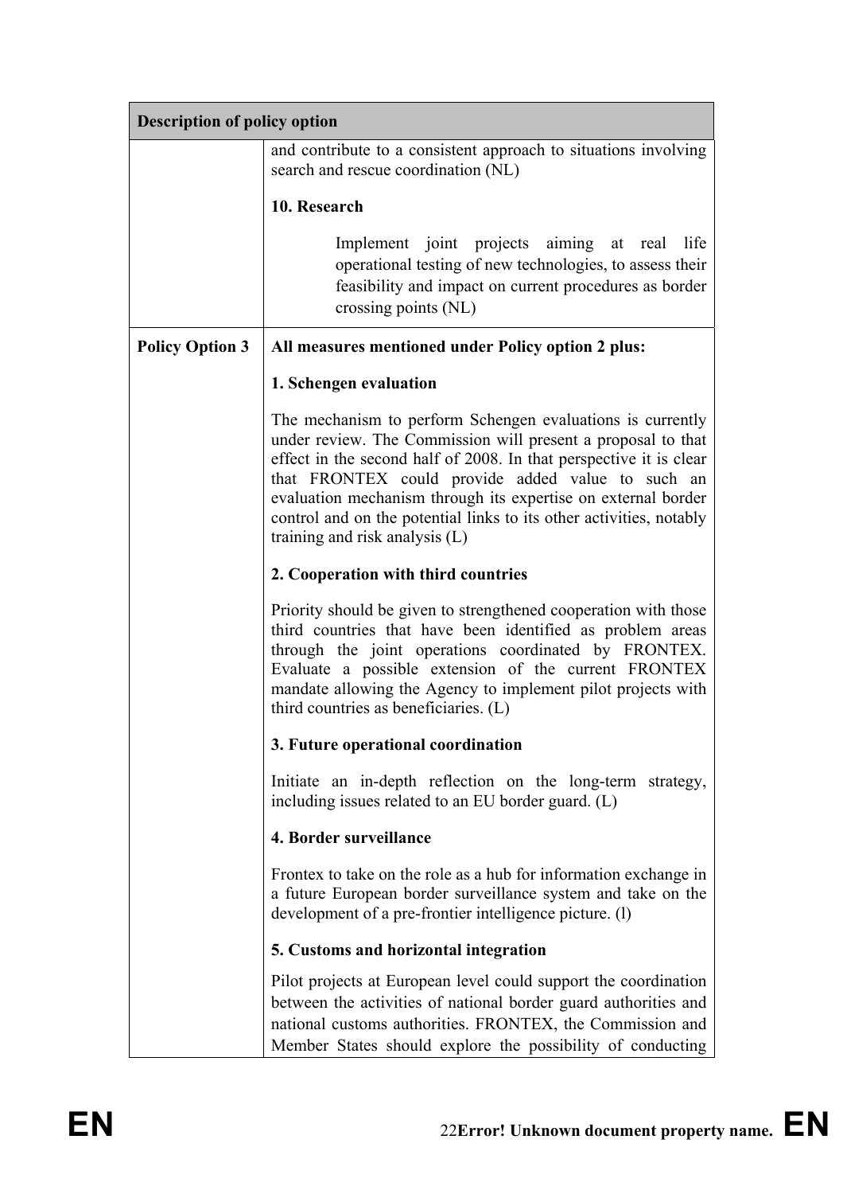| Description of policy option | |
|---|---|
| | and contribute to a consistent approach to situations involving search and rescue coordination (NL)<br><br>**10. Research**<br><br>Implement joint projects aiming at real life operational testing of new technologies, to assess their feasibility and impact on current procedures as border crossing points (NL) |
| **Policy Option 3** | **All measures mentioned under Policy option 2 plus:**<br><br>**1. Schengen evaluation**<br><br>The mechanism to perform Schengen evaluations is currently under review. The Commission will present a proposal to that effect in the second half of 2008. In that perspective it is clear that FRONTEX could provide added value to such an evaluation mechanism through its expertise on external border control and on the potential links to its other activities, notably training and risk analysis (L)<br><br>**2. Cooperation with third countries**<br><br>Priority should be given to strengthened cooperation with those third countries that have been identified as problem areas through the joint operations coordinated by FRONTEX. Evaluate a possible extension of the current FRONTEX mandate allowing the Agency to implement pilot projects with third countries as beneficiaries. (L)<br><br>**3. Future operational coordination**<br><br>Initiate an in-depth reflection on the long-term strategy, including issues related to an EU border guard. (L)<br><br>**4. Border surveillance**<br><br>Frontex to take on the role as a hub for information exchange in a future European border surveillance system and take on the development of a pre-frontier intelligence picture. (l)<br><br>**5. Customs and horizontal integration**<br><br>Pilot projects at European level could support the coordination between the activities of national border guard authorities and national customs authorities. FRONTEX, the Commission and Member States should explore the possibility of conducting |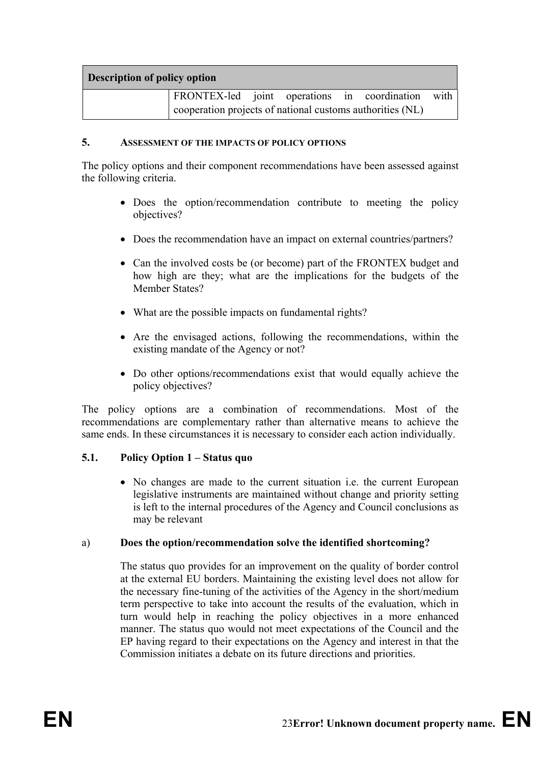| Description of policy option | |
|---|---|
| | FRONTEX-led joint operations in coordination with cooperation projects of national customs authorities (NL) |

## 5. ASSESSMENT OF THE IMPACTS OF POLICY OPTIONS

The policy options and their component recommendations have been assessed against the following criteria.

- Does the option/recommendation contribute to meeting the policy objectives?
- Does the recommendation have an impact on external countries/partners?
- Can the involved costs be (or become) part of the FRONTEX budget and how high are they; what are the implications for the budgets of the Member States?
- What are the possible impacts on fundamental rights?
- Are the envisaged actions, following the recommendations, within the existing mandate of the Agency or not?
- Do other options/recommendations exist that would equally achieve the policy objectives?

The policy options are a combination of recommendations. Most of the recommendations are complementary rather than alternative means to achieve the same ends. In these circumstances it is necessary to consider each action individually.

### 5.1. Policy Option 1 – Status quo

- No changes are made to the current situation i.e. the current European legislative instruments are maintained without change and priority setting is left to the internal procedures of the Agency and Council conclusions as may be relevant

a) **Does the option/recommendation solve the identified shortcoming?**

The status quo provides for an improvement on the quality of border control at the external EU borders. Maintaining the existing level does not allow for the necessary fine-tuning of the activities of the Agency in the short/medium term perspective to take into account the results of the evaluation, which in turn would help in reaching the policy objectives in a more enhanced manner. The status quo would not meet expectations of the Council and the EP having regard to their expectations on the Agency and interest in that the Commission initiates a debate on its future directions and priorities.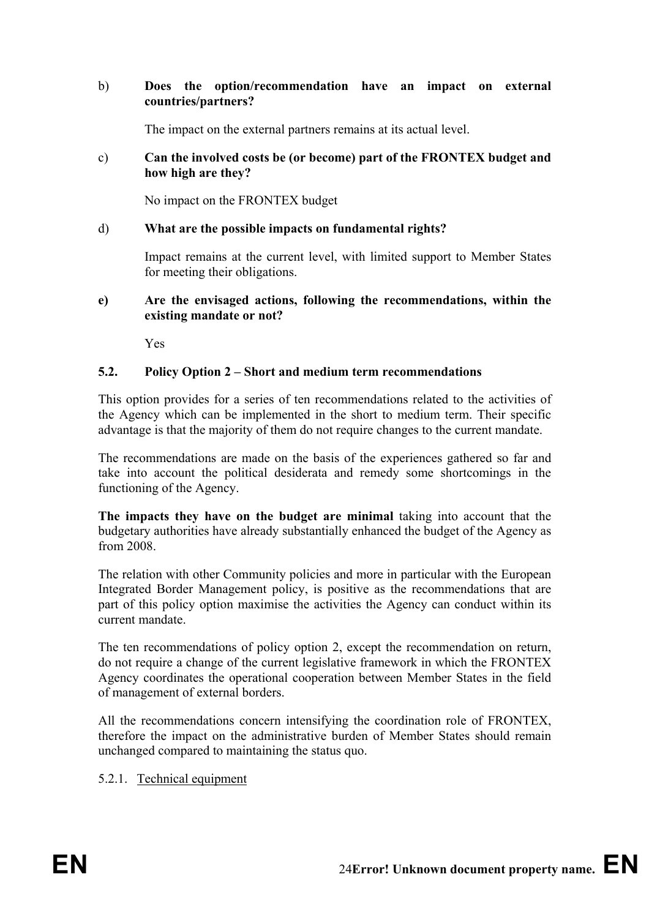b) **Does the option/recommendation have an impact on external countries/partners?**

The impact on the external partners remains at its actual level.

c) **Can the involved costs be (or become) part of the FRONTEX budget and how high are they?**

No impact on the FRONTEX budget

d) **What are the possible impacts on fundamental rights?**

Impact remains at the current level, with limited support to Member States for meeting their obligations.

**e) Are the envisaged actions, following the recommendations, within the existing mandate or not?**

Yes

### 5.2. Policy Option 2 – Short and medium term recommendations

This option provides for a series of ten recommendations related to the activities of the Agency which can be implemented in the short to medium term. Their specific advantage is that the majority of them do not require changes to the current mandate.

The recommendations are made on the basis of the experiences gathered so far and take into account the political desiderata and remedy some shortcomings in the functioning of the Agency.

**The impacts they have on the budget are minimal** taking into account that the budgetary authorities have already substantially enhanced the budget of the Agency as from 2008.

The relation with other Community policies and more in particular with the European Integrated Border Management policy, is positive as the recommendations that are part of this policy option maximise the activities the Agency can conduct within its current mandate.

The ten recommendations of policy option 2, except the recommendation on return, do not require a change of the current legislative framework in which the FRONTEX Agency coordinates the operational cooperation between Member States in the field of management of external borders.

All the recommendations concern intensifying the coordination role of FRONTEX, therefore the impact on the administrative burden of Member States should remain unchanged compared to maintaining the status quo.

#### 5.2.1. Technical equipment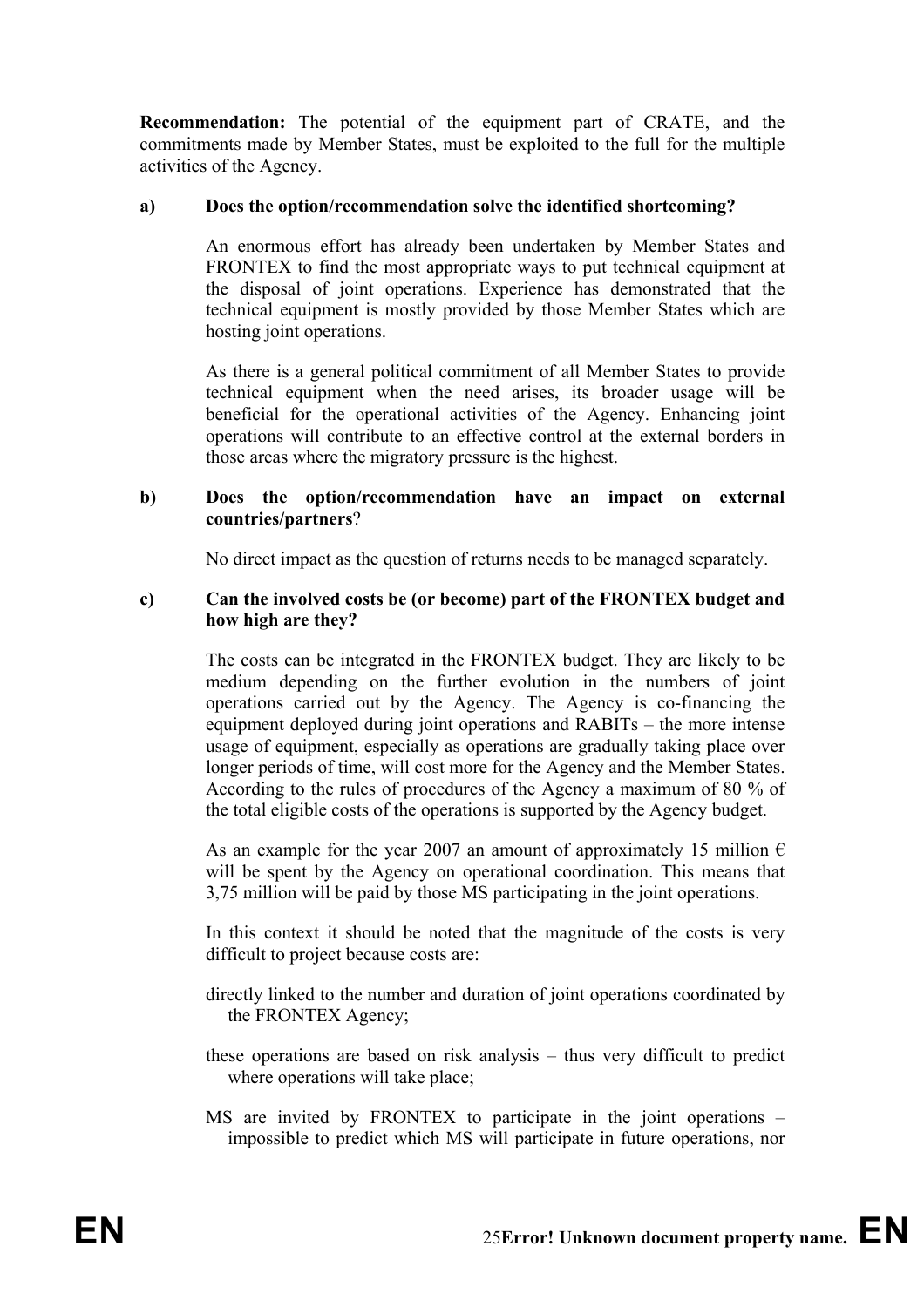**Recommendation:** The potential of the equipment part of CRATE, and the commitments made by Member States, must be exploited to the full for the multiple activities of the Agency.

**a) Does the option/recommendation solve the identified shortcoming?**

An enormous effort has already been undertaken by Member States and FRONTEX to find the most appropriate ways to put technical equipment at the disposal of joint operations. Experience has demonstrated that the technical equipment is mostly provided by those Member States which are hosting joint operations.

As there is a general political commitment of all Member States to provide technical equipment when the need arises, its broader usage will be beneficial for the operational activities of the Agency. Enhancing joint operations will contribute to an effective control at the external borders in those areas where the migratory pressure is the highest.

**b) Does the option/recommendation have an impact on external countries/partners?**

No direct impact as the question of returns needs to be managed separately.

**c) Can the involved costs be (or become) part of the FRONTEX budget and how high are they?**

The costs can be integrated in the FRONTEX budget. They are likely to be medium depending on the further evolution in the numbers of joint operations carried out by the Agency. The Agency is co-financing the equipment deployed during joint operations and RABITs – the more intense usage of equipment, especially as operations are gradually taking place over longer periods of time, will cost more for the Agency and the Member States. According to the rules of procedures of the Agency a maximum of 80 % of the total eligible costs of the operations is supported by the Agency budget.

As an example for the year 2007 an amount of approximately 15 million € will be spent by the Agency on operational coordination. This means that 3,75 million will be paid by those MS participating in the joint operations.

In this context it should be noted that the magnitude of the costs is very difficult to project because costs are:

directly linked to the number and duration of joint operations coordinated by the FRONTEX Agency;

these operations are based on risk analysis – thus very difficult to predict where operations will take place;

MS are invited by FRONTEX to participate in the joint operations – impossible to predict which MS will participate in future operations, nor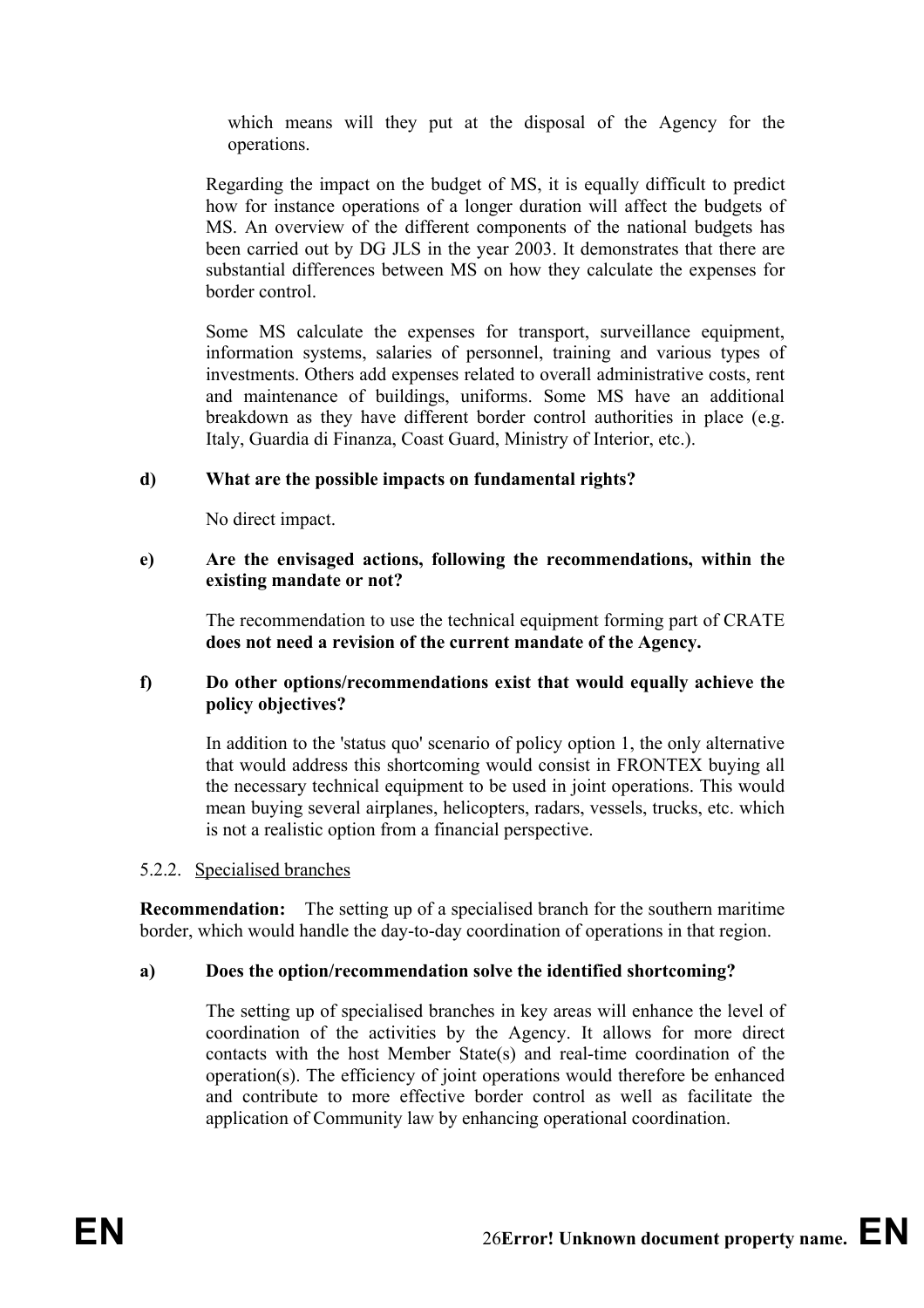which means will they put at the disposal of the Agency for the operations.

Regarding the impact on the budget of MS, it is equally difficult to predict how for instance operations of a longer duration will affect the budgets of MS. An overview of the different components of the national budgets has been carried out by DG JLS in the year 2003. It demonstrates that there are substantial differences between MS on how they calculate the expenses for border control.

Some MS calculate the expenses for transport, surveillance equipment, information systems, salaries of personnel, training and various types of investments. Others add expenses related to overall administrative costs, rent and maintenance of buildings, uniforms. Some MS have an additional breakdown as they have different border control authorities in place (e.g. Italy, Guardia di Finanza, Coast Guard, Ministry of Interior, etc.).

**d) What are the possible impacts on fundamental rights?**

No direct impact.

**e) Are the envisaged actions, following the recommendations, within the existing mandate or not?**

The recommendation to use the technical equipment forming part of CRATE **does not need a revision of the current mandate of the Agency.**

**f) Do other options/recommendations exist that would equally achieve the policy objectives?**

In addition to the 'status quo' scenario of policy option 1, the only alternative that would address this shortcoming would consist in FRONTEX buying all the necessary technical equipment to be used in joint operations. This would mean buying several airplanes, helicopters, radars, vessels, trucks, etc. which is not a realistic option from a financial perspective.

5.2.2. Specialised branches

**Recommendation:** The setting up of a specialised branch for the southern maritime border, which would handle the day-to-day coordination of operations in that region.

**a) Does the option/recommendation solve the identified shortcoming?**

The setting up of specialised branches in key areas will enhance the level of coordination of the activities by the Agency. It allows for more direct contacts with the host Member State(s) and real-time coordination of the operation(s). The efficiency of joint operations would therefore be enhanced and contribute to more effective border control as well as facilitate the application of Community law by enhancing operational coordination.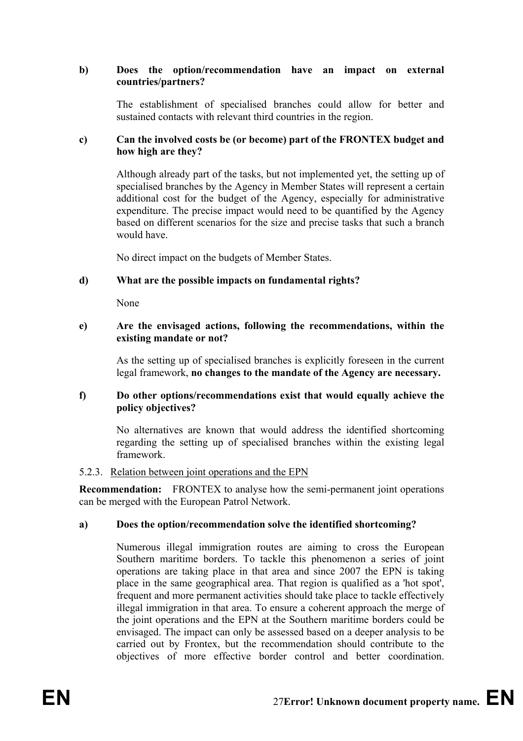**b) Does the option/recommendation have an impact on external countries/partners?**

The establishment of specialised branches could allow for better and sustained contacts with relevant third countries in the region.

**c) Can the involved costs be (or become) part of the FRONTEX budget and how high are they?**

Although already part of the tasks, but not implemented yet, the setting up of specialised branches by the Agency in Member States will represent a certain additional cost for the budget of the Agency, especially for administrative expenditure. The precise impact would need to be quantified by the Agency based on different scenarios for the size and precise tasks that such a branch would have.

No direct impact on the budgets of Member States.

**d) What are the possible impacts on fundamental rights?**

None

**e) Are the envisaged actions, following the recommendations, within the existing mandate or not?**

As the setting up of specialised branches is explicitly foreseen in the current legal framework, **no changes to the mandate of the Agency are necessary.**

**f) Do other options/recommendations exist that would equally achieve the policy objectives?**

No alternatives are known that would address the identified shortcoming regarding the setting up of specialised branches within the existing legal framework.

5.2.3. Relation between joint operations and the EPN

**Recommendation:** FRONTEX to analyse how the semi-permanent joint operations can be merged with the European Patrol Network.

**a) Does the option/recommendation solve the identified shortcoming?**

Numerous illegal immigration routes are aiming to cross the European Southern maritime borders. To tackle this phenomenon a series of joint operations are taking place in that area and since 2007 the EPN is taking place in the same geographical area. That region is qualified as a 'hot spot', frequent and more permanent activities should take place to tackle effectively illegal immigration in that area. To ensure a coherent approach the merge of the joint operations and the EPN at the Southern maritime borders could be envisaged. The impact can only be assessed based on a deeper analysis to be carried out by Frontex, but the recommendation should contribute to the objectives of more effective border control and better coordination.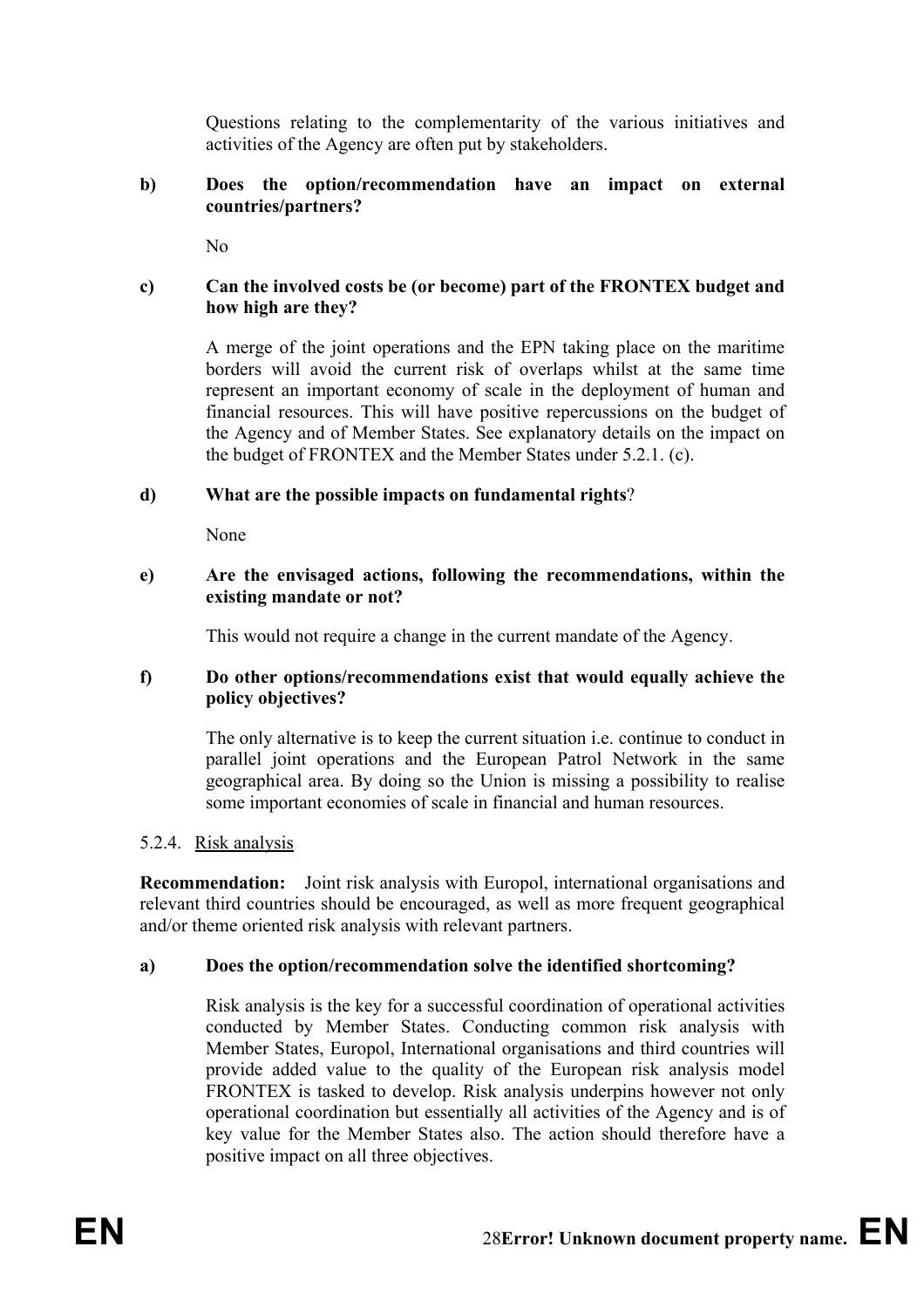Questions relating to the complementarity of the various initiatives and activities of the Agency are often put by stakeholders.

**b) Does the option/recommendation have an impact on external countries/partners?**

No

**c) Can the involved costs be (or become) part of the FRONTEX budget and how high are they?**

A merge of the joint operations and the EPN taking place on the maritime borders will avoid the current risk of overlaps whilst at the same time represent an important economy of scale in the deployment of human and financial resources. This will have positive repercussions on the budget of the Agency and of Member States. See explanatory details on the impact on the budget of FRONTEX and the Member States under 5.2.1. (c).

**d) What are the possible impacts on fundamental rights?**

None

**e) Are the envisaged actions, following the recommendations, within the existing mandate or not?**

This would not require a change in the current mandate of the Agency.

**f) Do other options/recommendations exist that would equally achieve the policy objectives?**

The only alternative is to keep the current situation i.e. continue to conduct in parallel joint operations and the European Patrol Network in the same geographical area. By doing so the Union is missing a possibility to realise some important economies of scale in financial and human resources.

#### 5.2.4. Risk analysis

**Recommendation:** Joint risk analysis with Europol, international organisations and relevant third countries should be encouraged, as well as more frequent geographical and/or theme oriented risk analysis with relevant partners.

**a) Does the option/recommendation solve the identified shortcoming?**

Risk analysis is the key for a successful coordination of operational activities conducted by Member States. Conducting common risk analysis with Member States, Europol, International organisations and third countries will provide added value to the quality of the European risk analysis model FRONTEX is tasked to develop. Risk analysis underpins however not only operational coordination but essentially all activities of the Agency and is of key value for the Member States also. The action should therefore have a positive impact on all three objectives.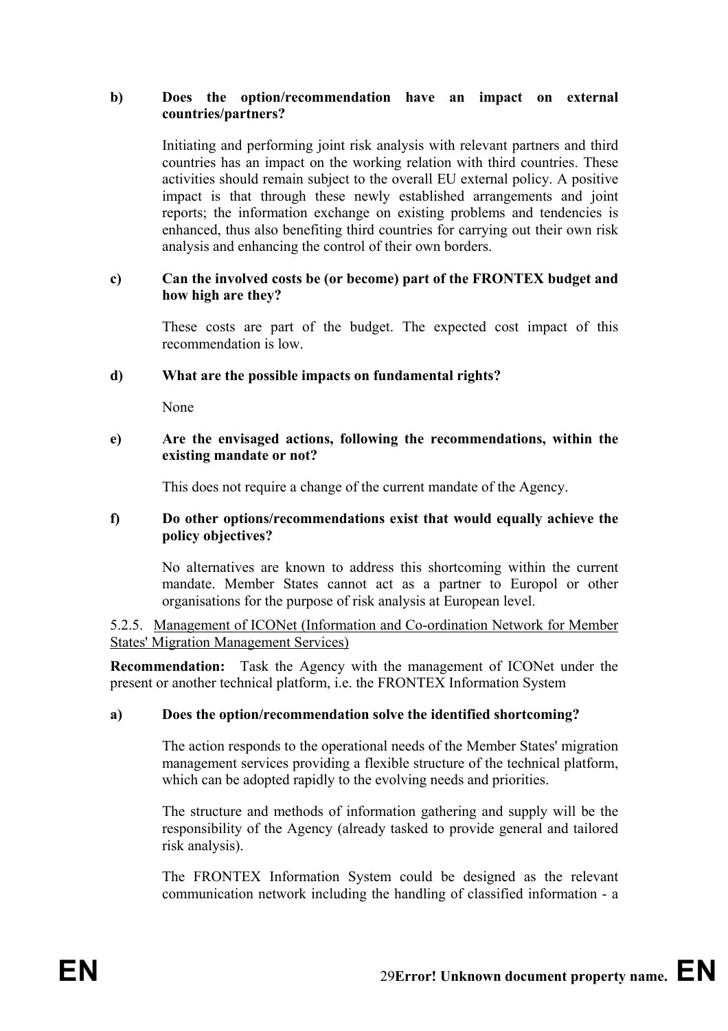**b) Does the option/recommendation have an impact on external countries/partners?**

Initiating and performing joint risk analysis with relevant partners and third countries has an impact on the working relation with third countries. These activities should remain subject to the overall EU external policy. A positive impact is that through these newly established arrangements and joint reports; the information exchange on existing problems and tendencies is enhanced, thus also benefiting third countries for carrying out their own risk analysis and enhancing the control of their own borders.

**c) Can the involved costs be (or become) part of the FRONTEX budget and how high are they?**

These costs are part of the budget. The expected cost impact of this recommendation is low.

**d) What are the possible impacts on fundamental rights?**

None

**e) Are the envisaged actions, following the recommendations, within the existing mandate or not?**

This does not require a change of the current mandate of the Agency.

**f) Do other options/recommendations exist that would equally achieve the policy objectives?**

No alternatives are known to address this shortcoming within the current mandate. Member States cannot act as a partner to Europol or other organisations for the purpose of risk analysis at European level.

5.2.5. Management of ICONet (Information and Co-ordination Network for Member States' Migration Management Services)

**Recommendation:** Task the Agency with the management of ICONet under the present or another technical platform, i.e. the FRONTEX Information System

**a) Does the option/recommendation solve the identified shortcoming?**

The action responds to the operational needs of the Member States' migration management services providing a flexible structure of the technical platform, which can be adopted rapidly to the evolving needs and priorities.

The structure and methods of information gathering and supply will be the responsibility of the Agency (already tasked to provide general and tailored risk analysis).

The FRONTEX Information System could be designed as the relevant communication network including the handling of classified information - a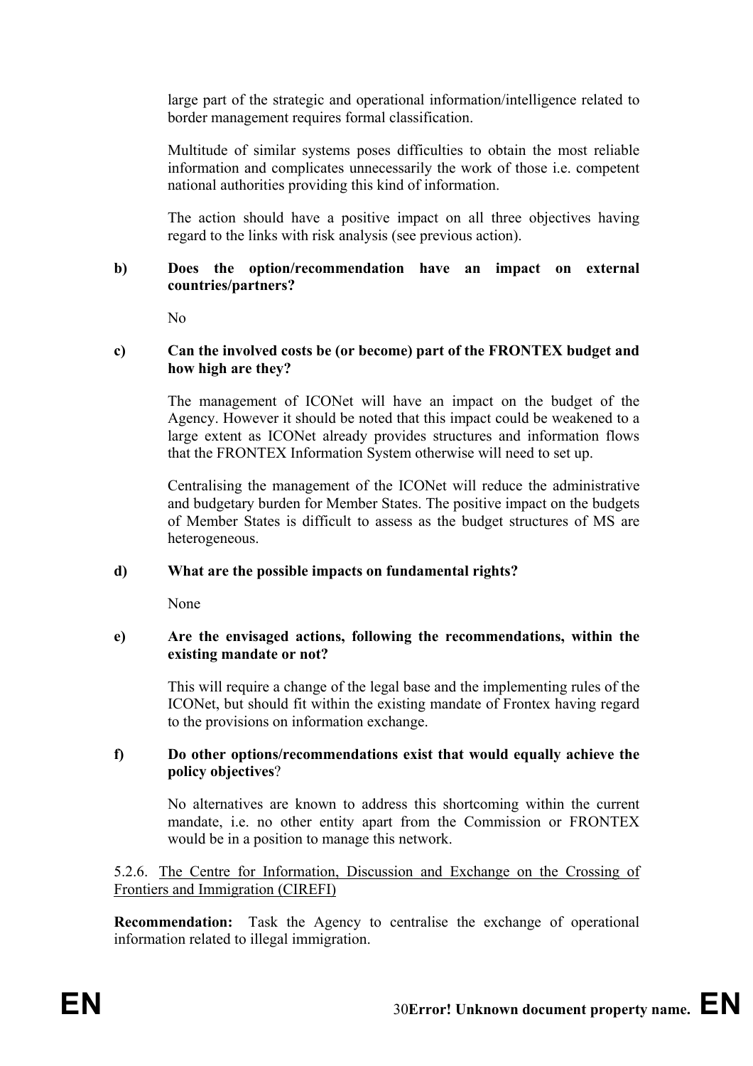large part of the strategic and operational information/intelligence related to border management requires formal classification.

Multitude of similar systems poses difficulties to obtain the most reliable information and complicates unnecessarily the work of those i.e. competent national authorities providing this kind of information.

The action should have a positive impact on all three objectives having regard to the links with risk analysis (see previous action).

**b) Does the option/recommendation have an impact on external countries/partners?**

No

**c) Can the involved costs be (or become) part of the FRONTEX budget and how high are they?**

The management of ICONet will have an impact on the budget of the Agency. However it should be noted that this impact could be weakened to a large extent as ICONet already provides structures and information flows that the FRONTEX Information System otherwise will need to set up.

Centralising the management of the ICONet will reduce the administrative and budgetary burden for Member States. The positive impact on the budgets of Member States is difficult to assess as the budget structures of MS are heterogeneous.

**d) What are the possible impacts on fundamental rights?**

None

**e) Are the envisaged actions, following the recommendations, within the existing mandate or not?**

This will require a change of the legal base and the implementing rules of the ICONet, but should fit within the existing mandate of Frontex having regard to the provisions on information exchange.

**f) Do other options/recommendations exist that would equally achieve the policy objectives**?

No alternatives are known to address this shortcoming within the current mandate, i.e. no other entity apart from the Commission or FRONTEX would be in a position to manage this network.

5.2.6. The Centre for Information, Discussion and Exchange on the Crossing of Frontiers and Immigration (CIREFI)

**Recommendation:** Task the Agency to centralise the exchange of operational information related to illegal immigration.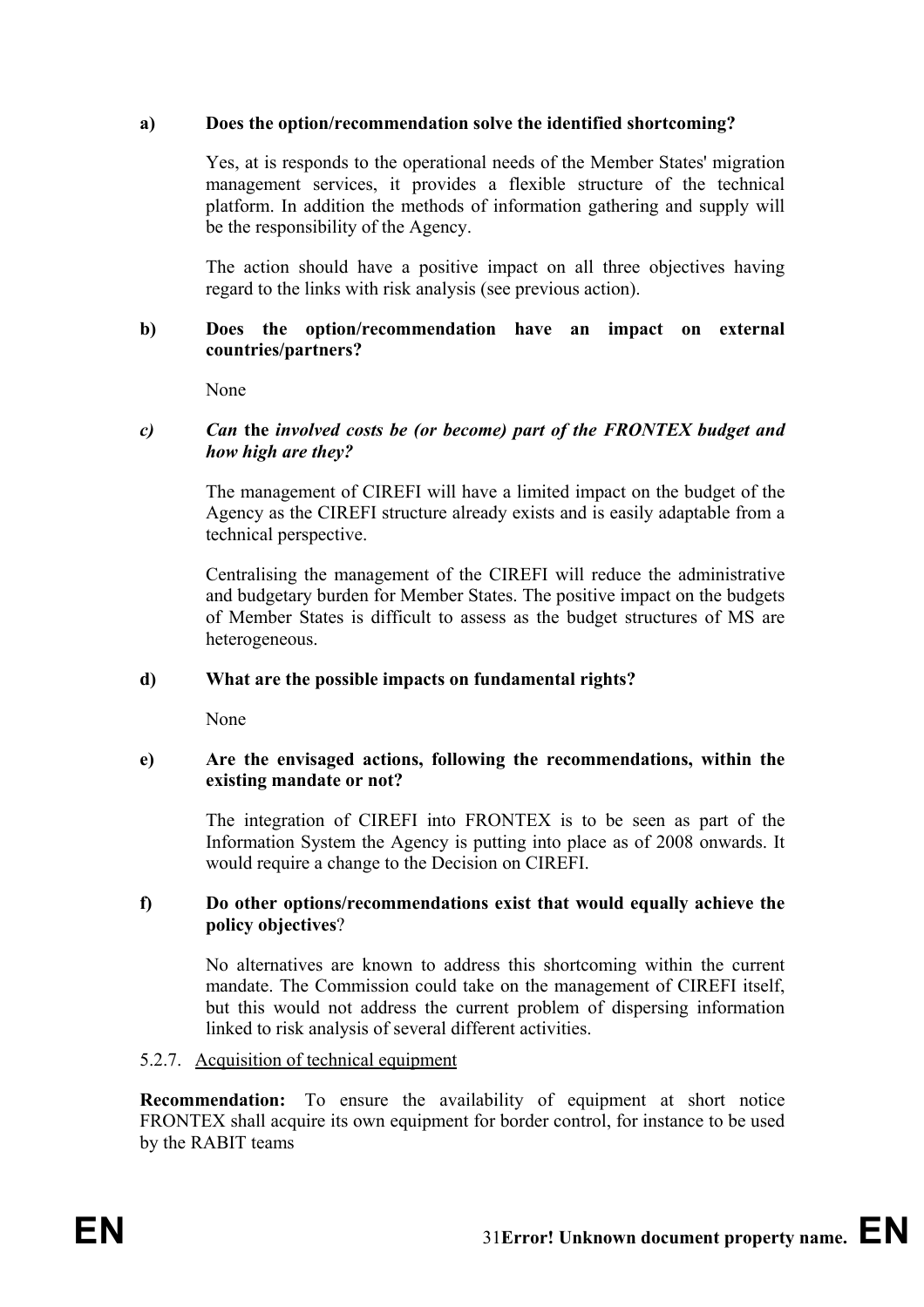**a) Does the option/recommendation solve the identified shortcoming?**

Yes, at is responds to the operational needs of the Member States' migration management services, it provides a flexible structure of the technical platform. In addition the methods of information gathering and supply will be the responsibility of the Agency.

The action should have a positive impact on all three objectives having regard to the links with risk analysis (see previous action).

**b) Does the option/recommendation have an impact on external countries/partners?**

None

***c) Can* the *involved costs be (or become) part of the FRONTEX budget and how high are they?***

The management of CIREFI will have a limited impact on the budget of the Agency as the CIREFI structure already exists and is easily adaptable from a technical perspective.

Centralising the management of the CIREFI will reduce the administrative and budgetary burden for Member States. The positive impact on the budgets of Member States is difficult to assess as the budget structures of MS are heterogeneous.

**d) What are the possible impacts on fundamental rights?**

None

**e) Are the envisaged actions, following the recommendations, within the existing mandate or not?**

The integration of CIREFI into FRONTEX is to be seen as part of the Information System the Agency is putting into place as of 2008 onwards. It would require a change to the Decision on CIREFI.

**f) Do other options/recommendations exist that would equally achieve the policy objectives**?

No alternatives are known to address this shortcoming within the current mandate. The Commission could take on the management of CIREFI itself, but this would not address the current problem of dispersing information linked to risk analysis of several different activities.

5.2.7. Acquisition of technical equipment

**Recommendation:** To ensure the availability of equipment at short notice FRONTEX shall acquire its own equipment for border control, for instance to be used by the RABIT teams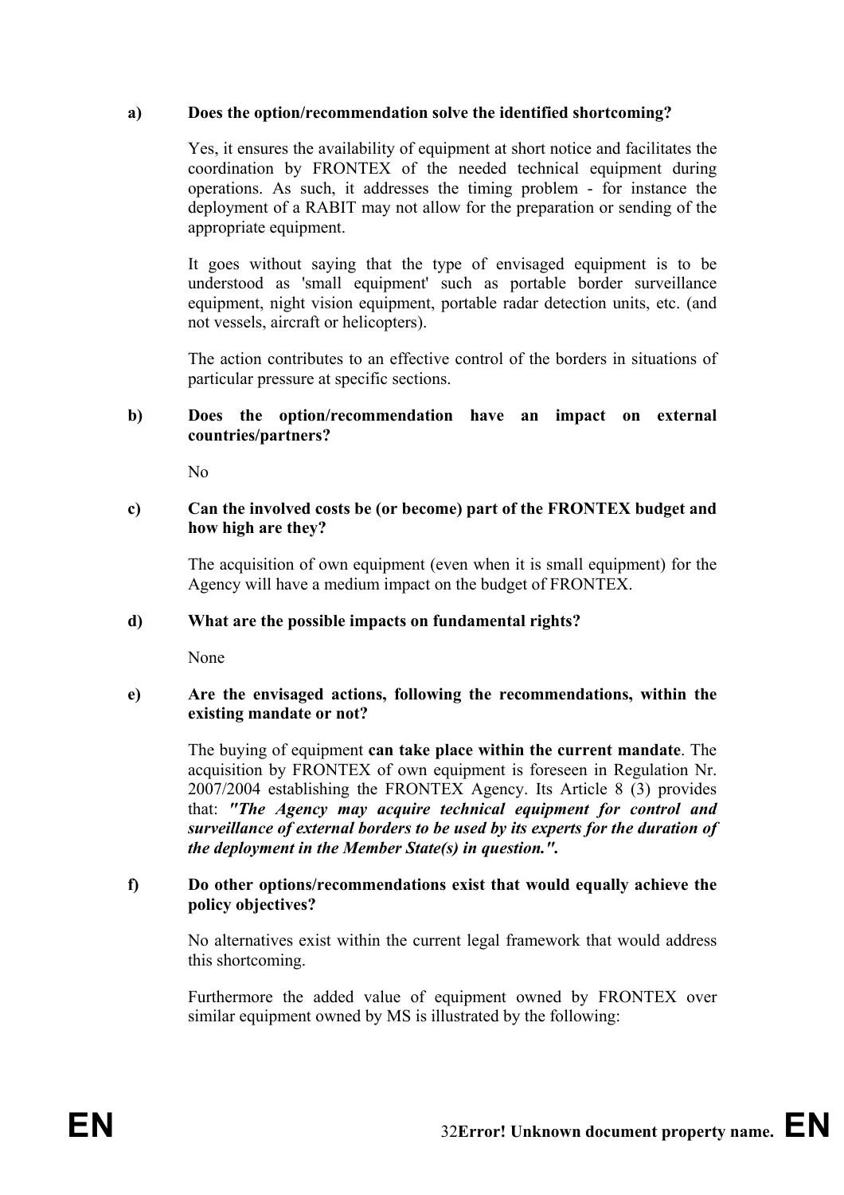**a) Does the option/recommendation solve the identified shortcoming?**

Yes, it ensures the availability of equipment at short notice and facilitates the coordination by FRONTEX of the needed technical equipment during operations. As such, it addresses the timing problem - for instance the deployment of a RABIT may not allow for the preparation or sending of the appropriate equipment.

It goes without saying that the type of envisaged equipment is to be understood as 'small equipment' such as portable border surveillance equipment, night vision equipment, portable radar detection units, etc. (and not vessels, aircraft or helicopters).

The action contributes to an effective control of the borders in situations of particular pressure at specific sections.

**b) Does the option/recommendation have an impact on external countries/partners?**

No

**c) Can the involved costs be (or become) part of the FRONTEX budget and how high are they?**

The acquisition of own equipment (even when it is small equipment) for the Agency will have a medium impact on the budget of FRONTEX.

**d) What are the possible impacts on fundamental rights?**

None

**e) Are the envisaged actions, following the recommendations, within the existing mandate or not?**

The buying of equipment **can take place within the current mandate**. The acquisition by FRONTEX of own equipment is foreseen in Regulation Nr. 2007/2004 establishing the FRONTEX Agency. Its Article 8 (3) provides that: ***"The Agency may acquire technical equipment for control and surveillance of external borders to be used by its experts for the duration of the deployment in the Member State(s) in question.".***

**f) Do other options/recommendations exist that would equally achieve the policy objectives?**

No alternatives exist within the current legal framework that would address this shortcoming.

Furthermore the added value of equipment owned by FRONTEX over similar equipment owned by MS is illustrated by the following: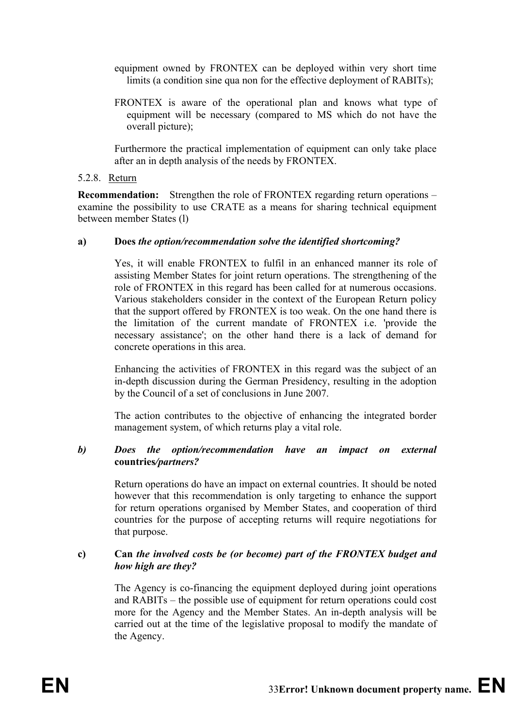equipment owned by FRONTEX can be deployed within very short time limits (a condition sine qua non for the effective deployment of RABITs);

FRONTEX is aware of the operational plan and knows what type of equipment will be necessary (compared to MS which do not have the overall picture);

Furthermore the practical implementation of equipment can only take place after an in depth analysis of the needs by FRONTEX.

5.2.8. Return

**Recommendation:** Strengthen the role of FRONTEX regarding return operations – examine the possibility to use CRATE as a means for sharing technical equipment between member States (l)

**a) Does** ***the option/recommendation solve the identified shortcoming?***

Yes, it will enable FRONTEX to fulfil in an enhanced manner its role of assisting Member States for joint return operations. The strengthening of the role of FRONTEX in this regard has been called for at numerous occasions. Various stakeholders consider in the context of the European Return policy that the support offered by FRONTEX is too weak. On the one hand there is the limitation of the current mandate of FRONTEX i.e. 'provide the necessary assistance'; on the other hand there is a lack of demand for concrete operations in this area.

Enhancing the activities of FRONTEX in this regard was the subject of an in-depth discussion during the German Presidency, resulting in the adoption by the Council of a set of conclusions in June 2007.

The action contributes to the objective of enhancing the integrated border management system, of which returns play a vital role.

***b) Does the option/recommendation have an impact on external*** **countries*****/partners?***

Return operations do have an impact on external countries. It should be noted however that this recommendation is only targeting to enhance the support for return operations organised by Member States, and cooperation of third countries for the purpose of accepting returns will require negotiations for that purpose.

**c) Can** ***the involved costs be (or become) part of the FRONTEX budget and how high are they?***

The Agency is co-financing the equipment deployed during joint operations and RABITs – the possible use of equipment for return operations could cost more for the Agency and the Member States. An in-depth analysis will be carried out at the time of the legislative proposal to modify the mandate of the Agency.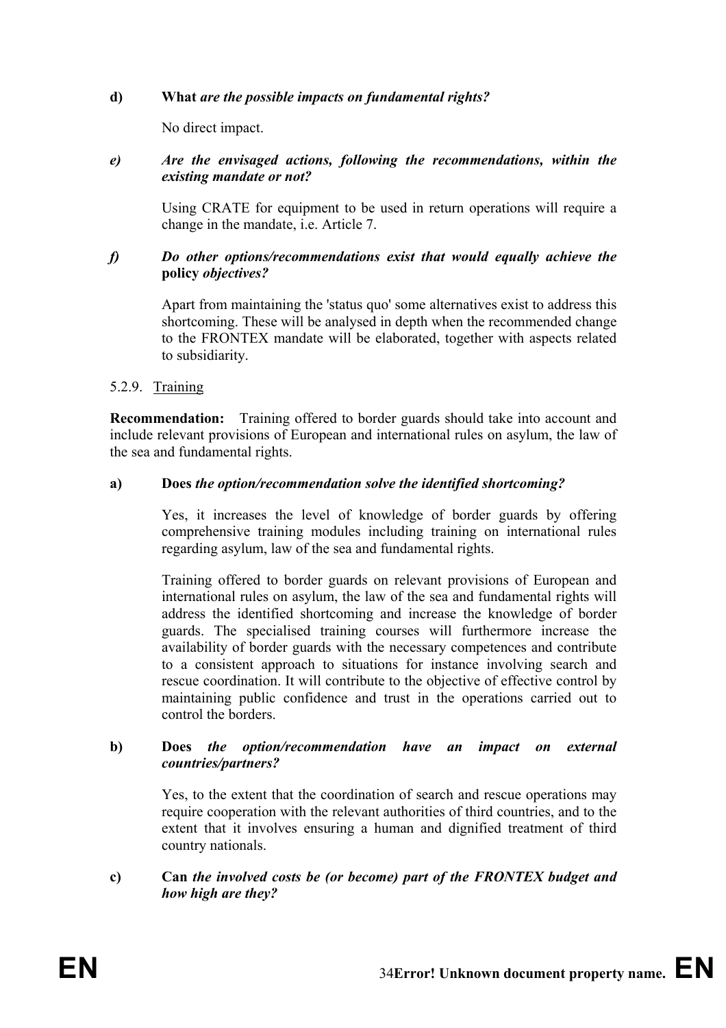**d) What** ***are the possible impacts on fundamental rights?***

No direct impact.

***e) Are the envisaged actions, following the recommendations, within the existing mandate or not?***

Using CRATE for equipment to be used in return operations will require a change in the mandate, i.e. Article 7.

***f) Do other options/recommendations exist that would equally achieve the*** **policy** ***objectives?***

Apart from maintaining the 'status quo' some alternatives exist to address this shortcoming. These will be analysed in depth when the recommended change to the FRONTEX mandate will be elaborated, together with aspects related to subsidiarity.

5.2.9. Training

**Recommendation:** Training offered to border guards should take into account and include relevant provisions of European and international rules on asylum, the law of the sea and fundamental rights.

**a) Does** ***the option/recommendation solve the identified shortcoming?***

Yes, it increases the level of knowledge of border guards by offering comprehensive training modules including training on international rules regarding asylum, law of the sea and fundamental rights.

Training offered to border guards on relevant provisions of European and international rules on asylum, the law of the sea and fundamental rights will address the identified shortcoming and increase the knowledge of border guards. The specialised training courses will furthermore increase the availability of border guards with the necessary competences and contribute to a consistent approach to situations for instance involving search and rescue coordination. It will contribute to the objective of effective control by maintaining public confidence and trust in the operations carried out to control the borders.

**b) Does** ***the option/recommendation have an impact on external countries/partners?***

Yes, to the extent that the coordination of search and rescue operations may require cooperation with the relevant authorities of third countries, and to the extent that it involves ensuring a human and dignified treatment of third country nationals.

**c) Can** ***the involved costs be (or become) part of the FRONTEX budget and how high are they?***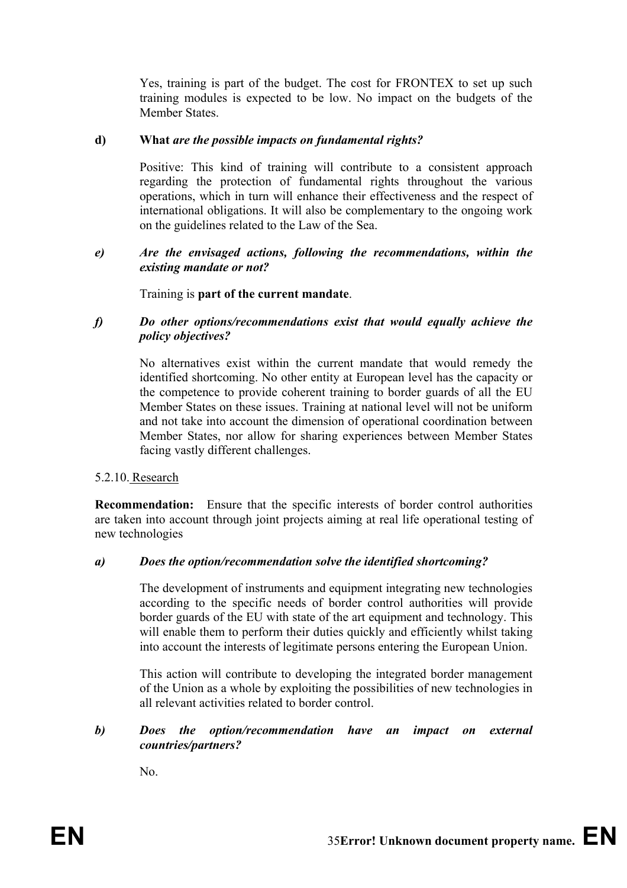Yes, training is part of the budget. The cost for FRONTEX to set up such training modules is expected to be low. No impact on the budgets of the Member States.

**d) What** ***are the possible impacts on fundamental rights?***

Positive: This kind of training will contribute to a consistent approach regarding the protection of fundamental rights throughout the various operations, which in turn will enhance their effectiveness and the respect of international obligations. It will also be complementary to the ongoing work on the guidelines related to the Law of the Sea.

***e) Are the envisaged actions, following the recommendations, within the existing mandate or not?***

Training is **part of the current mandate**.

***f) Do other options/recommendations exist that would equally achieve the policy objectives?***

No alternatives exist within the current mandate that would remedy the identified shortcoming. No other entity at European level has the capacity or the competence to provide coherent training to border guards of all the EU Member States on these issues. Training at national level will not be uniform and not take into account the dimension of operational coordination between Member States, nor allow for sharing experiences between Member States facing vastly different challenges.

5.2.10. Research

**Recommendation:** Ensure that the specific interests of border control authorities are taken into account through joint projects aiming at real life operational testing of new technologies

***a) Does the option/recommendation solve the identified shortcoming?***

The development of instruments and equipment integrating new technologies according to the specific needs of border control authorities will provide border guards of the EU with state of the art equipment and technology. This will enable them to perform their duties quickly and efficiently whilst taking into account the interests of legitimate persons entering the European Union.

This action will contribute to developing the integrated border management of the Union as a whole by exploiting the possibilities of new technologies in all relevant activities related to border control.

***b) Does the option/recommendation have an impact on external countries/partners?***

No.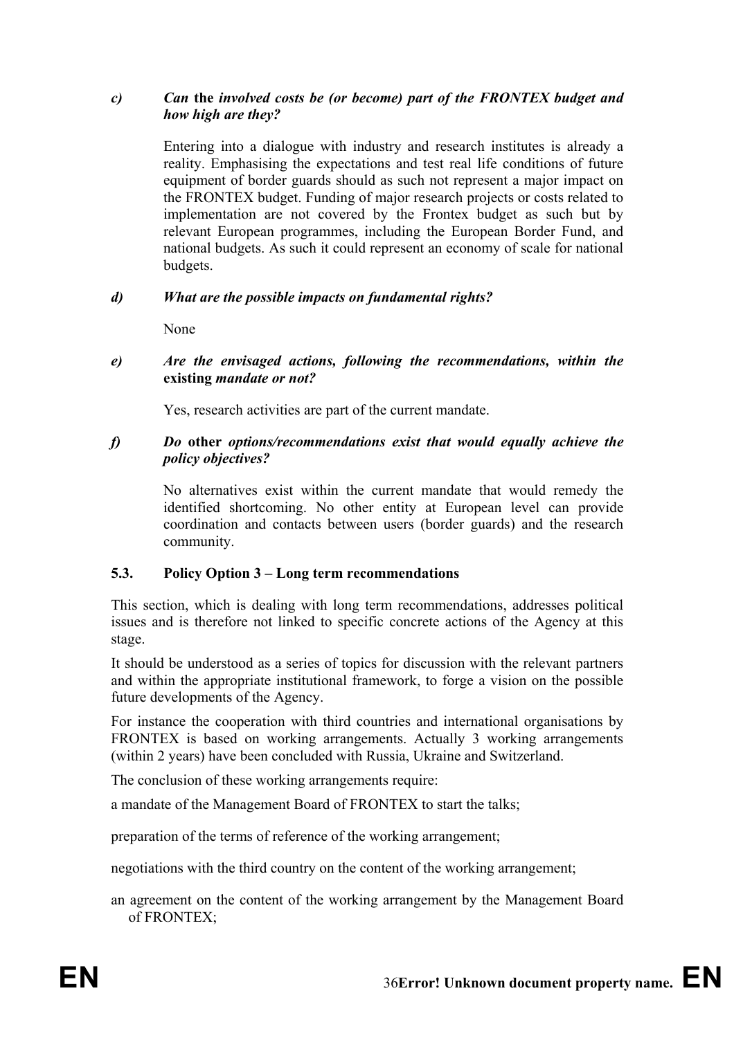*c)* ***Can*** **the** ***involved costs be (or become) part of the FRONTEX budget and how high are they?***

Entering into a dialogue with industry and research institutes is already a reality. Emphasising the expectations and test real life conditions of future equipment of border guards should as such not represent a major impact on the FRONTEX budget. Funding of major research projects or costs related to implementation are not covered by the Frontex budget as such but by relevant European programmes, including the European Border Fund, and national budgets. As such it could represent an economy of scale for national budgets.

***d) What are the possible impacts on fundamental rights?***

None

***e) Are the envisaged actions, following the recommendations, within the*** **existing** ***mandate or not?***

Yes, research activities are part of the current mandate.

***f) Do*** **other** ***options/recommendations exist that would equally achieve the policy objectives?***

No alternatives exist within the current mandate that would remedy the identified shortcoming. No other entity at European level can provide coordination and contacts between users (border guards) and the research community.

### 5.3. Policy Option 3 – Long term recommendations

This section, which is dealing with long term recommendations, addresses political issues and is therefore not linked to specific concrete actions of the Agency at this stage.

It should be understood as a series of topics for discussion with the relevant partners and within the appropriate institutional framework, to forge a vision on the possible future developments of the Agency.

For instance the cooperation with third countries and international organisations by FRONTEX is based on working arrangements. Actually 3 working arrangements (within 2 years) have been concluded with Russia, Ukraine and Switzerland.

The conclusion of these working arrangements require:

a mandate of the Management Board of FRONTEX to start the talks;

preparation of the terms of reference of the working arrangement;

negotiations with the third country on the content of the working arrangement;

an agreement on the content of the working arrangement by the Management Board of FRONTEX;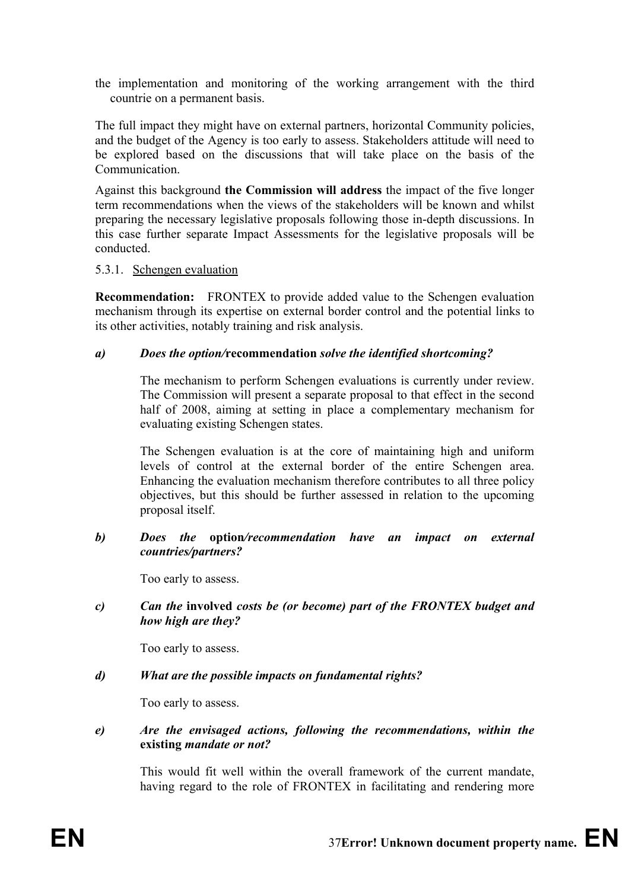the implementation and monitoring of the working arrangement with the third countrie on a permanent basis.

The full impact they might have on external partners, horizontal Community policies, and the budget of the Agency is too early to assess. Stakeholders attitude will need to be explored based on the discussions that will take place on the basis of the Communication.

Against this background **the Commission will address** the impact of the five longer term recommendations when the views of the stakeholders will be known and whilst preparing the necessary legislative proposals following those in-depth discussions. In this case further separate Impact Assessments for the legislative proposals will be conducted.

#### 5.3.1. Schengen evaluation

**Recommendation:** FRONTEX to provide added value to the Schengen evaluation mechanism through its expertise on external border control and the potential links to its other activities, notably training and risk analysis.

***a) Does the option/*recommendation *solve the identified shortcoming?***

The mechanism to perform Schengen evaluations is currently under review. The Commission will present a separate proposal to that effect in the second half of 2008, aiming at setting in place a complementary mechanism for evaluating existing Schengen states.

The Schengen evaluation is at the core of maintaining high and uniform levels of control at the external border of the entire Schengen area. Enhancing the evaluation mechanism therefore contributes to all three policy objectives, but this should be further assessed in relation to the upcoming proposal itself.

***b) Does the* option*/recommendation have an impact on external countries/partners?***

Too early to assess.

***c) Can the* involved *costs be (or become) part of the FRONTEX budget and how high are they?***

Too early to assess.

***d) What are the possible impacts on fundamental rights?***

Too early to assess.

***e) Are the envisaged actions, following the recommendations, within the* existing *mandate or not?***

This would fit well within the overall framework of the current mandate, having regard to the role of FRONTEX in facilitating and rendering more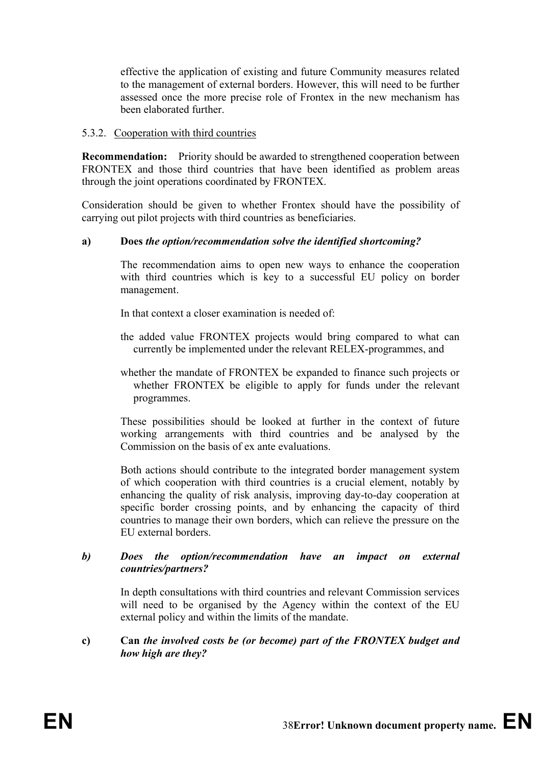effective the application of existing and future Community measures related to the management of external borders. However, this will need to be further assessed once the more precise role of Frontex in the new mechanism has been elaborated further.

### 5.3.2. Cooperation with third countries

**Recommendation:** Priority should be awarded to strengthened cooperation between FRONTEX and those third countries that have been identified as problem areas through the joint operations coordinated by FRONTEX.

Consideration should be given to whether Frontex should have the possibility of carrying out pilot projects with third countries as beneficiaries.

**a) Does *the option/recommendation solve the identified shortcoming?***

The recommendation aims to open new ways to enhance the cooperation with third countries which is key to a successful EU policy on border management.

In that context a closer examination is needed of:

- the added value FRONTEX projects would bring compared to what can currently be implemented under the relevant RELEX-programmes, and
- whether the mandate of FRONTEX be expanded to finance such projects or whether FRONTEX be eligible to apply for funds under the relevant programmes.

These possibilities should be looked at further in the context of future working arrangements with third countries and be analysed by the Commission on the basis of ex ante evaluations.

Both actions should contribute to the integrated border management system of which cooperation with third countries is a crucial element, notably by enhancing the quality of risk analysis, improving day-to-day cooperation at specific border crossing points, and by enhancing the capacity of third countries to manage their own borders, which can relieve the pressure on the EU external borders.

***b) Does the option/recommendation have an impact on external countries/partners?***

In depth consultations with third countries and relevant Commission services will need to be organised by the Agency within the context of the EU external policy and within the limits of the mandate.

**c) Can *the involved costs be (or become) part of the FRONTEX budget and how high are they?***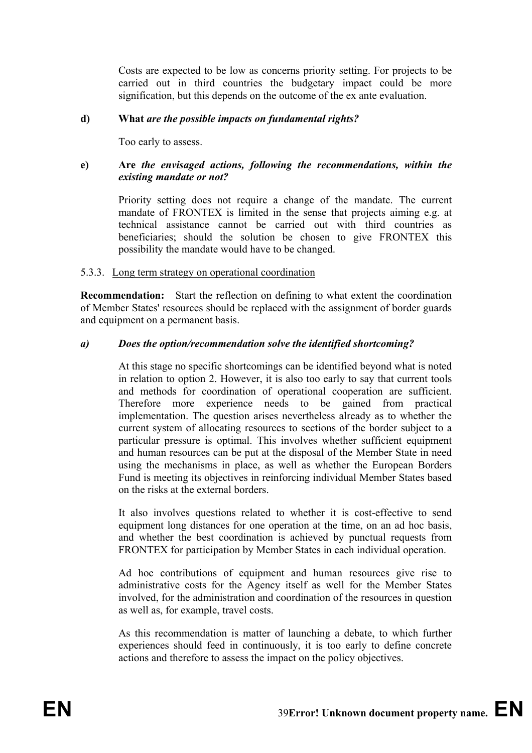Costs are expected to be low as concerns priority setting. For projects to be carried out in third countries the budgetary impact could be more signification, but this depends on the outcome of the ex ante evaluation.

**d) What *are the possible impacts on fundamental rights?***

Too early to assess.

**e) Are *the envisaged actions, following the recommendations, within the existing mandate or not?***

Priority setting does not require a change of the mandate. The current mandate of FRONTEX is limited in the sense that projects aiming e.g. at technical assistance cannot be carried out with third countries as beneficiaries; should the solution be chosen to give FRONTEX this possibility the mandate would have to be changed.

5.3.3. Long term strategy on operational coordination

**Recommendation:** Start the reflection on defining to what extent the coordination of Member States' resources should be replaced with the assignment of border guards and equipment on a permanent basis.

***a) Does the option/recommendation solve the identified shortcoming?***

At this stage no specific shortcomings can be identified beyond what is noted in relation to option 2. However, it is also too early to say that current tools and methods for coordination of operational cooperation are sufficient. Therefore more experience needs to be gained from practical implementation. The question arises nevertheless already as to whether the current system of allocating resources to sections of the border subject to a particular pressure is optimal. This involves whether sufficient equipment and human resources can be put at the disposal of the Member State in need using the mechanisms in place, as well as whether the European Borders Fund is meeting its objectives in reinforcing individual Member States based on the risks at the external borders.

It also involves questions related to whether it is cost-effective to send equipment long distances for one operation at the time, on an ad hoc basis, and whether the best coordination is achieved by punctual requests from FRONTEX for participation by Member States in each individual operation.

Ad hoc contributions of equipment and human resources give rise to administrative costs for the Agency itself as well for the Member States involved, for the administration and coordination of the resources in question as well as, for example, travel costs.

As this recommendation is matter of launching a debate, to which further experiences should feed in continuously, it is too early to define concrete actions and therefore to assess the impact on the policy objectives.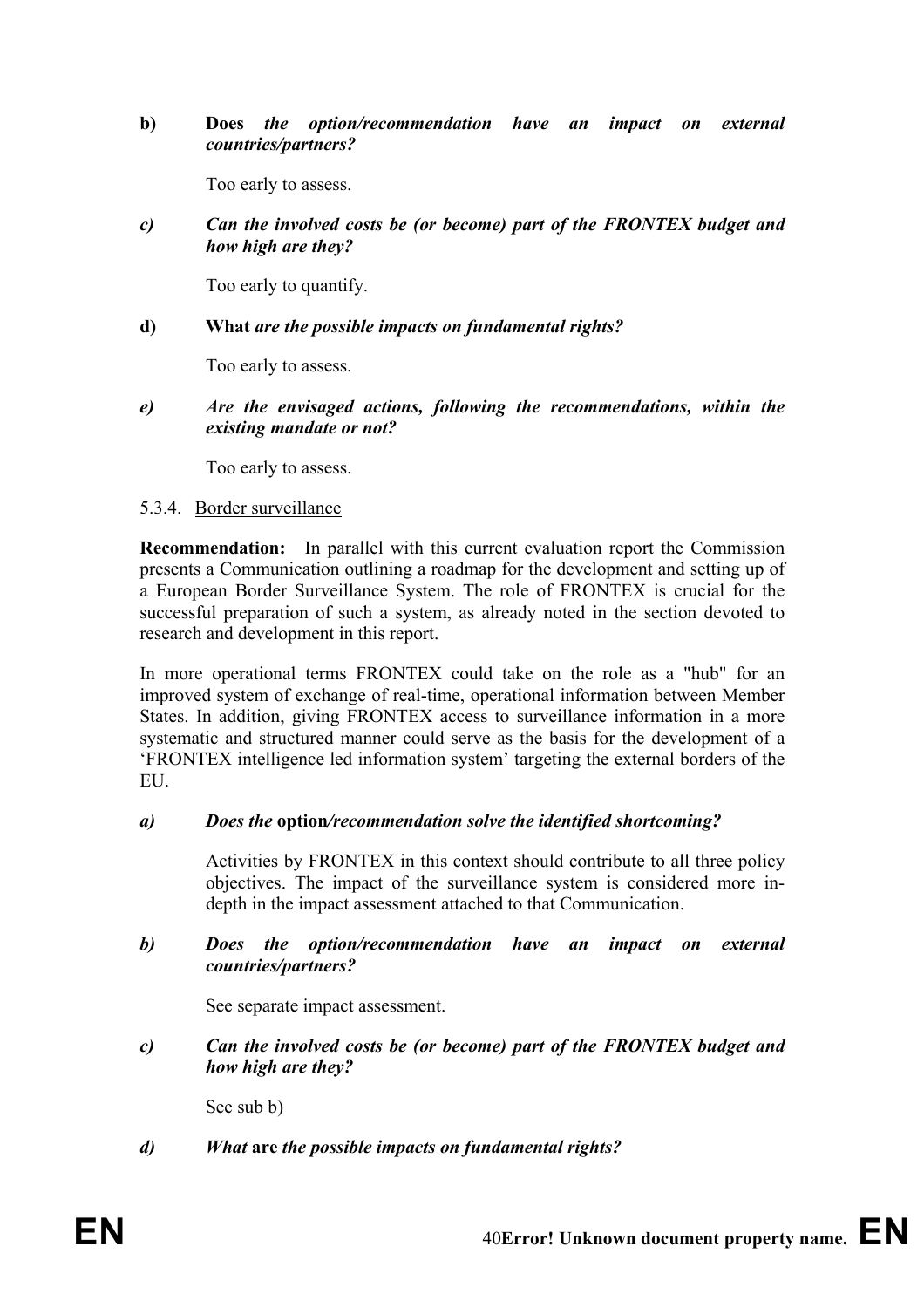**b)** **Does** ***the option/recommendation have an impact on external countries/partners?***

Too early to assess.

***c)*** ***Can the involved costs be (or become) part of the FRONTEX budget and how high are they?***

Too early to quantify.

**d)** **What** ***are the possible impacts on fundamental rights?***

Too early to assess.

***e)*** ***Are the envisaged actions, following the recommendations, within the existing mandate or not?***

Too early to assess.

5.3.4. Border surveillance

**Recommendation:** In parallel with this current evaluation report the Commission presents a Communication outlining a roadmap for the development and setting up of a European Border Surveillance System. The role of FRONTEX is crucial for the successful preparation of such a system, as already noted in the section devoted to research and development in this report.

In more operational terms FRONTEX could take on the role as a "hub" for an improved system of exchange of real-time, operational information between Member States. In addition, giving FRONTEX access to surveillance information in a more systematic and structured manner could serve as the basis for the development of a 'FRONTEX intelligence led information system' targeting the external borders of the EU.

***a)*** ***Does the* option*/recommendation solve the identified shortcoming?***

Activities by FRONTEX in this context should contribute to all three policy objectives. The impact of the surveillance system is considered more in-depth in the impact assessment attached to that Communication.

***b)*** ***Does the option/recommendation have an impact on external countries/partners?***

See separate impact assessment.

***c)*** ***Can the involved costs be (or become) part of the FRONTEX budget and how high are they?***

See sub b)

***d)*** ***What* are *the possible impacts on fundamental rights?***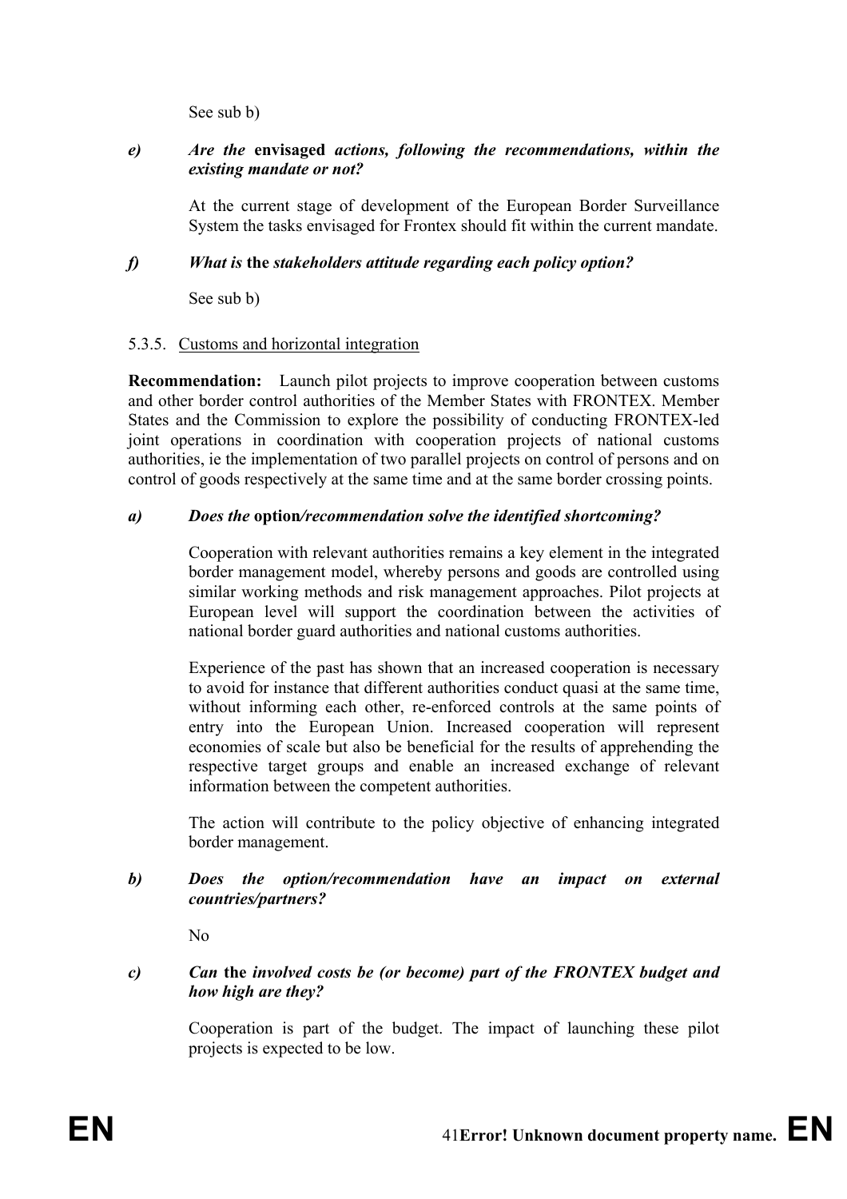See sub b)

***e) Are the* envisaged *actions, following the recommendations, within the existing mandate or not?***

At the current stage of development of the European Border Surveillance System the tasks envisaged for Frontex should fit within the current mandate.

***f) What is* the *stakeholders attitude regarding each policy option?***

See sub b)

5.3.5. Customs and horizontal integration

**Recommendation:** Launch pilot projects to improve cooperation between customs and other border control authorities of the Member States with FRONTEX. Member States and the Commission to explore the possibility of conducting FRONTEX-led joint operations in coordination with cooperation projects of national customs authorities, ie the implementation of two parallel projects on control of persons and on control of goods respectively at the same time and at the same border crossing points.

***a) Does the* option*/recommendation solve the identified shortcoming?***

Cooperation with relevant authorities remains a key element in the integrated border management model, whereby persons and goods are controlled using similar working methods and risk management approaches. Pilot projects at European level will support the coordination between the activities of national border guard authorities and national customs authorities.

Experience of the past has shown that an increased cooperation is necessary to avoid for instance that different authorities conduct quasi at the same time, without informing each other, re-enforced controls at the same points of entry into the European Union. Increased cooperation will represent economies of scale but also be beneficial for the results of apprehending the respective target groups and enable an increased exchange of relevant information between the competent authorities.

The action will contribute to the policy objective of enhancing integrated border management.

***b) Does the option/recommendation have an impact on external countries/partners?***

No

***c) Can* the *involved costs be (or become) part of the FRONTEX budget and how high are they?***

Cooperation is part of the budget. The impact of launching these pilot projects is expected to be low.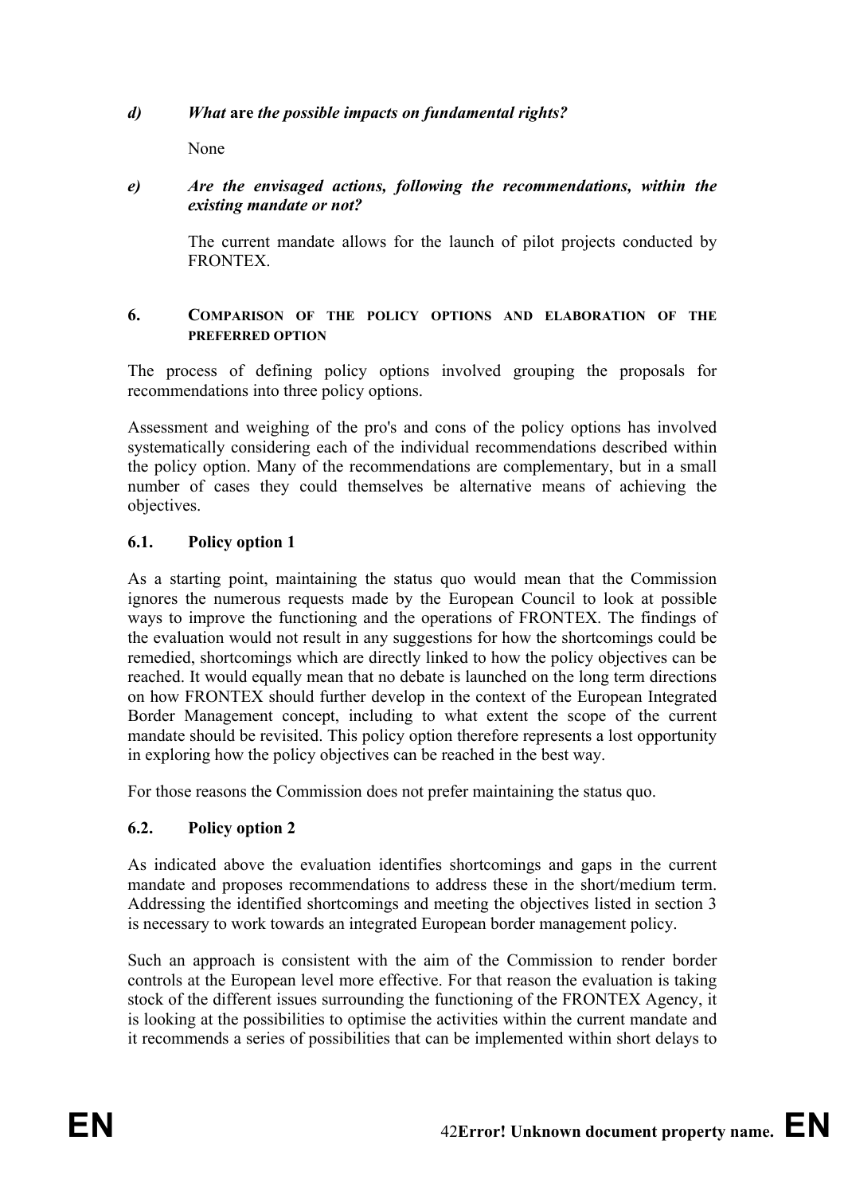*d) What* **are** *the possible impacts on fundamental rights?*

None

*e) Are the envisaged actions, following the recommendations, within the existing mandate or not?*

The current mandate allows for the launch of pilot projects conducted by FRONTEX.

## 6. COMPARISON OF THE POLICY OPTIONS AND ELABORATION OF THE PREFERRED OPTION

The process of defining policy options involved grouping the proposals for recommendations into three policy options.

Assessment and weighing of the pro's and cons of the policy options has involved systematically considering each of the individual recommendations described within the policy option. Many of the recommendations are complementary, but in a small number of cases they could themselves be alternative means of achieving the objectives.

### 6.1. Policy option 1

As a starting point, maintaining the status quo would mean that the Commission ignores the numerous requests made by the European Council to look at possible ways to improve the functioning and the operations of FRONTEX. The findings of the evaluation would not result in any suggestions for how the shortcomings could be remedied, shortcomings which are directly linked to how the policy objectives can be reached. It would equally mean that no debate is launched on the long term directions on how FRONTEX should further develop in the context of the European Integrated Border Management concept, including to what extent the scope of the current mandate should be revisited. This policy option therefore represents a lost opportunity in exploring how the policy objectives can be reached in the best way.

For those reasons the Commission does not prefer maintaining the status quo.

### 6.2. Policy option 2

As indicated above the evaluation identifies shortcomings and gaps in the current mandate and proposes recommendations to address these in the short/medium term. Addressing the identified shortcomings and meeting the objectives listed in section 3 is necessary to work towards an integrated European border management policy.

Such an approach is consistent with the aim of the Commission to render border controls at the European level more effective. For that reason the evaluation is taking stock of the different issues surrounding the functioning of the FRONTEX Agency, it is looking at the possibilities to optimise the activities within the current mandate and it recommends a series of possibilities that can be implemented within short delays to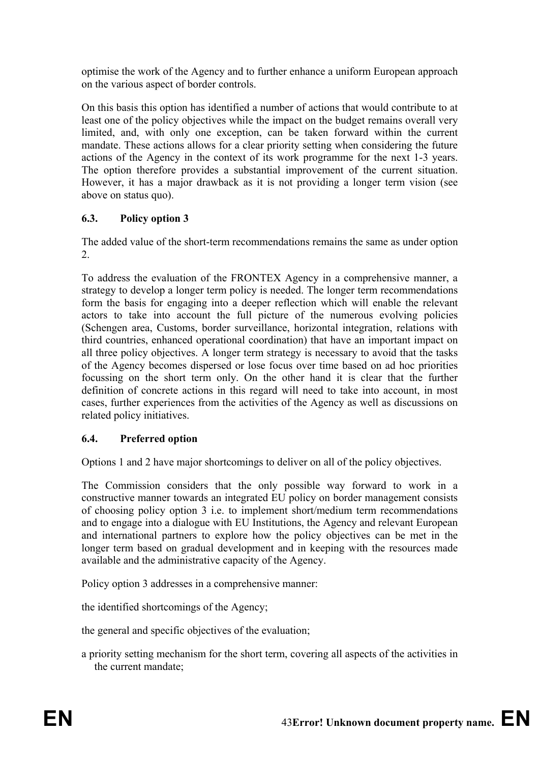optimise the work of the Agency and to further enhance a uniform European approach on the various aspect of border controls.

On this basis this option has identified a number of actions that would contribute to at least one of the policy objectives while the impact on the budget remains overall very limited, and, with only one exception, can be taken forward within the current mandate. These actions allows for a clear priority setting when considering the future actions of the Agency in the context of its work programme for the next 1-3 years. The option therefore provides a substantial improvement of the current situation. However, it has a major drawback as it is not providing a longer term vision (see above on status quo).

### 6.3. Policy option 3

The added value of the short-term recommendations remains the same as under option 2.

To address the evaluation of the FRONTEX Agency in a comprehensive manner, a strategy to develop a longer term policy is needed. The longer term recommendations form the basis for engaging into a deeper reflection which will enable the relevant actors to take into account the full picture of the numerous evolving policies (Schengen area, Customs, border surveillance, horizontal integration, relations with third countries, enhanced operational coordination) that have an important impact on all three policy objectives. A longer term strategy is necessary to avoid that the tasks of the Agency becomes dispersed or lose focus over time based on ad hoc priorities focussing on the short term only. On the other hand it is clear that the further definition of concrete actions in this regard will need to take into account, in most cases, further experiences from the activities of the Agency as well as discussions on related policy initiatives.

### 6.4. Preferred option

Options 1 and 2 have major shortcomings to deliver on all of the policy objectives.

The Commission considers that the only possible way forward to work in a constructive manner towards an integrated EU policy on border management consists of choosing policy option 3 i.e. to implement short/medium term recommendations and to engage into a dialogue with EU Institutions, the Agency and relevant European and international partners to explore how the policy objectives can be met in the longer term based on gradual development and in keeping with the resources made available and the administrative capacity of the Agency.

Policy option 3 addresses in a comprehensive manner:

the identified shortcomings of the Agency;

the general and specific objectives of the evaluation;

a priority setting mechanism for the short term, covering all aspects of the activities in the current mandate;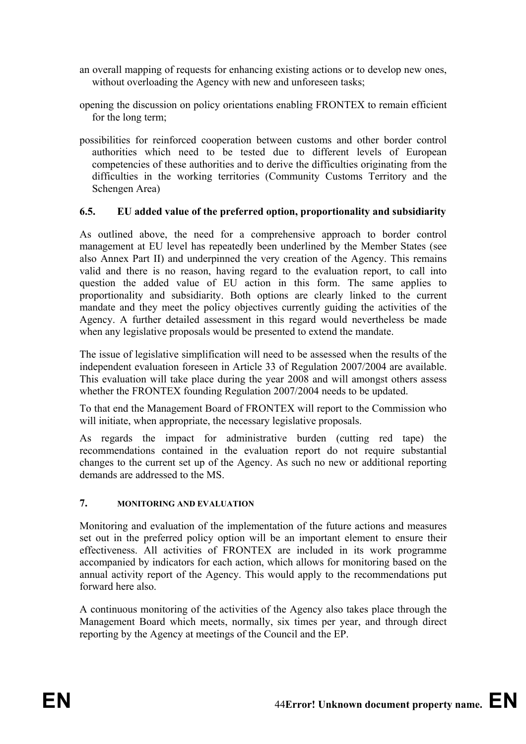an overall mapping of requests for enhancing existing actions or to develop new ones, without overloading the Agency with new and unforeseen tasks;

opening the discussion on policy orientations enabling FRONTEX to remain efficient for the long term;

possibilities for reinforced cooperation between customs and other border control authorities which need to be tested due to different levels of European competencies of these authorities and to derive the difficulties originating from the difficulties in the working territories (Community Customs Territory and the Schengen Area)

### 6.5. EU added value of the preferred option, proportionality and subsidiarity

As outlined above, the need for a comprehensive approach to border control management at EU level has repeatedly been underlined by the Member States (see also Annex Part II) and underpinned the very creation of the Agency. This remains valid and there is no reason, having regard to the evaluation report, to call into question the added value of EU action in this form. The same applies to proportionality and subsidiarity. Both options are clearly linked to the current mandate and they meet the policy objectives currently guiding the activities of the Agency. A further detailed assessment in this regard would nevertheless be made when any legislative proposals would be presented to extend the mandate.

The issue of legislative simplification will need to be assessed when the results of the independent evaluation foreseen in Article 33 of Regulation 2007/2004 are available. This evaluation will take place during the year 2008 and will amongst others assess whether the FRONTEX founding Regulation 2007/2004 needs to be updated.

To that end the Management Board of FRONTEX will report to the Commission who will initiate, when appropriate, the necessary legislative proposals.

As regards the impact for administrative burden (cutting red tape) the recommendations contained in the evaluation report do not require substantial changes to the current set up of the Agency. As such no new or additional reporting demands are addressed to the MS.

## 7. MONITORING AND EVALUATION

Monitoring and evaluation of the implementation of the future actions and measures set out in the preferred policy option will be an important element to ensure their effectiveness. All activities of FRONTEX are included in its work programme accompanied by indicators for each action, which allows for monitoring based on the annual activity report of the Agency. This would apply to the recommendations put forward here also.

A continuous monitoring of the activities of the Agency also takes place through the Management Board which meets, normally, six times per year, and through direct reporting by the Agency at meetings of the Council and the EP.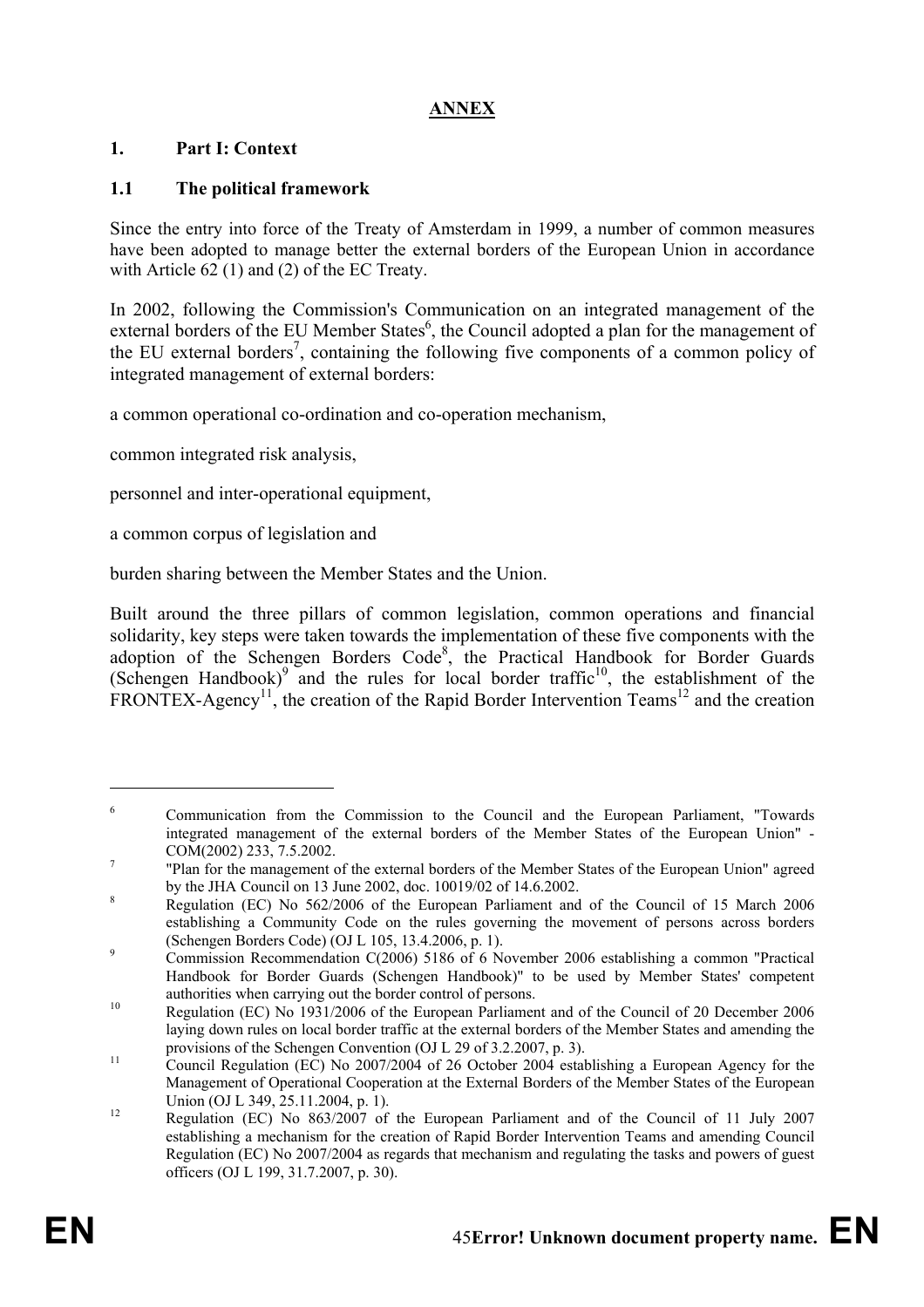**ANNEX**

# 1. Part I: Context

## 1.1 The political framework

Since the entry into force of the Treaty of Amsterdam in 1999, a number of common measures have been adopted to manage better the external borders of the European Union in accordance with Article 62 (1) and (2) of the EC Treaty.

In 2002, following the Commission's Communication on an integrated management of the external borders of the EU Member States[6], the Council adopted a plan for the management of the EU external borders[7], containing the following five components of a common policy of integrated management of external borders:

a common operational co-ordination and co-operation mechanism,

common integrated risk analysis,

personnel and inter-operational equipment,

a common corpus of legislation and

burden sharing between the Member States and the Union.

Built around the three pillars of common legislation, common operations and financial solidarity, key steps were taken towards the implementation of these five components with the adoption of the Schengen Borders Code[8], the Practical Handbook for Border Guards (Schengen Handbook)[9] and the rules for local border traffic[10], the establishment of the FRONTEX-Agency[11], the creation of the Rapid Border Intervention Teams[12] and the creation

---

[6] Communication from the Commission to the Council and the European Parliament, "Towards integrated management of the external borders of the Member States of the European Union" - COM(2002) 233, 7.5.2002.

[7] "Plan for the management of the external borders of the Member States of the European Union" agreed by the JHA Council on 13 June 2002, doc. 10019/02 of 14.6.2002.

[8] Regulation (EC) No 562/2006 of the European Parliament and of the Council of 15 March 2006 establishing a Community Code on the rules governing the movement of persons across borders (Schengen Borders Code) (OJ L 105, 13.4.2006, p. 1).

[9] Commission Recommendation C(2006) 5186 of 6 November 2006 establishing a common "Practical Handbook for Border Guards (Schengen Handbook)" to be used by Member States' competent authorities when carrying out the border control of persons.

[10] Regulation (EC) No 1931/2006 of the European Parliament and of the Council of 20 December 2006 laying down rules on local border traffic at the external borders of the Member States and amending the provisions of the Schengen Convention (OJ L 29 of 3.2.2007, p. 3).

[11] Council Regulation (EC) No 2007/2004 of 26 October 2004 establishing a European Agency for the Management of Operational Cooperation at the External Borders of the Member States of the European Union (OJ L 349, 25.11.2004, p. 1).

[12] Regulation (EC) No 863/2007 of the European Parliament and of the Council of 11 July 2007 establishing a mechanism for the creation of Rapid Border Intervention Teams and amending Council Regulation (EC) No 2007/2004 as regards that mechanism and regulating the tasks and powers of guest officers (OJ L 199, 31.7.2007, p. 30).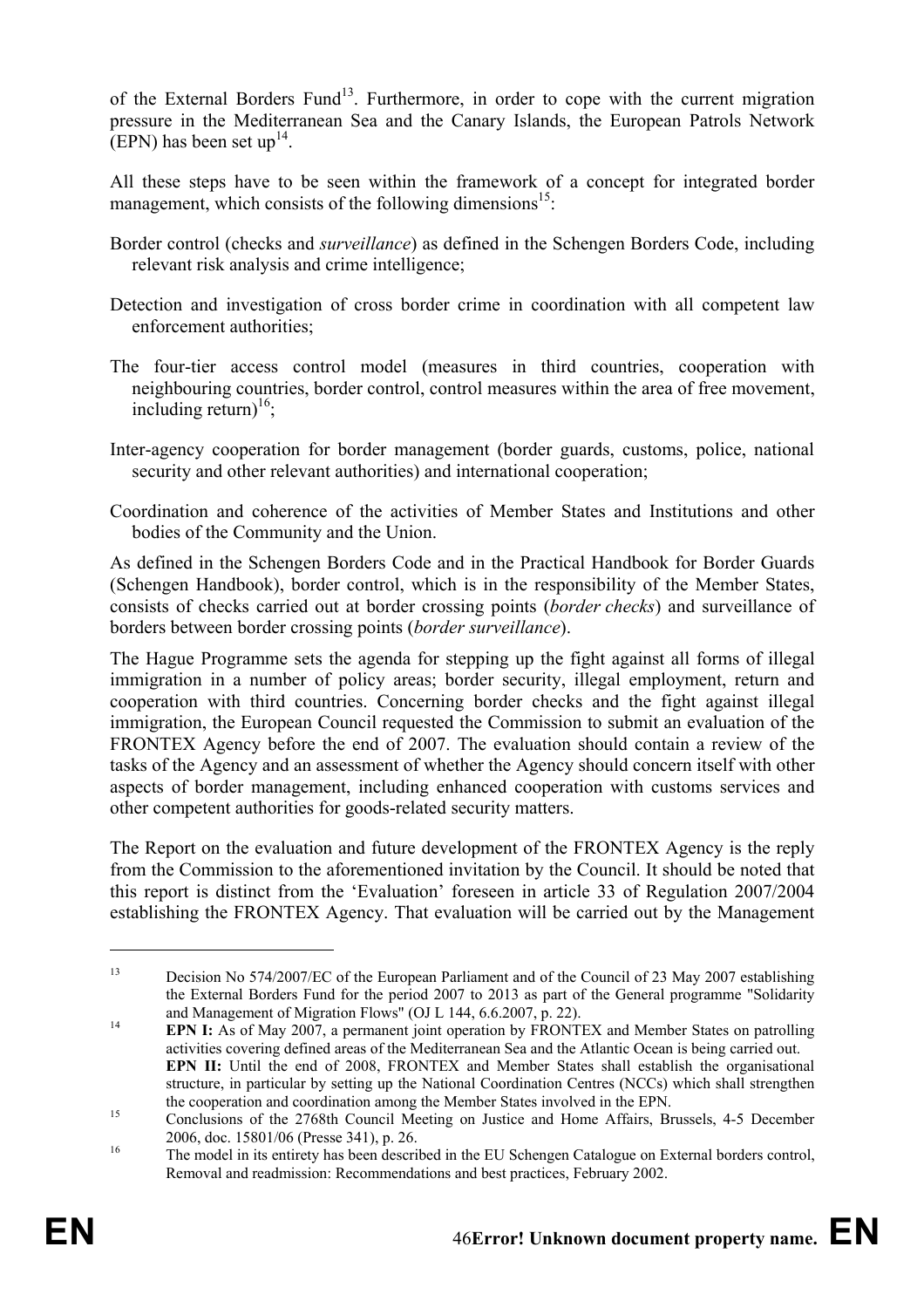of the External Borders Fund[13]. Furthermore, in order to cope with the current migration pressure in the Mediterranean Sea and the Canary Islands, the European Patrols Network (EPN) has been set up[14].

All these steps have to be seen within the framework of a concept for integrated border management, which consists of the following dimensions[15]:

Border control (checks and *surveillance*) as defined in the Schengen Borders Code, including relevant risk analysis and crime intelligence;

Detection and investigation of cross border crime in coordination with all competent law enforcement authorities;

The four-tier access control model (measures in third countries, cooperation with neighbouring countries, border control, control measures within the area of free movement, including return)[16];

Inter-agency cooperation for border management (border guards, customs, police, national security and other relevant authorities) and international cooperation;

Coordination and coherence of the activities of Member States and Institutions and other bodies of the Community and the Union.

As defined in the Schengen Borders Code and in the Practical Handbook for Border Guards (Schengen Handbook), border control, which is in the responsibility of the Member States, consists of checks carried out at border crossing points (*border checks*) and surveillance of borders between border crossing points (*border surveillance*).

The Hague Programme sets the agenda for stepping up the fight against all forms of illegal immigration in a number of policy areas; border security, illegal employment, return and cooperation with third countries. Concerning border checks and the fight against illegal immigration, the European Council requested the Commission to submit an evaluation of the FRONTEX Agency before the end of 2007. The evaluation should contain a review of the tasks of the Agency and an assessment of whether the Agency should concern itself with other aspects of border management, including enhanced cooperation with customs services and other competent authorities for goods-related security matters.

The Report on the evaluation and future development of the FRONTEX Agency is the reply from the Commission to the aforementioned invitation by the Council. It should be noted that this report is distinct from the 'Evaluation' foreseen in article 33 of Regulation 2007/2004 establishing the FRONTEX Agency. That evaluation will be carried out by the Management

---

[13] Decision No 574/2007/EC of the European Parliament and of the Council of 23 May 2007 establishing the External Borders Fund for the period 2007 to 2013 as part of the General programme "Solidarity and Management of Migration Flows" (OJ L 144, 6.6.2007, p. 22).

[14] **EPN I:** As of May 2007, a permanent joint operation by FRONTEX and Member States on patrolling activities covering defined areas of the Mediterranean Sea and the Atlantic Ocean is being carried out. **EPN II:** Until the end of 2008, FRONTEX and Member States shall establish the organisational structure, in particular by setting up the National Coordination Centres (NCCs) which shall strengthen the cooperation and coordination among the Member States involved in the EPN.

[15] Conclusions of the 2768th Council Meeting on Justice and Home Affairs, Brussels, 4-5 December 2006, doc. 15801/06 (Presse 341), p. 26.

[16] The model in its entirety has been described in the EU Schengen Catalogue on External borders control, Removal and readmission: Recommendations and best practices, February 2002.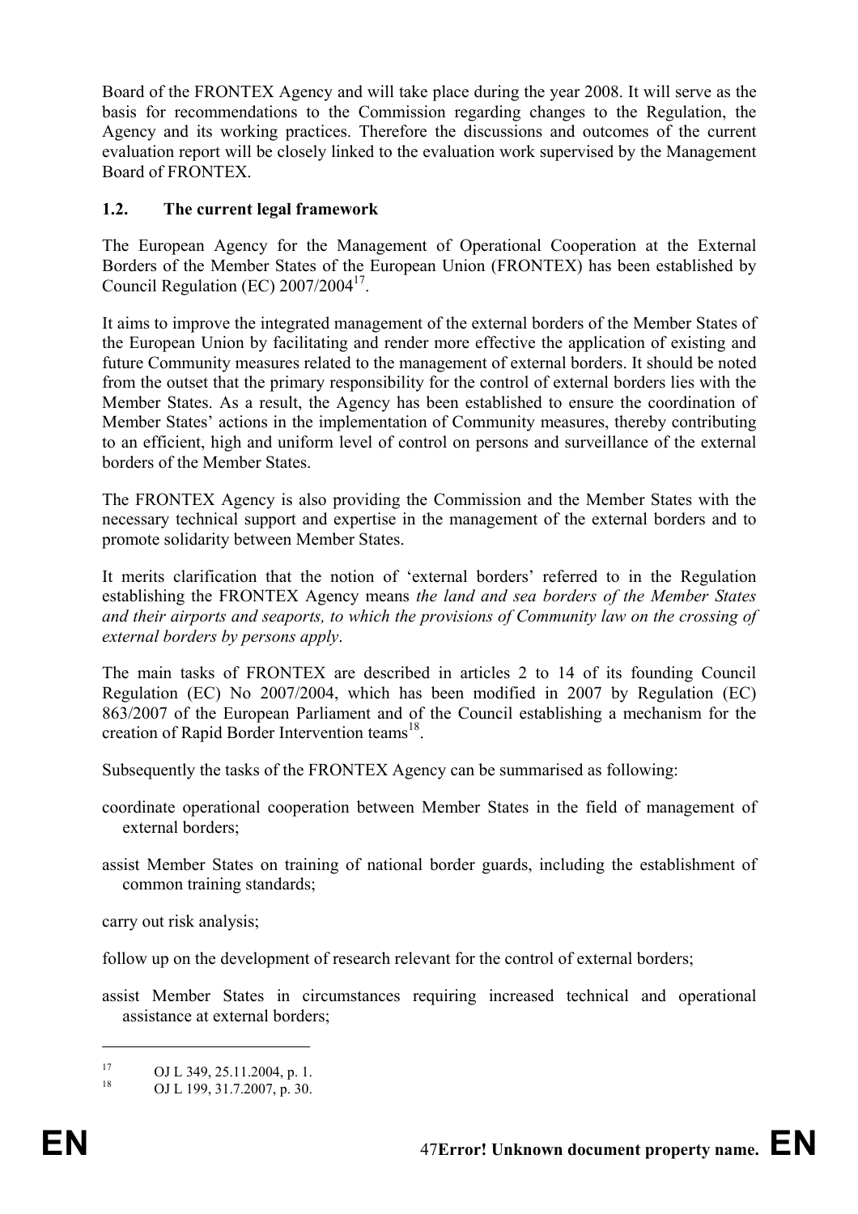Board of the FRONTEX Agency and will take place during the year 2008. It will serve as the basis for recommendations to the Commission regarding changes to the Regulation, the Agency and its working practices. Therefore the discussions and outcomes of the current evaluation report will be closely linked to the evaluation work supervised by the Management Board of FRONTEX.

### 1.2. The current legal framework

The European Agency for the Management of Operational Cooperation at the External Borders of the Member States of the European Union (FRONTEX) has been established by Council Regulation (EC) 2007/2004[17].

It aims to improve the integrated management of the external borders of the Member States of the European Union by facilitating and render more effective the application of existing and future Community measures related to the management of external borders. It should be noted from the outset that the primary responsibility for the control of external borders lies with the Member States. As a result, the Agency has been established to ensure the coordination of Member States' actions in the implementation of Community measures, thereby contributing to an efficient, high and uniform level of control on persons and surveillance of the external borders of the Member States.

The FRONTEX Agency is also providing the Commission and the Member States with the necessary technical support and expertise in the management of the external borders and to promote solidarity between Member States.

It merits clarification that the notion of 'external borders' referred to in the Regulation establishing the FRONTEX Agency means *the land and sea borders of the Member States and their airports and seaports, to which the provisions of Community law on the crossing of external borders by persons apply*.

The main tasks of FRONTEX are described in articles 2 to 14 of its founding Council Regulation (EC) No 2007/2004, which has been modified in 2007 by Regulation (EC) 863/2007 of the European Parliament and of the Council establishing a mechanism for the creation of Rapid Border Intervention teams[18].

Subsequently the tasks of the FRONTEX Agency can be summarised as following:

- coordinate operational cooperation between Member States in the field of management of external borders;
- assist Member States on training of national border guards, including the establishment of common training standards;
- carry out risk analysis;
- follow up on the development of research relevant for the control of external borders;
- assist Member States in circumstances requiring increased technical and operational assistance at external borders;

---

[17] OJ L 349, 25.11.2004, p. 1.

[18] OJ L 199, 31.7.2007, p. 30.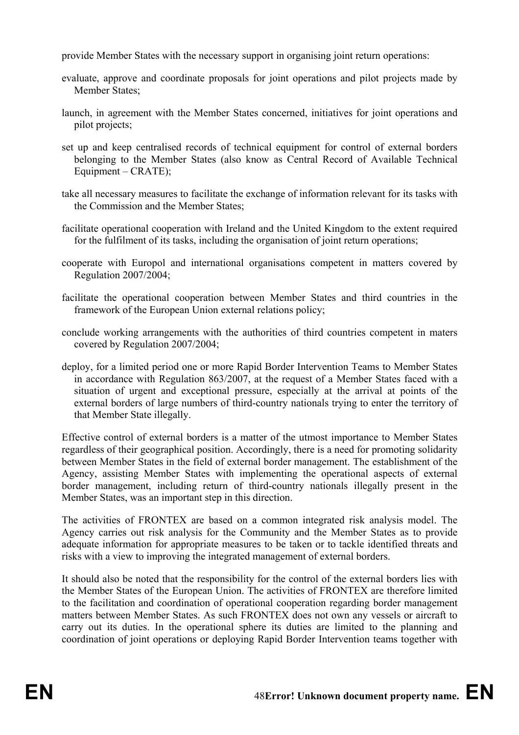provide Member States with the necessary support in organising joint return operations:

evaluate, approve and coordinate proposals for joint operations and pilot projects made by Member States;

launch, in agreement with the Member States concerned, initiatives for joint operations and pilot projects;

set up and keep centralised records of technical equipment for control of external borders belonging to the Member States (also know as Central Record of Available Technical Equipment – CRATE);

take all necessary measures to facilitate the exchange of information relevant for its tasks with the Commission and the Member States;

facilitate operational cooperation with Ireland and the United Kingdom to the extent required for the fulfilment of its tasks, including the organisation of joint return operations;

cooperate with Europol and international organisations competent in matters covered by Regulation 2007/2004;

facilitate the operational cooperation between Member States and third countries in the framework of the European Union external relations policy;

conclude working arrangements with the authorities of third countries competent in maters covered by Regulation 2007/2004;

deploy, for a limited period one or more Rapid Border Intervention Teams to Member States in accordance with Regulation 863/2007, at the request of a Member States faced with a situation of urgent and exceptional pressure, especially at the arrival at points of the external borders of large numbers of third-country nationals trying to enter the territory of that Member State illegally.

Effective control of external borders is a matter of the utmost importance to Member States regardless of their geographical position. Accordingly, there is a need for promoting solidarity between Member States in the field of external border management. The establishment of the Agency, assisting Member States with implementing the operational aspects of external border management, including return of third-country nationals illegally present in the Member States, was an important step in this direction.

The activities of FRONTEX are based on a common integrated risk analysis model. The Agency carries out risk analysis for the Community and the Member States as to provide adequate information for appropriate measures to be taken or to tackle identified threats and risks with a view to improving the integrated management of external borders.

It should also be noted that the responsibility for the control of the external borders lies with the Member States of the European Union. The activities of FRONTEX are therefore limited to the facilitation and coordination of operational cooperation regarding border management matters between Member States. As such FRONTEX does not own any vessels or aircraft to carry out its duties. In the operational sphere its duties are limited to the planning and coordination of joint operations or deploying Rapid Border Intervention teams together with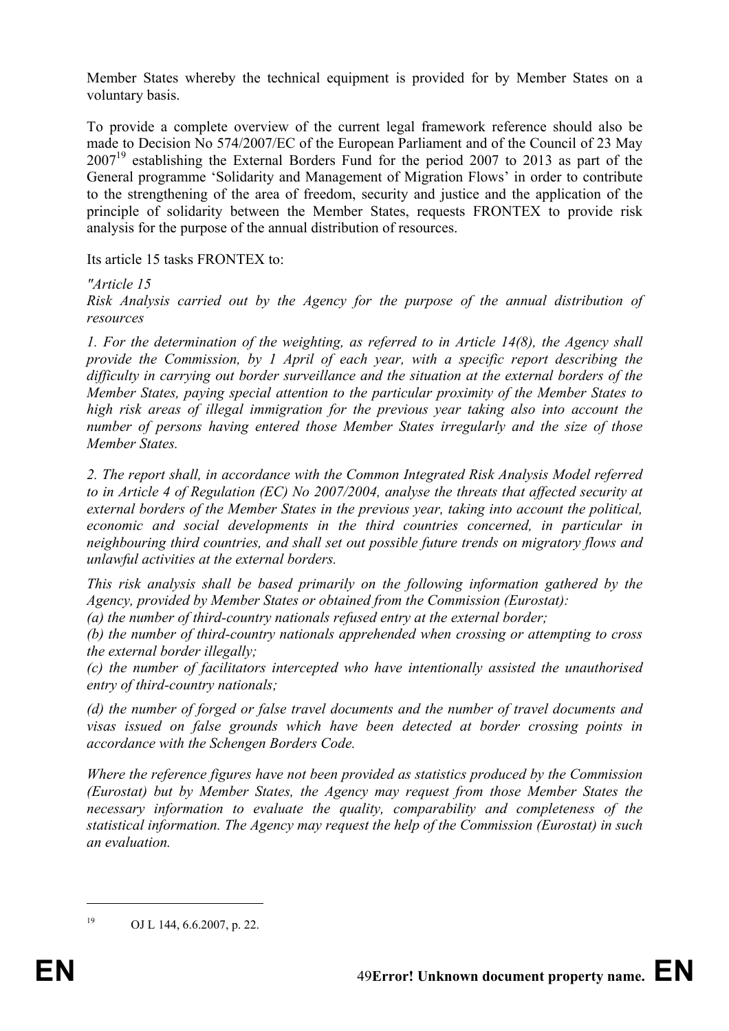Member States whereby the technical equipment is provided for by Member States on a voluntary basis.

To provide a complete overview of the current legal framework reference should also be made to Decision No 574/2007/EC of the European Parliament and of the Council of 23 May 2007[19] establishing the External Borders Fund for the period 2007 to 2013 as part of the General programme 'Solidarity and Management of Migration Flows' in order to contribute to the strengthening of the area of freedom, security and justice and the application of the principle of solidarity between the Member States, requests FRONTEX to provide risk analysis for the purpose of the annual distribution of resources.

Its article 15 tasks FRONTEX to:

*"Article 15*
*Risk Analysis carried out by the Agency for the purpose of the annual distribution of resources*

*1. For the determination of the weighting, as referred to in Article 14(8), the Agency shall provide the Commission, by 1 April of each year, with a specific report describing the difficulty in carrying out border surveillance and the situation at the external borders of the Member States, paying special attention to the particular proximity of the Member States to high risk areas of illegal immigration for the previous year taking also into account the number of persons having entered those Member States irregularly and the size of those Member States.*

*2. The report shall, in accordance with the Common Integrated Risk Analysis Model referred to in Article 4 of Regulation (EC) No 2007/2004, analyse the threats that affected security at external borders of the Member States in the previous year, taking into account the political, economic and social developments in the third countries concerned, in particular in neighbouring third countries, and shall set out possible future trends on migratory flows and unlawful activities at the external borders.*

*This risk analysis shall be based primarily on the following information gathered by the Agency, provided by Member States or obtained from the Commission (Eurostat):*
*(a) the number of third-country nationals refused entry at the external border;*
*(b) the number of third-country nationals apprehended when crossing or attempting to cross the external border illegally;*
*(c) the number of facilitators intercepted who have intentionally assisted the unauthorised entry of third-country nationals;*

*(d) the number of forged or false travel documents and the number of travel documents and visas issued on false grounds which have been detected at border crossing points in accordance with the Schengen Borders Code.*

*Where the reference figures have not been provided as statistics produced by the Commission (Eurostat) but by Member States, the Agency may request from those Member States the necessary information to evaluate the quality, comparability and completeness of the statistical information. The Agency may request the help of the Commission (Eurostat) in such an evaluation.*

---

[19] OJ L 144, 6.6.2007, p. 22.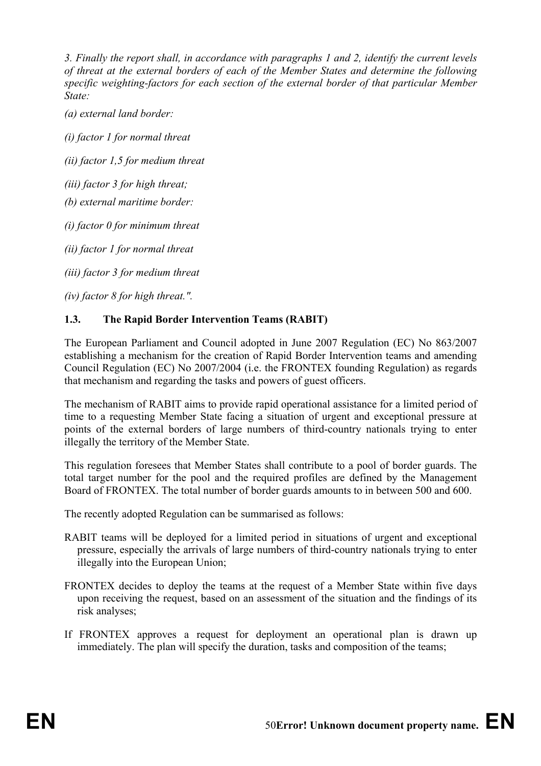*3. Finally the report shall, in accordance with paragraphs 1 and 2, identify the current levels of threat at the external borders of each of the Member States and determine the following specific weighting-factors for each section of the external border of that particular Member State:*

*(a) external land border:*

*(i) factor 1 for normal threat*

*(ii) factor 1,5 for medium threat*

*(iii) factor 3 for high threat;*

*(b) external maritime border:*

*(i) factor 0 for minimum threat*

*(ii) factor 1 for normal threat*

*(iii) factor 3 for medium threat*

*(iv) factor 8 for high threat.".*

### 1.3. The Rapid Border Intervention Teams (RABIT)

The European Parliament and Council adopted in June 2007 Regulation (EC) No 863/2007 establishing a mechanism for the creation of Rapid Border Intervention teams and amending Council Regulation (EC) No 2007/2004 (i.e. the FRONTEX founding Regulation) as regards that mechanism and regarding the tasks and powers of guest officers.

The mechanism of RABIT aims to provide rapid operational assistance for a limited period of time to a requesting Member State facing a situation of urgent and exceptional pressure at points of the external borders of large numbers of third-country nationals trying to enter illegally the territory of the Member State.

This regulation foresees that Member States shall contribute to a pool of border guards. The total target number for the pool and the required profiles are defined by the Management Board of FRONTEX. The total number of border guards amounts to in between 500 and 600.

The recently adopted Regulation can be summarised as follows:

- RABIT teams will be deployed for a limited period in situations of urgent and exceptional pressure, especially the arrivals of large numbers of third-country nationals trying to enter illegally into the European Union;
- FRONTEX decides to deploy the teams at the request of a Member State within five days upon receiving the request, based on an assessment of the situation and the findings of its risk analyses;
- If FRONTEX approves a request for deployment an operational plan is drawn up immediately. The plan will specify the duration, tasks and composition of the teams;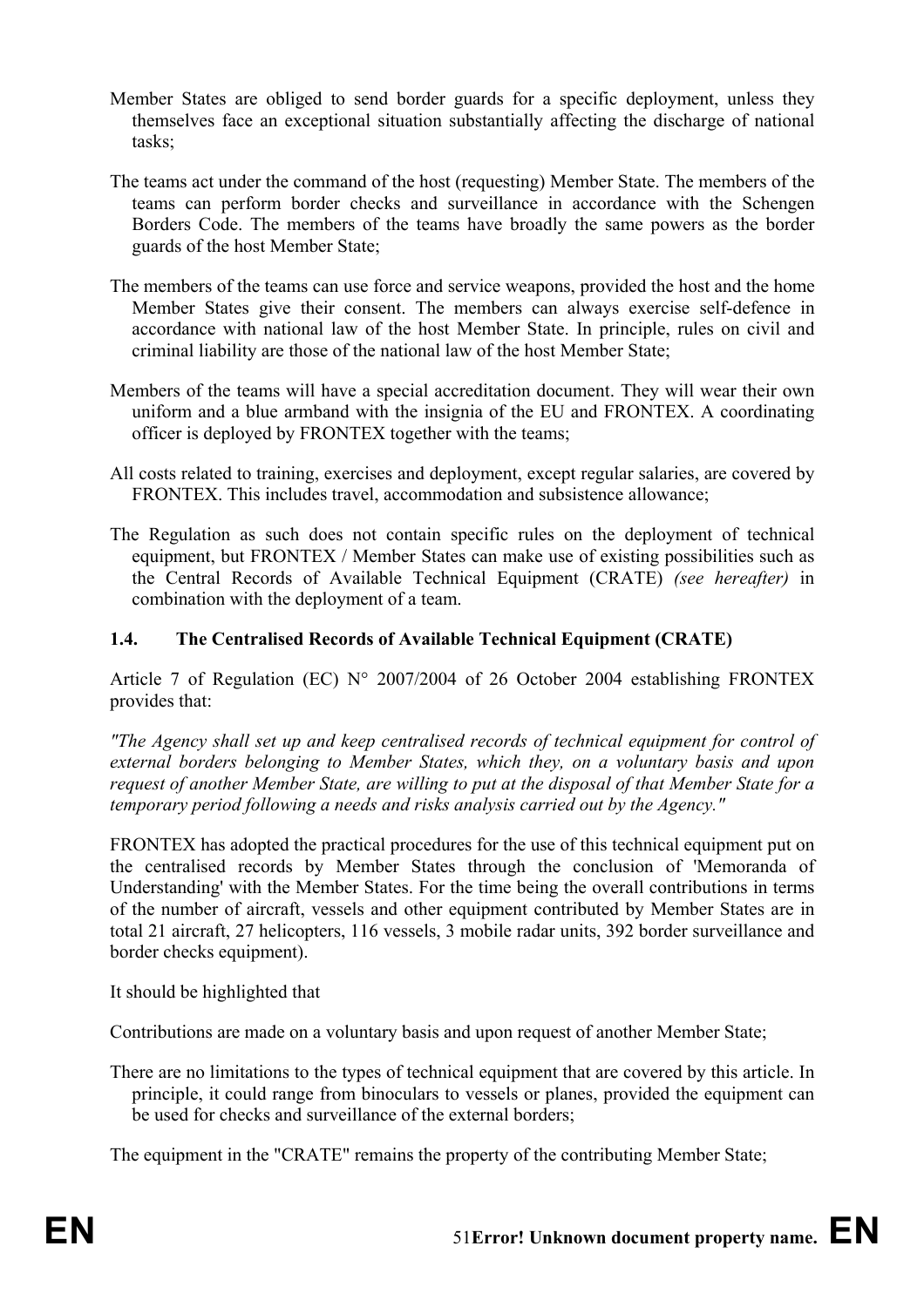- Member States are obliged to send border guards for a specific deployment, unless they themselves face an exceptional situation substantially affecting the discharge of national tasks;

- The teams act under the command of the host (requesting) Member State. The members of the teams can perform border checks and surveillance in accordance with the Schengen Borders Code. The members of the teams have broadly the same powers as the border guards of the host Member State;

- The members of the teams can use force and service weapons, provided the host and the home Member States give their consent. The members can always exercise self-defence in accordance with national law of the host Member State. In principle, rules on civil and criminal liability are those of the national law of the host Member State;

- Members of the teams will have a special accreditation document. They will wear their own uniform and a blue armband with the insignia of the EU and FRONTEX. A coordinating officer is deployed by FRONTEX together with the teams;

- All costs related to training, exercises and deployment, except regular salaries, are covered by FRONTEX. This includes travel, accommodation and subsistence allowance;

- The Regulation as such does not contain specific rules on the deployment of technical equipment, but FRONTEX / Member States can make use of existing possibilities such as the Central Records of Available Technical Equipment (CRATE) *(see hereafter)* in combination with the deployment of a team.

### 1.4. The Centralised Records of Available Technical Equipment (CRATE)

Article 7 of Regulation (EC) N° 2007/2004 of 26 October 2004 establishing FRONTEX provides that:

*"The Agency shall set up and keep centralised records of technical equipment for control of external borders belonging to Member States, which they, on a voluntary basis and upon request of another Member State, are willing to put at the disposal of that Member State for a temporary period following a needs and risks analysis carried out by the Agency."*

FRONTEX has adopted the practical procedures for the use of this technical equipment put on the centralised records by Member States through the conclusion of 'Memoranda of Understanding' with the Member States. For the time being the overall contributions in terms of the number of aircraft, vessels and other equipment contributed by Member States are in total 21 aircraft, 27 helicopters, 116 vessels, 3 mobile radar units, 392 border surveillance and border checks equipment).

It should be highlighted that

- Contributions are made on a voluntary basis and upon request of another Member State;

- There are no limitations to the types of technical equipment that are covered by this article. In principle, it could range from binoculars to vessels or planes, provided the equipment can be used for checks and surveillance of the external borders;

- The equipment in the "CRATE" remains the property of the contributing Member State;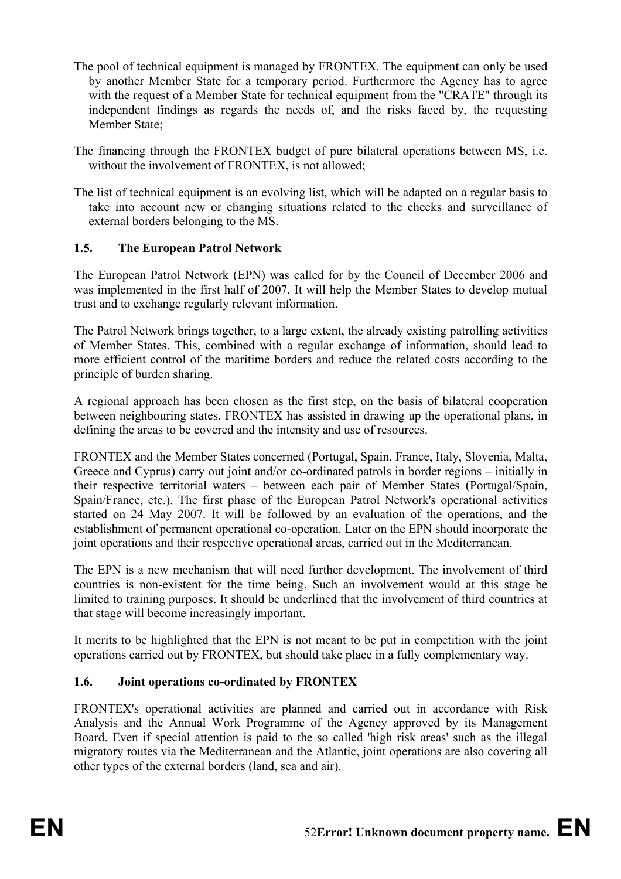The pool of technical equipment is managed by FRONTEX. The equipment can only be used by another Member State for a temporary period. Furthermore the Agency has to agree with the request of a Member State for technical equipment from the "CRATE" through its independent findings as regards the needs of, and the risks faced by, the requesting Member State;

The financing through the FRONTEX budget of pure bilateral operations between MS, i.e. without the involvement of FRONTEX, is not allowed;

The list of technical equipment is an evolving list, which will be adapted on a regular basis to take into account new or changing situations related to the checks and surveillance of external borders belonging to the MS.

### 1.5. The European Patrol Network

The European Patrol Network (EPN) was called for by the Council of December 2006 and was implemented in the first half of 2007. It will help the Member States to develop mutual trust and to exchange regularly relevant information.

The Patrol Network brings together, to a large extent, the already existing patrolling activities of Member States. This, combined with a regular exchange of information, should lead to more efficient control of the maritime borders and reduce the related costs according to the principle of burden sharing.

A regional approach has been chosen as the first step, on the basis of bilateral cooperation between neighbouring states. FRONTEX has assisted in drawing up the operational plans, in defining the areas to be covered and the intensity and use of resources.

FRONTEX and the Member States concerned (Portugal, Spain, France, Italy, Slovenia, Malta, Greece and Cyprus) carry out joint and/or co-ordinated patrols in border regions – initially in their respective territorial waters – between each pair of Member States (Portugal/Spain, Spain/France, etc.). The first phase of the European Patrol Network's operational activities started on 24 May 2007. It will be followed by an evaluation of the operations, and the establishment of permanent operational co-operation. Later on the EPN should incorporate the joint operations and their respective operational areas, carried out in the Mediterranean.

The EPN is a new mechanism that will need further development. The involvement of third countries is non-existent for the time being. Such an involvement would at this stage be limited to training purposes. It should be underlined that the involvement of third countries at that stage will become increasingly important.

It merits to be highlighted that the EPN is not meant to be put in competition with the joint operations carried out by FRONTEX, but should take place in a fully complementary way.

### 1.6. Joint operations co-ordinated by FRONTEX

FRONTEX's operational activities are planned and carried out in accordance with Risk Analysis and the Annual Work Programme of the Agency approved by its Management Board. Even if special attention is paid to the so called 'high risk areas' such as the illegal migratory routes via the Mediterranean and the Atlantic, joint operations are also covering all other types of the external borders (land, sea and air).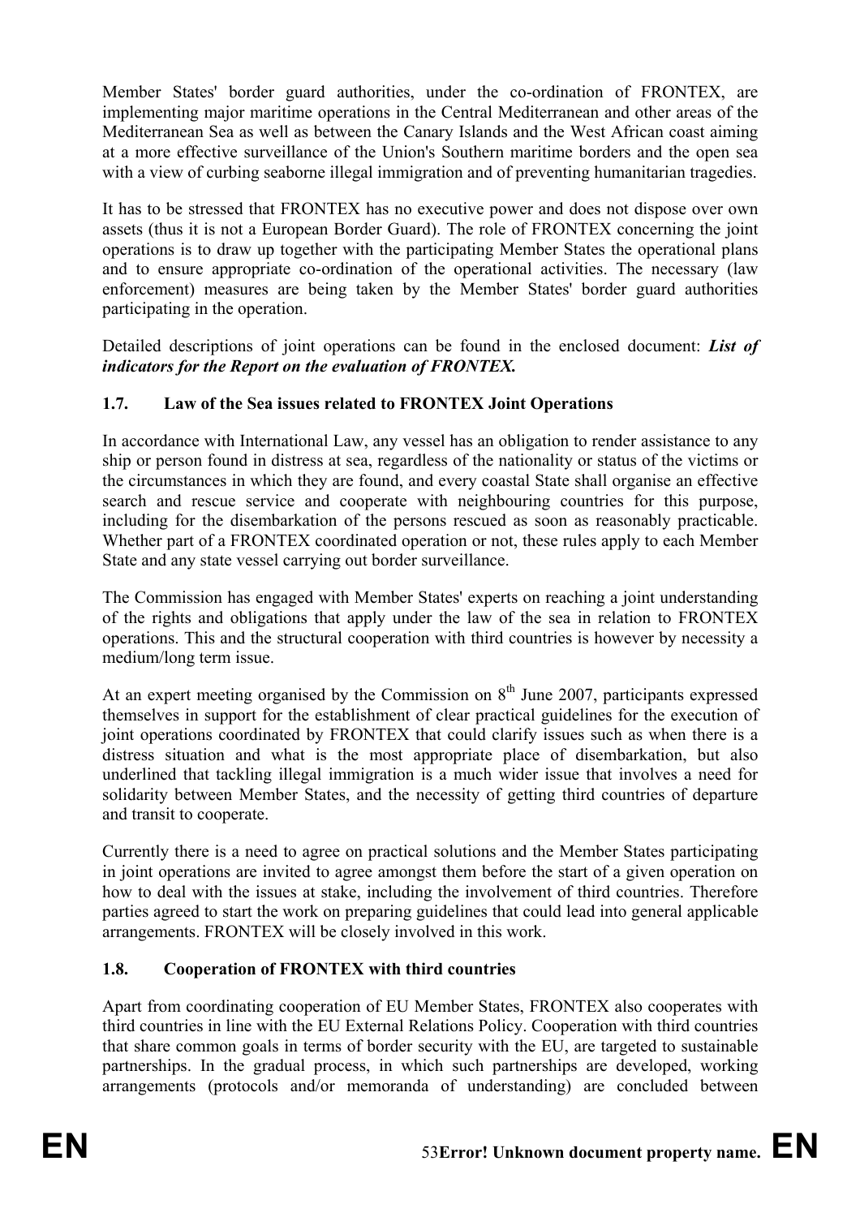Member States' border guard authorities, under the co-ordination of FRONTEX, are implementing major maritime operations in the Central Mediterranean and other areas of the Mediterranean Sea as well as between the Canary Islands and the West African coast aiming at a more effective surveillance of the Union's Southern maritime borders and the open sea with a view of curbing seaborne illegal immigration and of preventing humanitarian tragedies.

It has to be stressed that FRONTEX has no executive power and does not dispose over own assets (thus it is not a European Border Guard). The role of FRONTEX concerning the joint operations is to draw up together with the participating Member States the operational plans and to ensure appropriate co-ordination of the operational activities. The necessary (law enforcement) measures are being taken by the Member States' border guard authorities participating in the operation.

Detailed descriptions of joint operations can be found in the enclosed document: ***List of indicators for the Report on the evaluation of FRONTEX.***

### 1.7. Law of the Sea issues related to FRONTEX Joint Operations

In accordance with International Law, any vessel has an obligation to render assistance to any ship or person found in distress at sea, regardless of the nationality or status of the victims or the circumstances in which they are found, and every coastal State shall organise an effective search and rescue service and cooperate with neighbouring countries for this purpose, including for the disembarkation of the persons rescued as soon as reasonably practicable. Whether part of a FRONTEX coordinated operation or not, these rules apply to each Member State and any state vessel carrying out border surveillance.

The Commission has engaged with Member States' experts on reaching a joint understanding of the rights and obligations that apply under the law of the sea in relation to FRONTEX operations. This and the structural cooperation with third countries is however by necessity a medium/long term issue.

At an expert meeting organised by the Commission on 8th June 2007, participants expressed themselves in support for the establishment of clear practical guidelines for the execution of joint operations coordinated by FRONTEX that could clarify issues such as when there is a distress situation and what is the most appropriate place of disembarkation, but also underlined that tackling illegal immigration is a much wider issue that involves a need for solidarity between Member States, and the necessity of getting third countries of departure and transit to cooperate.

Currently there is a need to agree on practical solutions and the Member States participating in joint operations are invited to agree amongst them before the start of a given operation on how to deal with the issues at stake, including the involvement of third countries. Therefore parties agreed to start the work on preparing guidelines that could lead into general applicable arrangements. FRONTEX will be closely involved in this work.

### 1.8. Cooperation of FRONTEX with third countries

Apart from coordinating cooperation of EU Member States, FRONTEX also cooperates with third countries in line with the EU External Relations Policy. Cooperation with third countries that share common goals in terms of border security with the EU, are targeted to sustainable partnerships. In the gradual process, in which such partnerships are developed, working arrangements (protocols and/or memoranda of understanding) are concluded between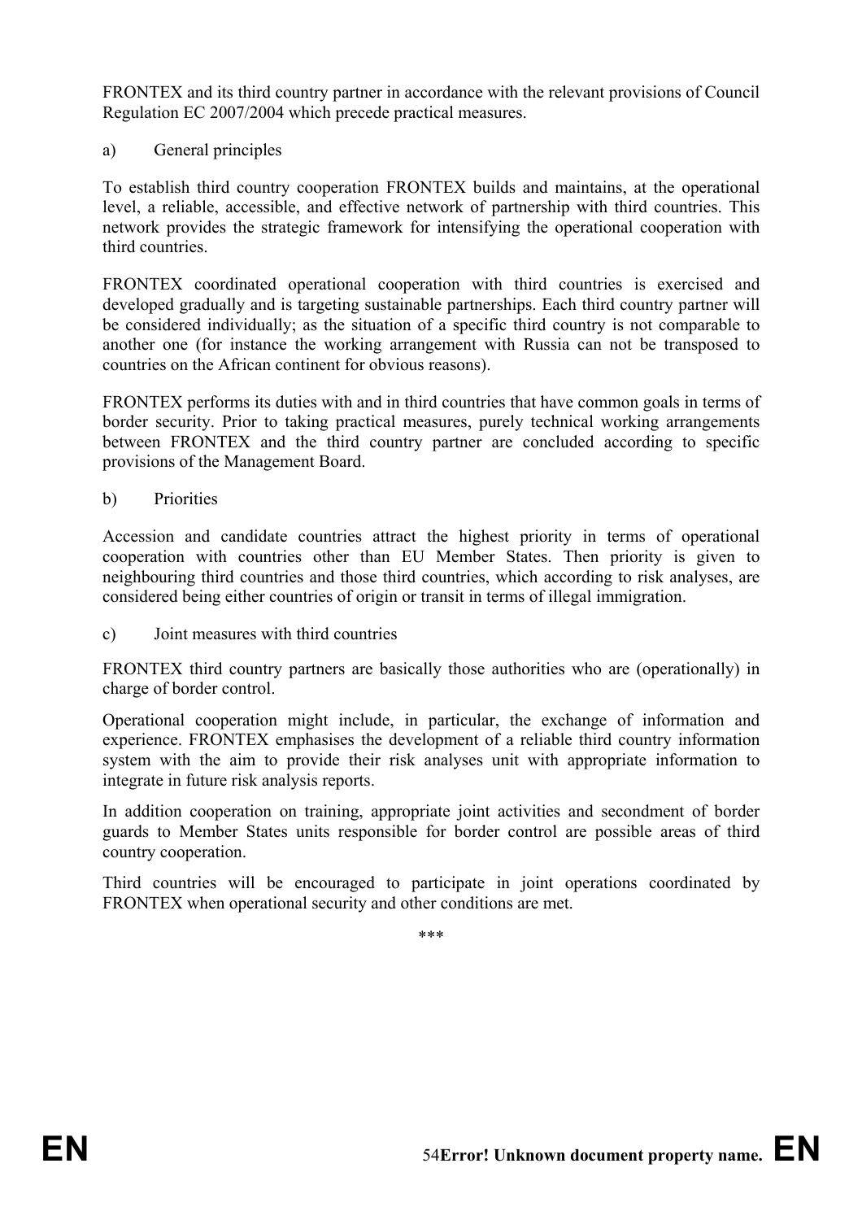FRONTEX and its third country partner in accordance with the relevant provisions of Council Regulation EC 2007/2004 which precede practical measures.

a) General principles

To establish third country cooperation FRONTEX builds and maintains, at the operational level, a reliable, accessible, and effective network of partnership with third countries. This network provides the strategic framework for intensifying the operational cooperation with third countries.

FRONTEX coordinated operational cooperation with third countries is exercised and developed gradually and is targeting sustainable partnerships. Each third country partner will be considered individually; as the situation of a specific third country is not comparable to another one (for instance the working arrangement with Russia can not be transposed to countries on the African continent for obvious reasons).

FRONTEX performs its duties with and in third countries that have common goals in terms of border security. Prior to taking practical measures, purely technical working arrangements between FRONTEX and the third country partner are concluded according to specific provisions of the Management Board.

b) Priorities

Accession and candidate countries attract the highest priority in terms of operational cooperation with countries other than EU Member States. Then priority is given to neighbouring third countries and those third countries, which according to risk analyses, are considered being either countries of origin or transit in terms of illegal immigration.

c) Joint measures with third countries

FRONTEX third country partners are basically those authorities who are (operationally) in charge of border control.

Operational cooperation might include, in particular, the exchange of information and experience. FRONTEX emphasises the development of a reliable third country information system with the aim to provide their risk analyses unit with appropriate information to integrate in future risk analysis reports.

In addition cooperation on training, appropriate joint activities and secondment of border guards to Member States units responsible for border control are possible areas of third country cooperation.

Third countries will be encouraged to participate in joint operations coordinated by FRONTEX when operational security and other conditions are met.

***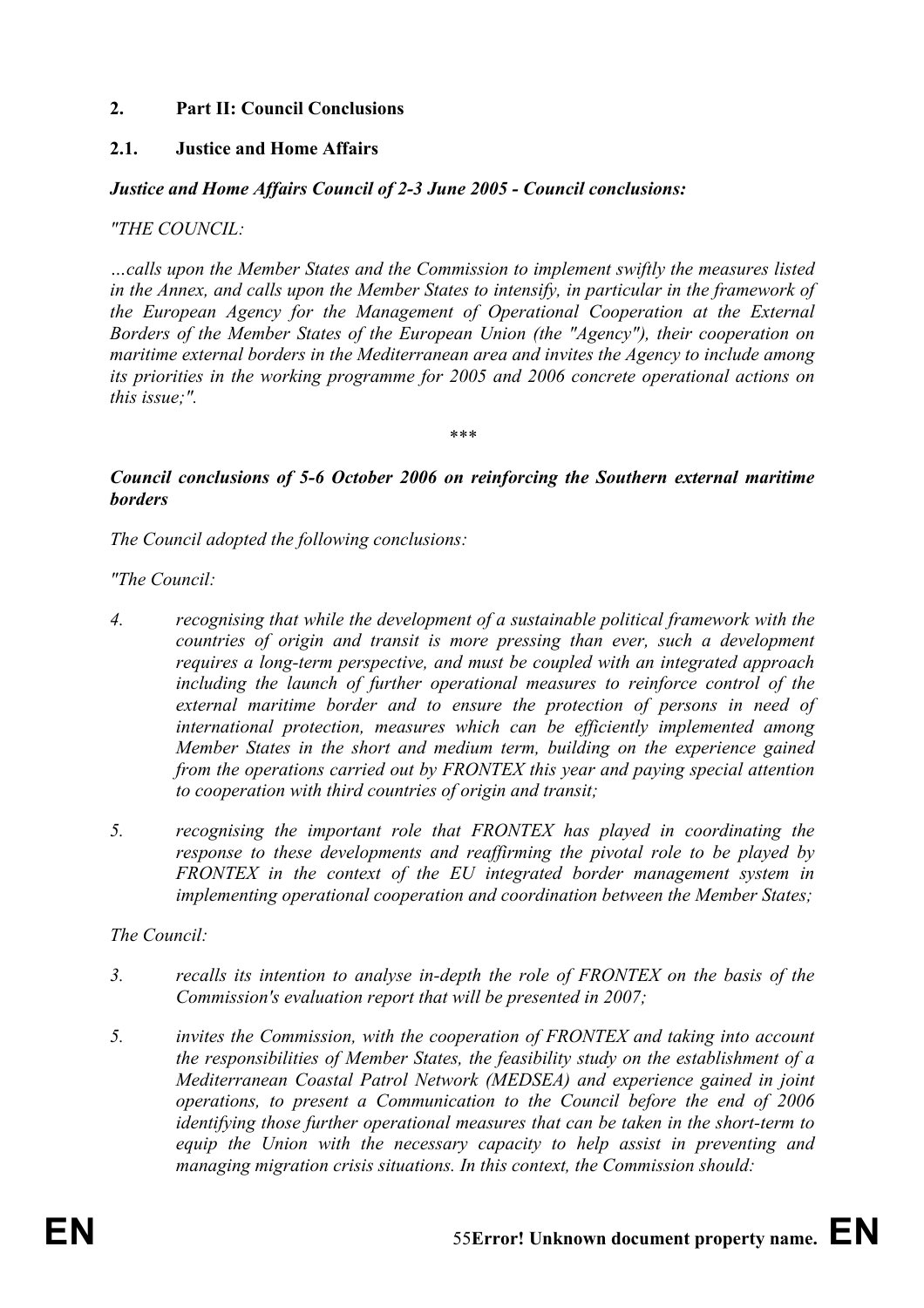## 2. Part II: Council Conclusions

### 2.1. Justice and Home Affairs

***Justice and Home Affairs Council of 2-3 June 2005 - Council conclusions:***

*"THE COUNCIL:*

*…calls upon the Member States and the Commission to implement swiftly the measures listed in the Annex, and calls upon the Member States to intensify, in particular in the framework of the European Agency for the Management of Operational Cooperation at the External Borders of the Member States of the European Union (the "Agency"), their cooperation on maritime external borders in the Mediterranean area and invites the Agency to include among its priorities in the working programme for 2005 and 2006 concrete operational actions on this issue;".*

\*\*\*

***Council conclusions of 5-6 October 2006 on reinforcing the Southern external maritime borders***

*The Council adopted the following conclusions:*

*"The Council:*

*4. recognising that while the development of a sustainable political framework with the countries of origin and transit is more pressing than ever, such a development requires a long-term perspective, and must be coupled with an integrated approach including the launch of further operational measures to reinforce control of the external maritime border and to ensure the protection of persons in need of international protection, measures which can be efficiently implemented among Member States in the short and medium term, building on the experience gained from the operations carried out by FRONTEX this year and paying special attention to cooperation with third countries of origin and transit;*

*5. recognising the important role that FRONTEX has played in coordinating the response to these developments and reaffirming the pivotal role to be played by FRONTEX in the context of the EU integrated border management system in implementing operational cooperation and coordination between the Member States;*

*The Council:*

*3. recalls its intention to analyse in-depth the role of FRONTEX on the basis of the Commission's evaluation report that will be presented in 2007;*

*5. invites the Commission, with the cooperation of FRONTEX and taking into account the responsibilities of Member States, the feasibility study on the establishment of a Mediterranean Coastal Patrol Network (MEDSEA) and experience gained in joint operations, to present a Communication to the Council before the end of 2006 identifying those further operational measures that can be taken in the short-term to equip the Union with the necessary capacity to help assist in preventing and managing migration crisis situations. In this context, the Commission should:*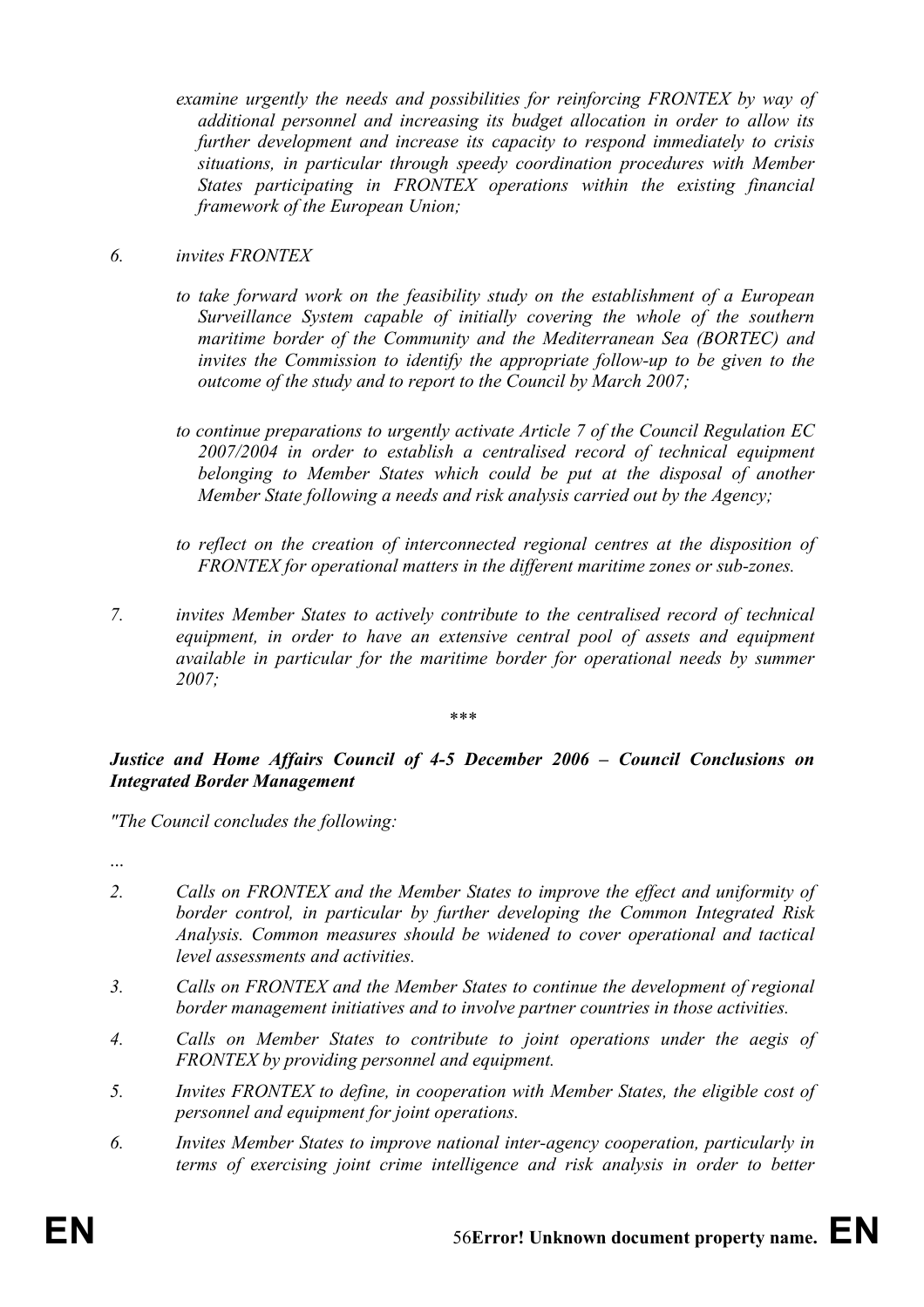*examine urgently the needs and possibilities for reinforcing FRONTEX by way of additional personnel and increasing its budget allocation in order to allow its further development and increase its capacity to respond immediately to crisis situations, in particular through speedy coordination procedures with Member States participating in FRONTEX operations within the existing financial framework of the European Union;*

6. *invites FRONTEX*

*to take forward work on the feasibility study on the establishment of a European Surveillance System capable of initially covering the whole of the southern maritime border of the Community and the Mediterranean Sea (BORTEC) and invites the Commission to identify the appropriate follow-up to be given to the outcome of the study and to report to the Council by March 2007;*

*to continue preparations to urgently activate Article 7 of the Council Regulation EC 2007/2004 in order to establish a centralised record of technical equipment belonging to Member States which could be put at the disposal of another Member State following a needs and risk analysis carried out by the Agency;*

*to reflect on the creation of interconnected regional centres at the disposition of FRONTEX for operational matters in the different maritime zones or sub-zones.*

7. *invites Member States to actively contribute to the centralised record of technical equipment, in order to have an extensive central pool of assets and equipment available in particular for the maritime border for operational needs by summer 2007;*

\*\*\*

***Justice and Home Affairs Council of 4-5 December 2006 – Council Conclusions on Integrated Border Management***

*"The Council concludes the following:*

*…*

2. *Calls on FRONTEX and the Member States to improve the effect and uniformity of border control, in particular by further developing the Common Integrated Risk Analysis. Common measures should be widened to cover operational and tactical level assessments and activities.*
3. *Calls on FRONTEX and the Member States to continue the development of regional border management initiatives and to involve partner countries in those activities.*
4. *Calls on Member States to contribute to joint operations under the aegis of FRONTEX by providing personnel and equipment.*
5. *Invites FRONTEX to define, in cooperation with Member States, the eligible cost of personnel and equipment for joint operations.*
6. *Invites Member States to improve national inter-agency cooperation, particularly in terms of exercising joint crime intelligence and risk analysis in order to better*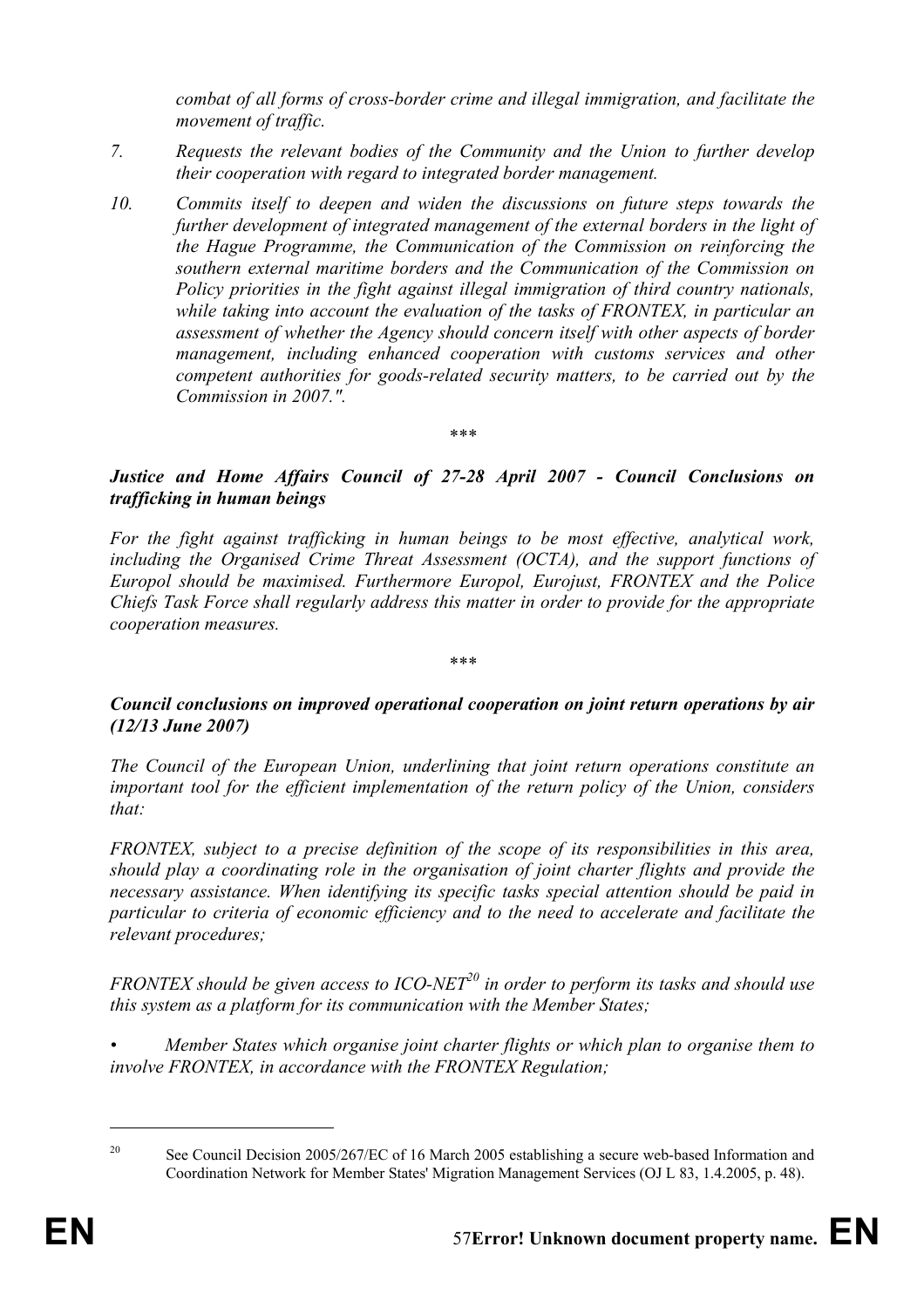*combat of all forms of cross-border crime and illegal immigration, and facilitate the movement of traffic.*

7. *Requests the relevant bodies of the Community and the Union to further develop their cooperation with regard to integrated border management.*

10. *Commits itself to deepen and widen the discussions on future steps towards the further development of integrated management of the external borders in the light of the Hague Programme, the Communication of the Commission on reinforcing the southern external maritime borders and the Communication of the Commission on Policy priorities in the fight against illegal immigration of third country nationals, while taking into account the evaluation of the tasks of FRONTEX, in particular an assessment of whether the Agency should concern itself with other aspects of border management, including enhanced cooperation with customs services and other competent authorities for goods-related security matters, to be carried out by the Commission in 2007.".*

\*\*\*

***Justice and Home Affairs Council of 27-28 April 2007 - Council Conclusions on trafficking in human beings***

*For the fight against trafficking in human beings to be most effective, analytical work, including the Organised Crime Threat Assessment (OCTA), and the support functions of Europol should be maximised. Furthermore Europol, Eurojust, FRONTEX and the Police Chiefs Task Force shall regularly address this matter in order to provide for the appropriate cooperation measures.*

\*\*\*

***Council conclusions on improved operational cooperation on joint return operations by air (12/13 June 2007)***

*The Council of the European Union, underlining that joint return operations constitute an important tool for the efficient implementation of the return policy of the Union, considers that:*

*FRONTEX, subject to a precise definition of the scope of its responsibilities in this area, should play a coordinating role in the organisation of joint charter flights and provide the necessary assistance. When identifying its specific tasks special attention should be paid in particular to criteria of economic efficiency and to the need to accelerate and facilitate the relevant procedures;*

*FRONTEX should be given access to ICO-NET[20] in order to perform its tasks and should use this system as a platform for its communication with the Member States;*

- *Member States which organise joint charter flights or which plan to organise them to involve FRONTEX, in accordance with the FRONTEX Regulation;*

[20] See Council Decision 2005/267/EC of 16 March 2005 establishing a secure web-based Information and Coordination Network for Member States' Migration Management Services (OJ L 83, 1.4.2005, p. 48).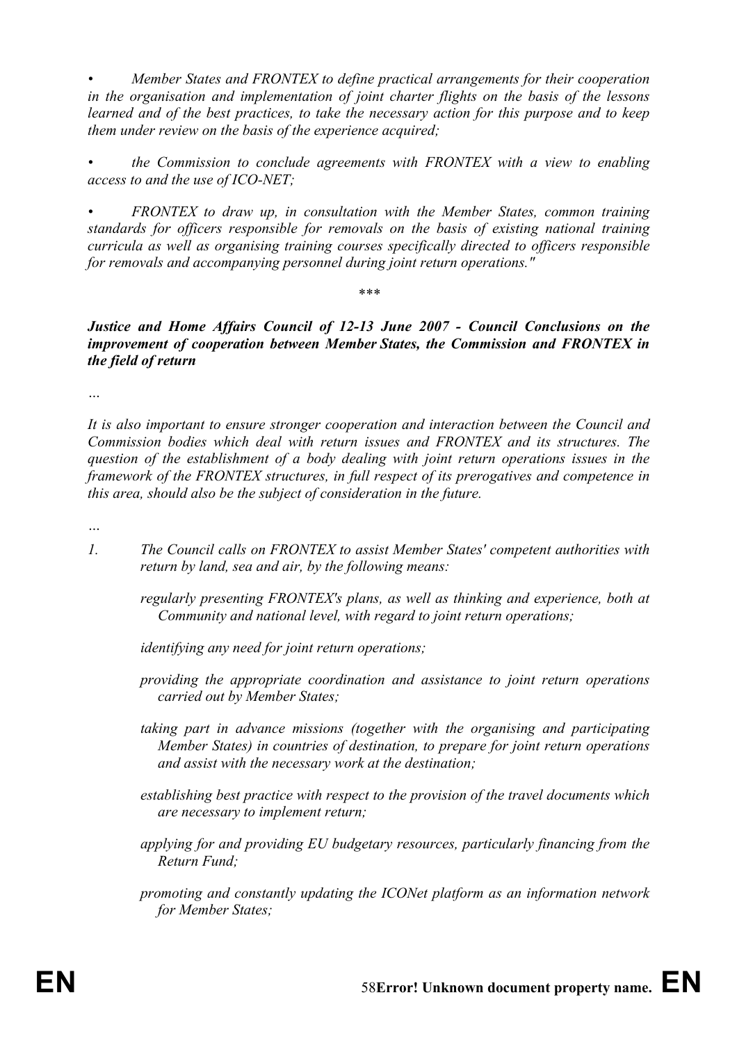*• Member States and FRONTEX to define practical arrangements for their cooperation in the organisation and implementation of joint charter flights on the basis of the lessons learned and of the best practices, to take the necessary action for this purpose and to keep them under review on the basis of the experience acquired;*

*• the Commission to conclude agreements with FRONTEX with a view to enabling access to and the use of ICO-NET;*

*• FRONTEX to draw up, in consultation with the Member States, common training standards for officers responsible for removals on the basis of existing national training curricula as well as organising training courses specifically directed to officers responsible for removals and accompanying personnel during joint return operations."*

\*\*\*

***Justice and Home Affairs Council of 12-13 June 2007 - Council Conclusions on the improvement of cooperation between Member States, the Commission and FRONTEX in the field of return***

*…*

*It is also important to ensure stronger cooperation and interaction between the Council and Commission bodies which deal with return issues and FRONTEX and its structures. The question of the establishment of a body dealing with joint return operations issues in the framework of the FRONTEX structures, in full respect of its prerogatives and competence in this area, should also be the subject of consideration in the future.*

*…*

*1. The Council calls on FRONTEX to assist Member States' competent authorities with return by land, sea and air, by the following means:*

*regularly presenting FRONTEX's plans, as well as thinking and experience, both at Community and national level, with regard to joint return operations;*

*identifying any need for joint return operations;*

*providing the appropriate coordination and assistance to joint return operations carried out by Member States;*

*taking part in advance missions (together with the organising and participating Member States) in countries of destination, to prepare for joint return operations and assist with the necessary work at the destination;*

*establishing best practice with respect to the provision of the travel documents which are necessary to implement return;*

*applying for and providing EU budgetary resources, particularly financing from the Return Fund;*

*promoting and constantly updating the ICONet platform as an information network for Member States;*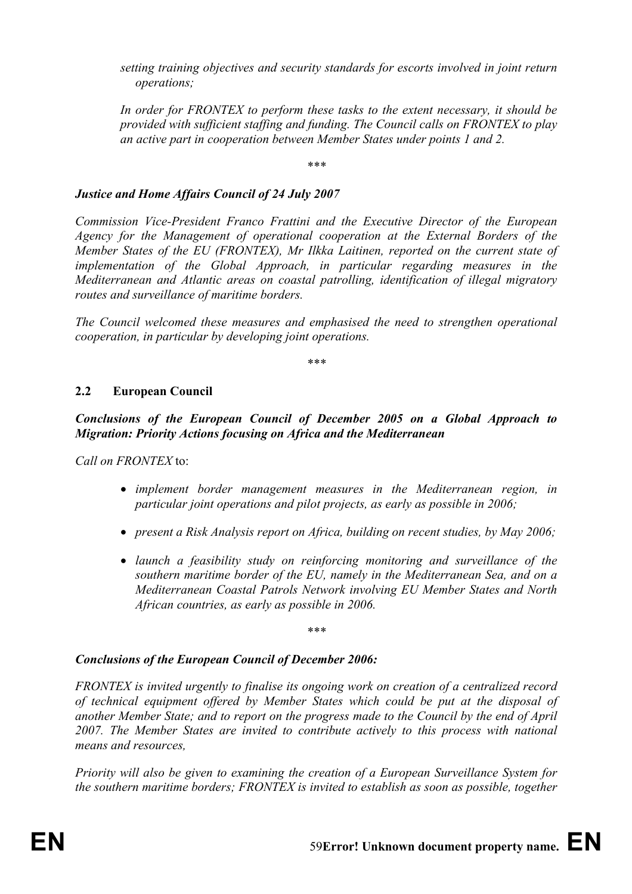*setting training objectives and security standards for escorts involved in joint return operations;*

*In order for FRONTEX to perform these tasks to the extent necessary, it should be provided with sufficient staffing and funding. The Council calls on FRONTEX to play an active part in cooperation between Member States under points 1 and 2.*

\*\*\*

***Justice and Home Affairs Council of 24 July 2007***

*Commission Vice-President Franco Frattini and the Executive Director of the European Agency for the Management of operational cooperation at the External Borders of the Member States of the EU (FRONTEX), Mr Ilkka Laitinen, reported on the current state of implementation of the Global Approach, in particular regarding measures in the Mediterranean and Atlantic areas on coastal patrolling, identification of illegal migratory routes and surveillance of maritime borders.*

*The Council welcomed these measures and emphasised the need to strengthen operational cooperation, in particular by developing joint operations.*

\*\*\*

## 2.2 European Council

***Conclusions of the European Council of December 2005 on a Global Approach to Migration: Priority Actions focusing on Africa and the Mediterranean***

*Call on FRONTEX* to:

- *implement border management measures in the Mediterranean region, in particular joint operations and pilot projects, as early as possible in 2006;*
- *present a Risk Analysis report on Africa, building on recent studies, by May 2006;*
- *launch a feasibility study on reinforcing monitoring and surveillance of the southern maritime border of the EU, namely in the Mediterranean Sea, and on a Mediterranean Coastal Patrols Network involving EU Member States and North African countries, as early as possible in 2006.*

\*\*\*

***Conclusions of the European Council of December 2006:***

*FRONTEX is invited urgently to finalise its ongoing work on creation of a centralized record of technical equipment offered by Member States which could be put at the disposal of another Member State; and to report on the progress made to the Council by the end of April 2007. The Member States are invited to contribute actively to this process with national means and resources,*

*Priority will also be given to examining the creation of a European Surveillance System for the southern maritime borders; FRONTEX is invited to establish as soon as possible, together*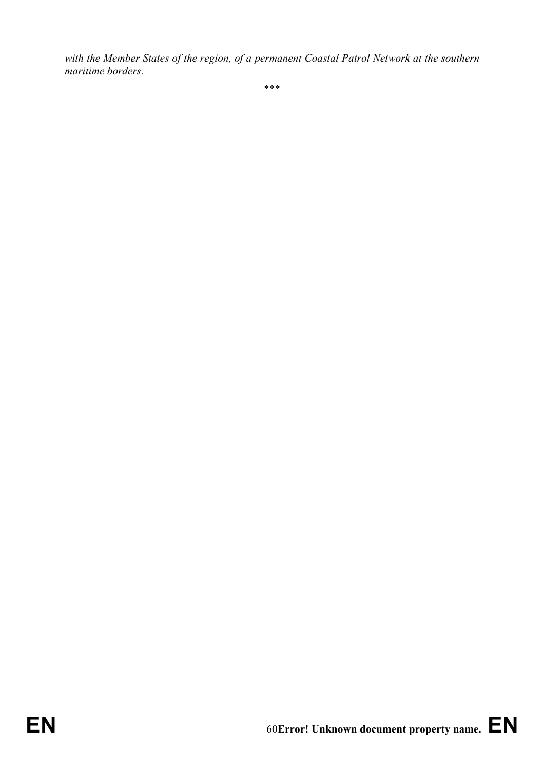*with the Member States of the region, of a permanent Coastal Patrol Network at the southern maritime borders.*

***